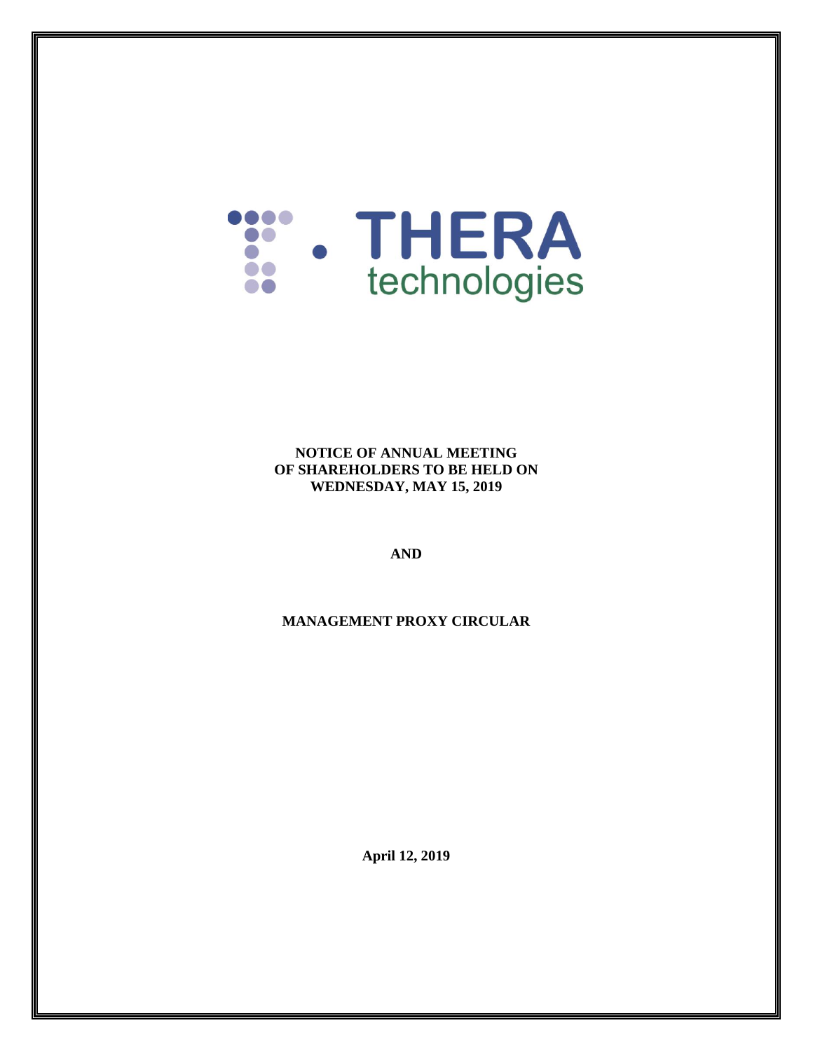THERA technologies

**NOTICE OF ANNUAL MEETING OF SHAREHOLDERS TO BE HELD ON WEDNESDAY, MAY 15, 2019**

**AND**

**MANAGEMENT PROXY CIRCULAR**

**April 12, 2019**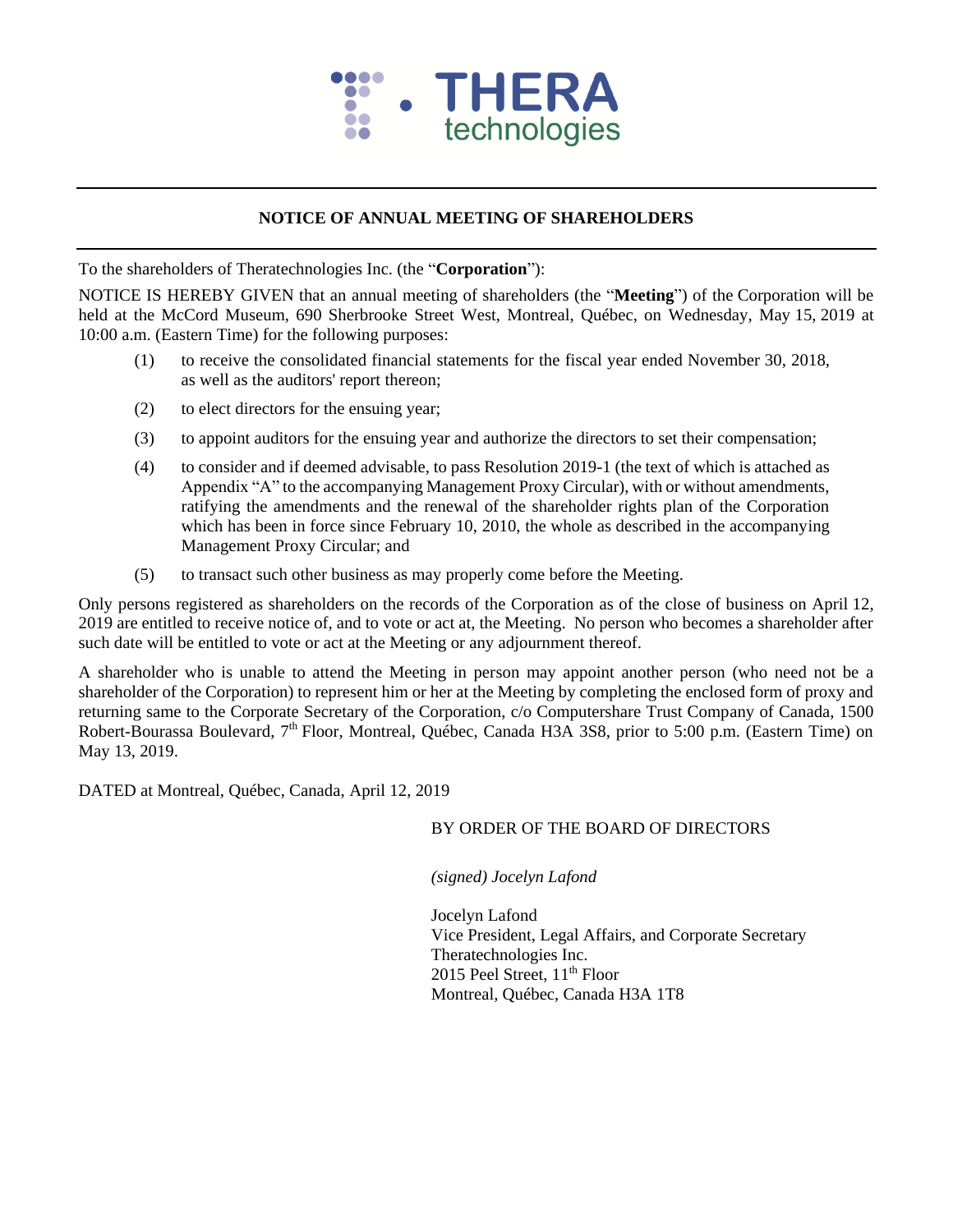THERA technologies

## NOTICE OF ANNUAL MEETING OF SHAREHOLDERS

To the shareholders of Theratechnologies Inc. (the "**Corporation**"):

NOTICE IS HEREBY GIVEN that an annual meeting of shareholders (the "**Meeting**") of the Corporation will be held at the McCord Museum, 690 Sherbrooke Street West, Montreal, Québec, on Wednesday, May 15, 2019 at 10:00 a.m. (Eastern Time) for the following purposes:

(1) to receive the consolidated financial statements for the fiscal year ended November 30, 2018, as well as the auditors' report thereon;

(2) to elect directors for the ensuing year;

(3) to appoint auditors for the ensuing year and authorize the directors to set their compensation;

(4) to consider and if deemed advisable, to pass Resolution 2019-1 (the text of which is attached as Appendix "A" to the accompanying Management Proxy Circular), with or without amendments, ratifying the amendments and the renewal of the shareholder rights plan of the Corporation which has been in force since February 10, 2010, the whole as described in the accompanying Management Proxy Circular; and

(5) to transact such other business as may properly come before the Meeting.

Only persons registered as shareholders on the records of the Corporation as of the close of business on April 12, 2019 are entitled to receive notice of, and to vote or act at, the Meeting. No person who becomes a shareholder after such date will be entitled to vote or act at the Meeting or any adjournment thereof.

A shareholder who is unable to attend the Meeting in person may appoint another person (who need not be a shareholder of the Corporation) to represent him or her at the Meeting by completing the enclosed form of proxy and returning same to the Corporate Secretary of the Corporation, c/o Computershare Trust Company of Canada, 1500 Robert-Bourassa Boulevard, 7th Floor, Montreal, Québec, Canada H3A 3S8, prior to 5:00 p.m. (Eastern Time) on May 13, 2019.

DATED at Montreal, Québec, Canada, April 12, 2019

BY ORDER OF THE BOARD OF DIRECTORS

*(signed) Jocelyn Lafond*

Jocelyn Lafond
Vice President, Legal Affairs, and Corporate Secretary
Theratechnologies Inc.
2015 Peel Street, 11th Floor
Montreal, Québec, Canada H3A 1T8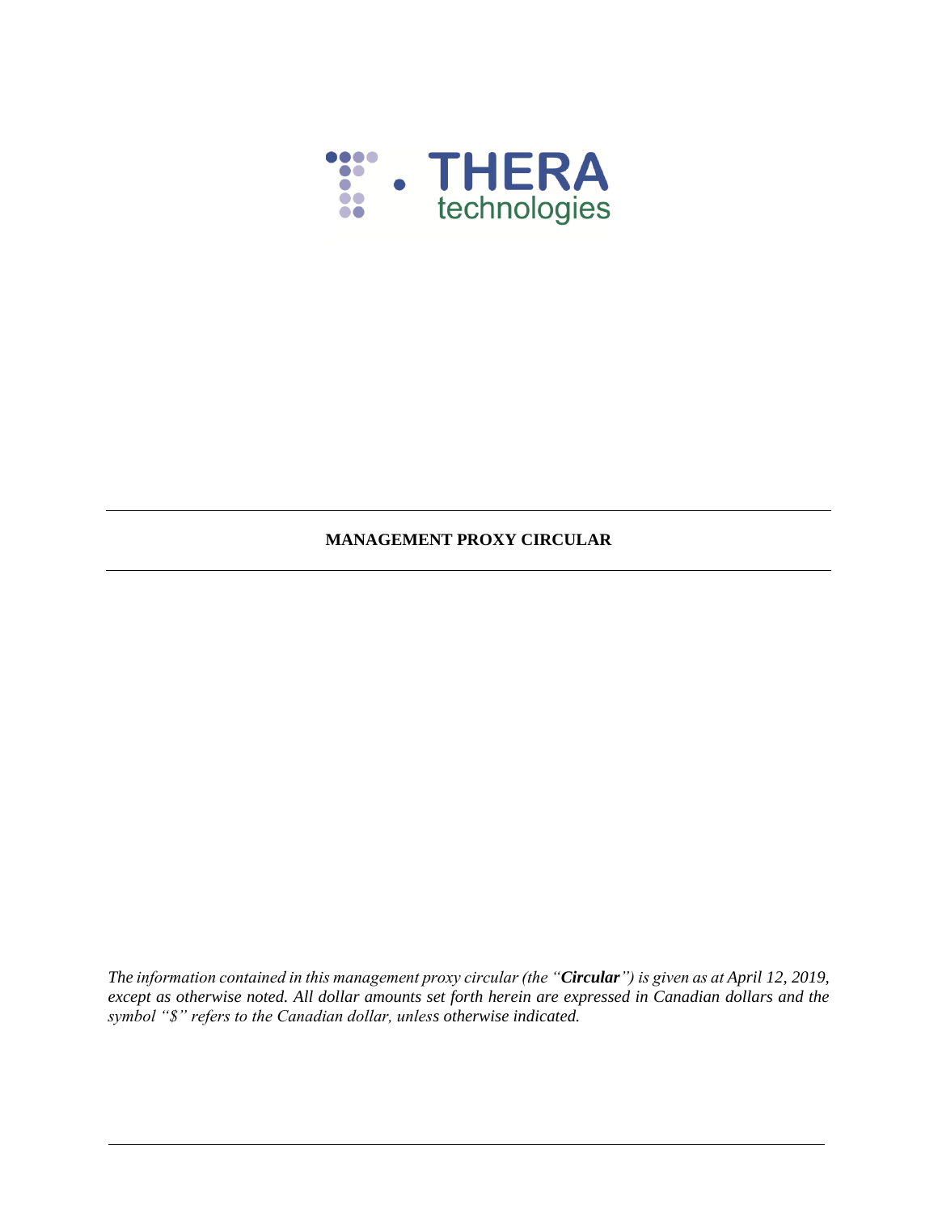**MANAGEMENT PROXY CIRCULAR**

*The information contained in this management proxy circular (the "**Circular**") is given as at April 12, 2019, except as otherwise noted. All dollar amounts set forth herein are expressed in Canadian dollars and the symbol "$" refers to the Canadian dollar, unless otherwise indicated.*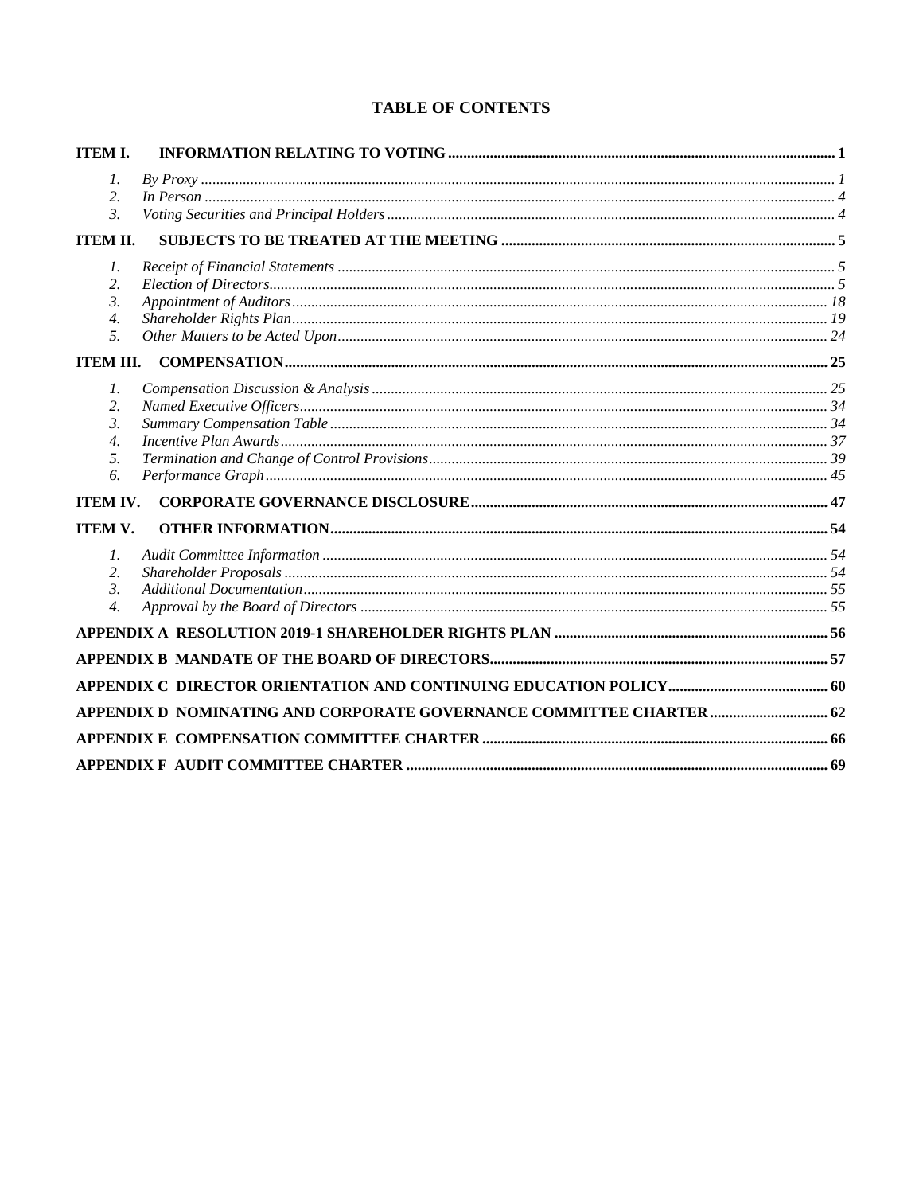# TABLE OF CONTENTS

| | | |
|---|---|---|
| **ITEM I.** | **INFORMATION RELATING TO VOTING** | **1** |
| *1.* | *By Proxy* | *1* |
| *2.* | *In Person* | *4* |
| *3.* | *Voting Securities and Principal Holders* | *4* |
| **ITEM II.** | **SUBJECTS TO BE TREATED AT THE MEETING** | **5** |
| *1.* | *Receipt of Financial Statements* | *5* |
| *2.* | *Election of Directors* | *5* |
| *3.* | *Appointment of Auditors* | *18* |
| *4.* | *Shareholder Rights Plan* | *19* |
| *5.* | *Other Matters to be Acted Upon* | *24* |
| **ITEM III.** | **COMPENSATION** | **25** |
| *1.* | *Compensation Discussion & Analysis* | *25* |
| *2.* | *Named Executive Officers* | *34* |
| *3.* | *Summary Compensation Table* | *34* |
| *4.* | *Incentive Plan Awards* | *37* |
| *5.* | *Termination and Change of Control Provisions* | *39* |
| *6.* | *Performance Graph* | *45* |
| **ITEM IV.** | **CORPORATE GOVERNANCE DISCLOSURE** | **47** |
| **ITEM V.** | **OTHER INFORMATION** | **54** |
| *1.* | *Audit Committee Information* | *54* |
| *2.* | *Shareholder Proposals* | *54* |
| *3.* | *Additional Documentation* | *55* |
| *4.* | *Approval by the Board of Directors* | *55* |
| **APPENDIX A** | **RESOLUTION 2019-1 SHAREHOLDER RIGHTS PLAN** | **56** |
| **APPENDIX B** | **MANDATE OF THE BOARD OF DIRECTORS** | **57** |
| **APPENDIX C** | **DIRECTOR ORIENTATION AND CONTINUING EDUCATION POLICY** | **60** |
| **APPENDIX D** | **NOMINATING AND CORPORATE GOVERNANCE COMMITTEE CHARTER** | **62** |
| **APPENDIX E** | **COMPENSATION COMMITTEE CHARTER** | **66** |
| **APPENDIX F** | **AUDIT COMMITTEE CHARTER** | **69** |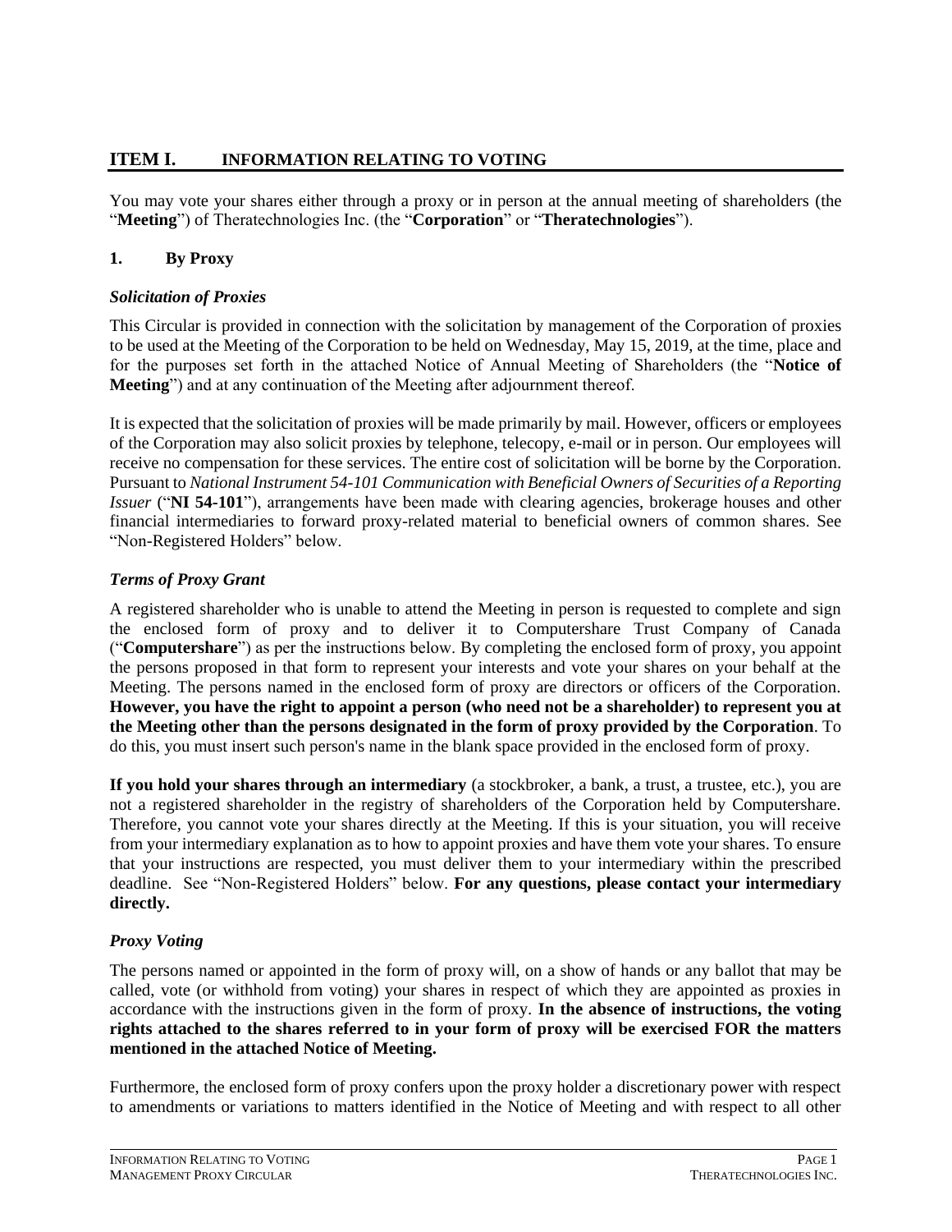## ITEM I. INFORMATION RELATING TO VOTING

You may vote your shares either through a proxy or in person at the annual meeting of shareholders (the "**Meeting**") of Theratechnologies Inc. (the "**Corporation**" or "**Theratechnologies**").

### 1. By Proxy

#### *Solicitation of Proxies*

This Circular is provided in connection with the solicitation by management of the Corporation of proxies to be used at the Meeting of the Corporation to be held on Wednesday, May 15, 2019, at the time, place and for the purposes set forth in the attached Notice of Annual Meeting of Shareholders (the "**Notice of Meeting**") and at any continuation of the Meeting after adjournment thereof.

It is expected that the solicitation of proxies will be made primarily by mail. However, officers or employees of the Corporation may also solicit proxies by telephone, telecopy, e-mail or in person. Our employees will receive no compensation for these services. The entire cost of solicitation will be borne by the Corporation. Pursuant to *National Instrument 54-101 Communication with Beneficial Owners of Securities of a Reporting Issuer* ("**NI 54-101**"), arrangements have been made with clearing agencies, brokerage houses and other financial intermediaries to forward proxy-related material to beneficial owners of common shares. See "Non-Registered Holders" below.

#### *Terms of Proxy Grant*

A registered shareholder who is unable to attend the Meeting in person is requested to complete and sign the enclosed form of proxy and to deliver it to Computershare Trust Company of Canada ("**Computershare**") as per the instructions below. By completing the enclosed form of proxy, you appoint the persons proposed in that form to represent your interests and vote your shares on your behalf at the Meeting. The persons named in the enclosed form of proxy are directors or officers of the Corporation. **However, you have the right to appoint a person (who need not be a shareholder) to represent you at the Meeting other than the persons designated in the form of proxy provided by the Corporation**. To do this, you must insert such person's name in the blank space provided in the enclosed form of proxy.

**If you hold your shares through an intermediary** (a stockbroker, a bank, a trust, a trustee, etc.), you are not a registered shareholder in the registry of shareholders of the Corporation held by Computershare. Therefore, you cannot vote your shares directly at the Meeting. If this is your situation, you will receive from your intermediary explanation as to how to appoint proxies and have them vote your shares. To ensure that your instructions are respected, you must deliver them to your intermediary within the prescribed deadline. See "Non-Registered Holders" below. **For any questions, please contact your intermediary directly.**

#### *Proxy Voting*

The persons named or appointed in the form of proxy will, on a show of hands or any ballot that may be called, vote (or withhold from voting) your shares in respect of which they are appointed as proxies in accordance with the instructions given in the form of proxy. **In the absence of instructions, the voting rights attached to the shares referred to in your form of proxy will be exercised FOR the matters mentioned in the attached Notice of Meeting.**

Furthermore, the enclosed form of proxy confers upon the proxy holder a discretionary power with respect to amendments or variations to matters identified in the Notice of Meeting and with respect to all other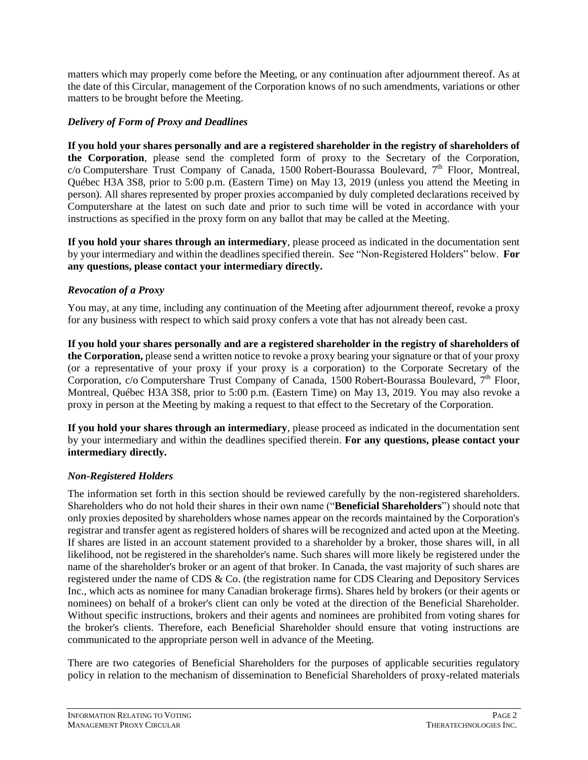matters which may properly come before the Meeting, or any continuation after adjournment thereof. As at the date of this Circular, management of the Corporation knows of no such amendments, variations or other matters to be brought before the Meeting.

### *Delivery of Form of Proxy and Deadlines*

**If you hold your shares personally and are a registered shareholder in the registry of shareholders of the Corporation**, please send the completed form of proxy to the Secretary of the Corporation, c/o Computershare Trust Company of Canada, 1500 Robert-Bourassa Boulevard, 7th Floor, Montreal, Québec H3A 3S8, prior to 5:00 p.m. (Eastern Time) on May 13, 2019 (unless you attend the Meeting in person). All shares represented by proper proxies accompanied by duly completed declarations received by Computershare at the latest on such date and prior to such time will be voted in accordance with your instructions as specified in the proxy form on any ballot that may be called at the Meeting.

**If you hold your shares through an intermediary**, please proceed as indicated in the documentation sent by your intermediary and within the deadlines specified therein. See "Non-Registered Holders" below. **For any questions, please contact your intermediary directly.**

### *Revocation of a Proxy*

You may, at any time, including any continuation of the Meeting after adjournment thereof, revoke a proxy for any business with respect to which said proxy confers a vote that has not already been cast.

**If you hold your shares personally and are a registered shareholder in the registry of shareholders of the Corporation,** please send a written notice to revoke a proxy bearing your signature or that of your proxy (or a representative of your proxy if your proxy is a corporation) to the Corporate Secretary of the Corporation, c/o Computershare Trust Company of Canada, 1500 Robert-Bourassa Boulevard, 7th Floor, Montreal, Québec H3A 3S8, prior to 5:00 p.m. (Eastern Time) on May 13, 2019. You may also revoke a proxy in person at the Meeting by making a request to that effect to the Secretary of the Corporation.

**If you hold your shares through an intermediary**, please proceed as indicated in the documentation sent by your intermediary and within the deadlines specified therein. **For any questions, please contact your intermediary directly.**

### *Non-Registered Holders*

The information set forth in this section should be reviewed carefully by the non-registered shareholders. Shareholders who do not hold their shares in their own name ("**Beneficial Shareholders**") should note that only proxies deposited by shareholders whose names appear on the records maintained by the Corporation's registrar and transfer agent as registered holders of shares will be recognized and acted upon at the Meeting. If shares are listed in an account statement provided to a shareholder by a broker, those shares will, in all likelihood, not be registered in the shareholder's name. Such shares will more likely be registered under the name of the shareholder's broker or an agent of that broker. In Canada, the vast majority of such shares are registered under the name of CDS & Co. (the registration name for CDS Clearing and Depository Services Inc., which acts as nominee for many Canadian brokerage firms). Shares held by brokers (or their agents or nominees) on behalf of a broker's client can only be voted at the direction of the Beneficial Shareholder. Without specific instructions, brokers and their agents and nominees are prohibited from voting shares for the broker's clients. Therefore, each Beneficial Shareholder should ensure that voting instructions are communicated to the appropriate person well in advance of the Meeting.

There are two categories of Beneficial Shareholders for the purposes of applicable securities regulatory policy in relation to the mechanism of dissemination to Beneficial Shareholders of proxy-related materials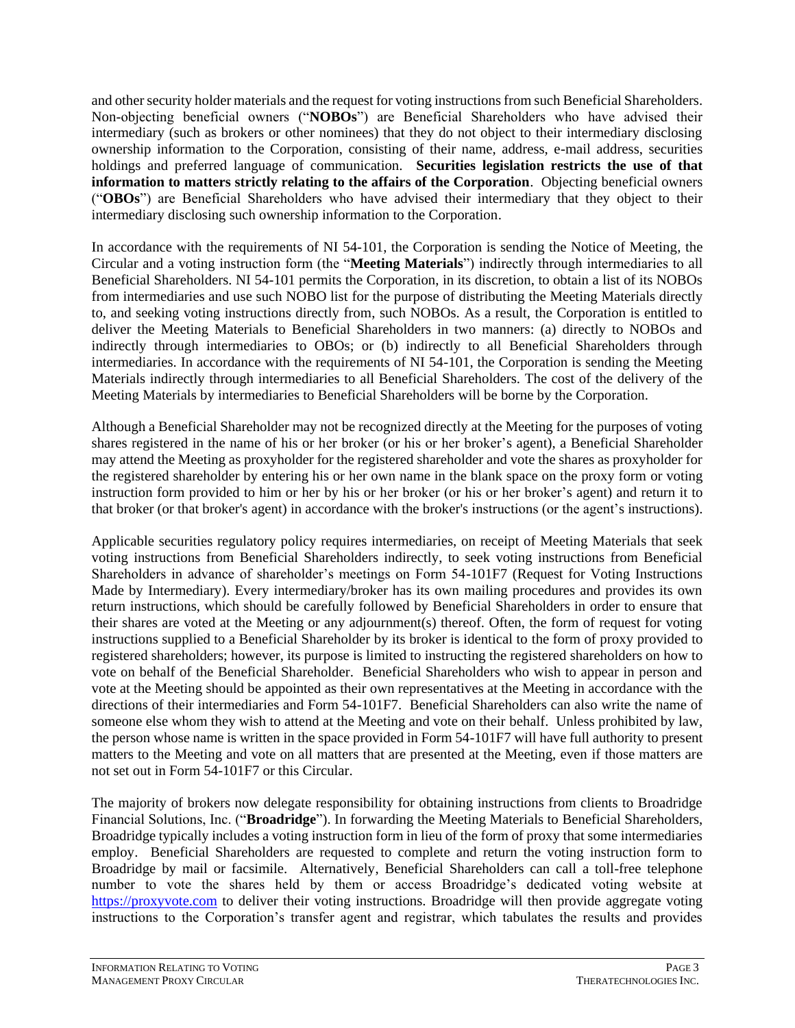and other security holder materials and the request for voting instructions from such Beneficial Shareholders. Non-objecting beneficial owners ("**NOBOs**") are Beneficial Shareholders who have advised their intermediary (such as brokers or other nominees) that they do not object to their intermediary disclosing ownership information to the Corporation, consisting of their name, address, e-mail address, securities holdings and preferred language of communication. **Securities legislation restricts the use of that information to matters strictly relating to the affairs of the Corporation**. Objecting beneficial owners ("**OBOs**") are Beneficial Shareholders who have advised their intermediary that they object to their intermediary disclosing such ownership information to the Corporation.

In accordance with the requirements of NI 54-101, the Corporation is sending the Notice of Meeting, the Circular and a voting instruction form (the "**Meeting Materials**") indirectly through intermediaries to all Beneficial Shareholders. NI 54-101 permits the Corporation, in its discretion, to obtain a list of its NOBOs from intermediaries and use such NOBO list for the purpose of distributing the Meeting Materials directly to, and seeking voting instructions directly from, such NOBOs. As a result, the Corporation is entitled to deliver the Meeting Materials to Beneficial Shareholders in two manners: (a) directly to NOBOs and indirectly through intermediaries to OBOs; or (b) indirectly to all Beneficial Shareholders through intermediaries. In accordance with the requirements of NI 54-101, the Corporation is sending the Meeting Materials indirectly through intermediaries to all Beneficial Shareholders. The cost of the delivery of the Meeting Materials by intermediaries to Beneficial Shareholders will be borne by the Corporation.

Although a Beneficial Shareholder may not be recognized directly at the Meeting for the purposes of voting shares registered in the name of his or her broker (or his or her broker's agent), a Beneficial Shareholder may attend the Meeting as proxyholder for the registered shareholder and vote the shares as proxyholder for the registered shareholder by entering his or her own name in the blank space on the proxy form or voting instruction form provided to him or her by his or her broker (or his or her broker's agent) and return it to that broker (or that broker's agent) in accordance with the broker's instructions (or the agent's instructions).

Applicable securities regulatory policy requires intermediaries, on receipt of Meeting Materials that seek voting instructions from Beneficial Shareholders indirectly, to seek voting instructions from Beneficial Shareholders in advance of shareholder's meetings on Form 54-101F7 (Request for Voting Instructions Made by Intermediary). Every intermediary/broker has its own mailing procedures and provides its own return instructions, which should be carefully followed by Beneficial Shareholders in order to ensure that their shares are voted at the Meeting or any adjournment(s) thereof. Often, the form of request for voting instructions supplied to a Beneficial Shareholder by its broker is identical to the form of proxy provided to registered shareholders; however, its purpose is limited to instructing the registered shareholders on how to vote on behalf of the Beneficial Shareholder. Beneficial Shareholders who wish to appear in person and vote at the Meeting should be appointed as their own representatives at the Meeting in accordance with the directions of their intermediaries and Form 54-101F7. Beneficial Shareholders can also write the name of someone else whom they wish to attend at the Meeting and vote on their behalf. Unless prohibited by law, the person whose name is written in the space provided in Form 54-101F7 will have full authority to present matters to the Meeting and vote on all matters that are presented at the Meeting, even if those matters are not set out in Form 54-101F7 or this Circular.

The majority of brokers now delegate responsibility for obtaining instructions from clients to Broadridge Financial Solutions, Inc. ("**Broadridge**"). In forwarding the Meeting Materials to Beneficial Shareholders, Broadridge typically includes a voting instruction form in lieu of the form of proxy that some intermediaries employ. Beneficial Shareholders are requested to complete and return the voting instruction form to Broadridge by mail or facsimile. Alternatively, Beneficial Shareholders can call a toll-free telephone number to vote the shares held by them or access Broadridge's dedicated voting website at https://proxyvote.com to deliver their voting instructions. Broadridge will then provide aggregate voting instructions to the Corporation's transfer agent and registrar, which tabulates the results and provides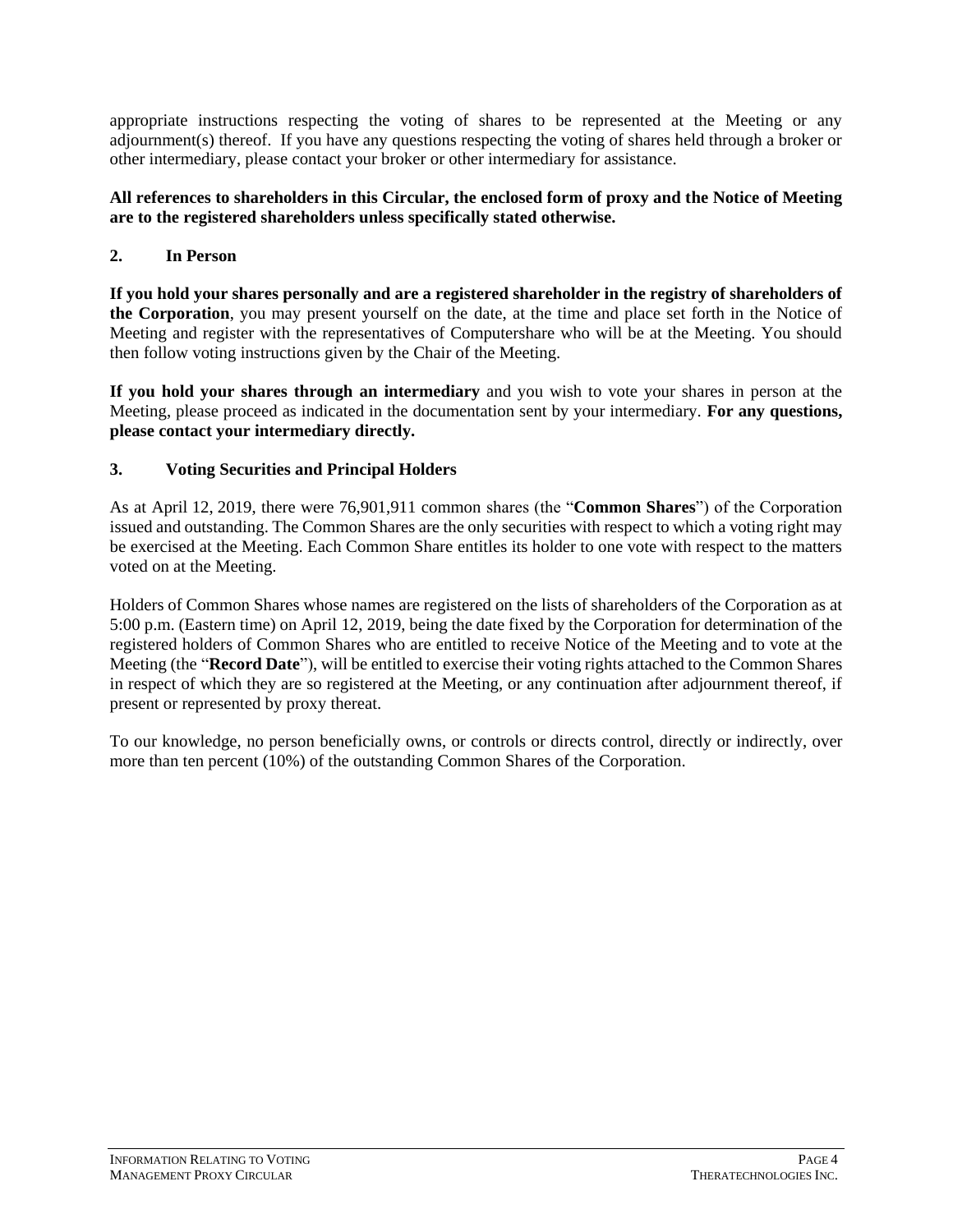appropriate instructions respecting the voting of shares to be represented at the Meeting or any adjournment(s) thereof. If you have any questions respecting the voting of shares held through a broker or other intermediary, please contact your broker or other intermediary for assistance.

**All references to shareholders in this Circular, the enclosed form of proxy and the Notice of Meeting are to the registered shareholders unless specifically stated otherwise.**

### 2. In Person

**If you hold your shares personally and are a registered shareholder in the registry of shareholders of the Corporation**, you may present yourself on the date, at the time and place set forth in the Notice of Meeting and register with the representatives of Computershare who will be at the Meeting. You should then follow voting instructions given by the Chair of the Meeting.

**If you hold your shares through an intermediary** and you wish to vote your shares in person at the Meeting, please proceed as indicated in the documentation sent by your intermediary. **For any questions, please contact your intermediary directly.**

### 3. Voting Securities and Principal Holders

As at April 12, 2019, there were 76,901,911 common shares (the "**Common Shares**") of the Corporation issued and outstanding. The Common Shares are the only securities with respect to which a voting right may be exercised at the Meeting. Each Common Share entitles its holder to one vote with respect to the matters voted on at the Meeting.

Holders of Common Shares whose names are registered on the lists of shareholders of the Corporation as at 5:00 p.m. (Eastern time) on April 12, 2019, being the date fixed by the Corporation for determination of the registered holders of Common Shares who are entitled to receive Notice of the Meeting and to vote at the Meeting (the "**Record Date**"), will be entitled to exercise their voting rights attached to the Common Shares in respect of which they are so registered at the Meeting, or any continuation after adjournment thereof, if present or represented by proxy thereat.

To our knowledge, no person beneficially owns, or controls or directs control, directly or indirectly, over more than ten percent (10%) of the outstanding Common Shares of the Corporation.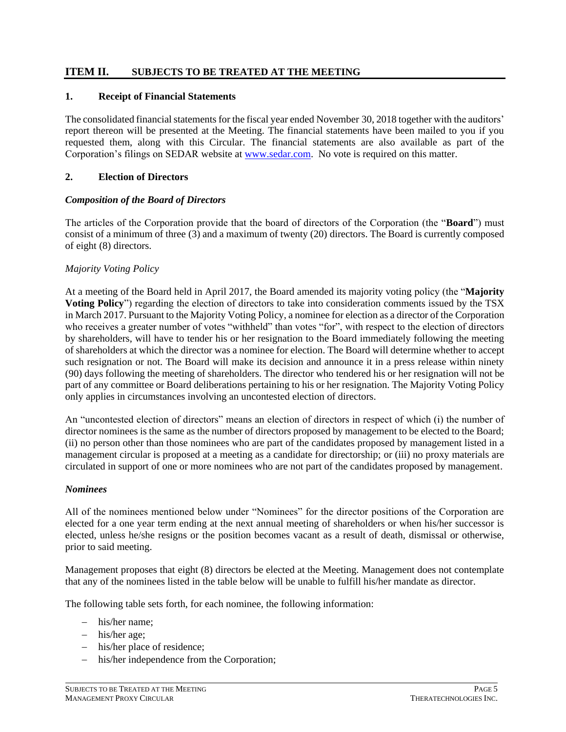## ITEM II. SUBJECTS TO BE TREATED AT THE MEETING

### 1. Receipt of Financial Statements

The consolidated financial statements for the fiscal year ended November 30, 2018 together with the auditors' report thereon will be presented at the Meeting. The financial statements have been mailed to you if you requested them, along with this Circular. The financial statements are also available as part of the Corporation's filings on SEDAR website at www.sedar.com. No vote is required on this matter.

### 2. Election of Directors

***Composition of the Board of Directors***

The articles of the Corporation provide that the board of directors of the Corporation (the "**Board**") must consist of a minimum of three (3) and a maximum of twenty (20) directors. The Board is currently composed of eight (8) directors.

*Majority Voting Policy*

At a meeting of the Board held in April 2017, the Board amended its majority voting policy (the "**Majority Voting Policy**") regarding the election of directors to take into consideration comments issued by the TSX in March 2017. Pursuant to the Majority Voting Policy, a nominee for election as a director of the Corporation who receives a greater number of votes "withheld" than votes "for", with respect to the election of directors by shareholders, will have to tender his or her resignation to the Board immediately following the meeting of shareholders at which the director was a nominee for election. The Board will determine whether to accept such resignation or not. The Board will make its decision and announce it in a press release within ninety (90) days following the meeting of shareholders. The director who tendered his or her resignation will not be part of any committee or Board deliberations pertaining to his or her resignation. The Majority Voting Policy only applies in circumstances involving an uncontested election of directors.

An "uncontested election of directors" means an election of directors in respect of which (i) the number of director nominees is the same as the number of directors proposed by management to be elected to the Board; (ii) no person other than those nominees who are part of the candidates proposed by management listed in a management circular is proposed at a meeting as a candidate for directorship; or (iii) no proxy materials are circulated in support of one or more nominees who are not part of the candidates proposed by management.

***Nominees***

All of the nominees mentioned below under "Nominees" for the director positions of the Corporation are elected for a one year term ending at the next annual meeting of shareholders or when his/her successor is elected, unless he/she resigns or the position becomes vacant as a result of death, dismissal or otherwise, prior to said meeting.

Management proposes that eight (8) directors be elected at the Meeting. Management does not contemplate that any of the nominees listed in the table below will be unable to fulfill his/her mandate as director.

The following table sets forth, for each nominee, the following information:

- his/her name;
- his/her age;
- his/her place of residence;
- his/her independence from the Corporation;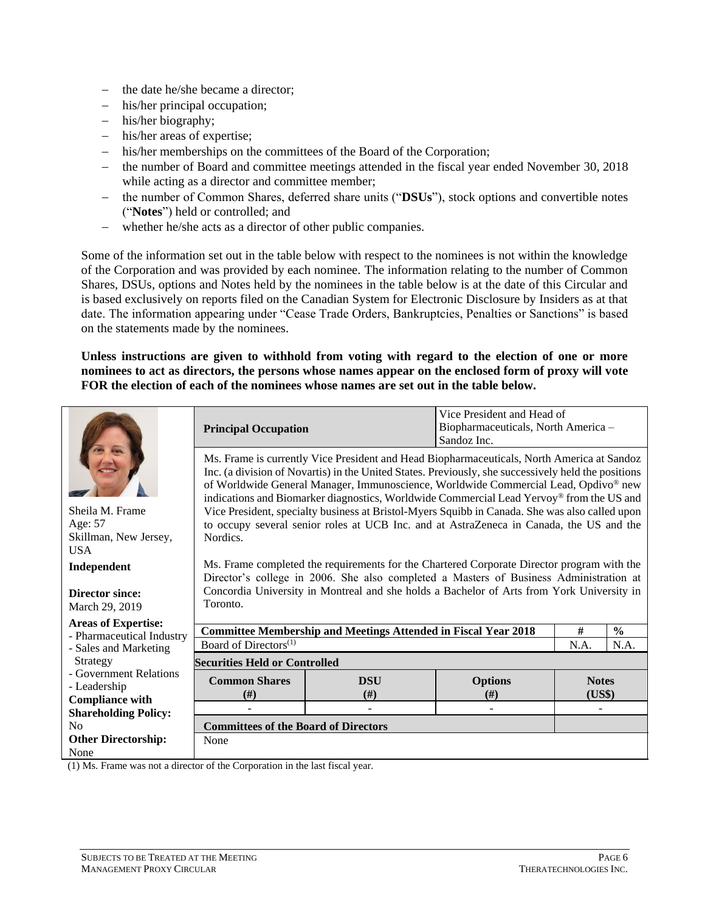- the date he/she became a director;
- his/her principal occupation;
- his/her biography;
- his/her areas of expertise;
- his/her memberships on the committees of the Board of the Corporation;
- the number of Board and committee meetings attended in the fiscal year ended November 30, 2018 while acting as a director and committee member;
- the number of Common Shares, deferred share units ("**DSUs**"), stock options and convertible notes ("**Notes**") held or controlled; and
- whether he/she acts as a director of other public companies.

Some of the information set out in the table below with respect to the nominees is not within the knowledge of the Corporation and was provided by each nominee. The information relating to the number of Common Shares, DSUs, options and Notes held by the nominees in the table below is at the date of this Circular and is based exclusively on reports filed on the Canadian System for Electronic Disclosure by Insiders as at that date. The information appearing under "Cease Trade Orders, Bankruptcies, Penalties or Sanctions" is based on the statements made by the nominees.

**Unless instructions are given to withhold from voting with regard to the election of one or more nominees to act as directors, the persons whose names appear on the enclosed form of proxy will vote FOR the election of each of the nominees whose names are set out in the table below.**

Sheila M. Frame
Age: 57
Skillman, New Jersey, USA

**Independent**

**Director since:**
March 29, 2019

**Areas of Expertise:**
- Pharmaceutical Industry
- Sales and Marketing Strategy
- Government Relations
- Leadership

**Compliance with Shareholding Policy:**
No

**Other Directorship:**
None

**Principal Occupation:** Vice President and Head of Biopharmaceuticals, North America – Sandoz Inc.

Ms. Frame is currently Vice President and Head Biopharmaceuticals, North America at Sandoz Inc. (a division of Novartis) in the United States. Previously, she successively held the positions of Worldwide General Manager, Immunoscience, Worldwide Commercial Lead, Opdivo® new indications and Biomarker diagnostics, Worldwide Commercial Lead Yervoy® from the US and Vice President, specialty business at Bristol-Myers Squibb in Canada. She was also called upon to occupy several senior roles at UCB Inc. and at AstraZeneca in Canada, the US and the Nordics.

Ms. Frame completed the requirements for the Chartered Corporate Director program with the Director's college in 2006. She also completed a Masters of Business Administration at Concordia University in Montreal and she holds a Bachelor of Arts from York University in Toronto.

| Committee Membership and Meetings Attended in Fiscal Year 2018 | # | % |
|---|---|---|
| Board of Directors[(1)] | N.A. | N.A. |

**Securities Held or Controlled**

| Common Shares (#) | DSU (#) | Options (#) | Notes (US$) |
|---|---|---|---|
| - | - | - | - |

**Committees of the Board of Directors**

None

(1) Ms. Frame was not a director of the Corporation in the last fiscal year.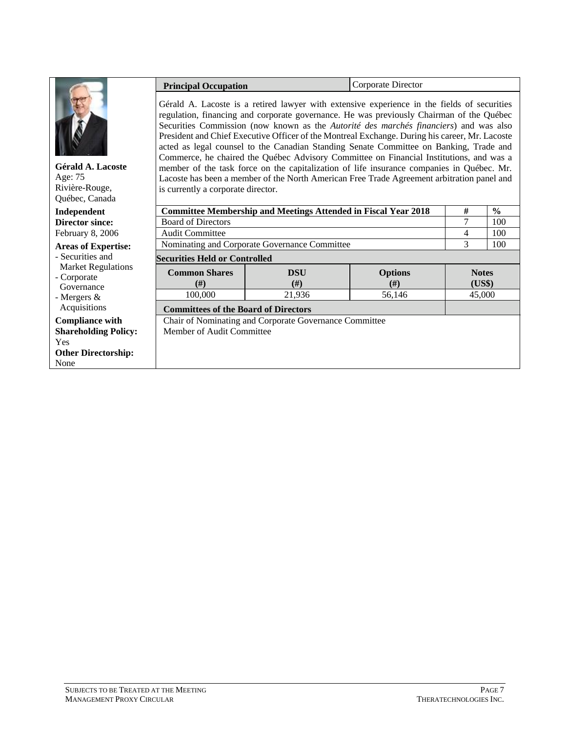**Gérald A. Lacoste**
Age: 75
Rivière-Rouge, Québec, Canada

**Independent**

**Director since:**
February 8, 2006

**Areas of Expertise:**
- Securities and Market Regulations
- Corporate Governance
- Mergers & Acquisitions

**Compliance with Shareholding Policy:**
Yes

**Other Directorship:**
None

| **Principal Occupation** | Corporate Director |
|---|---|

Gérald A. Lacoste is a retired lawyer with extensive experience in the fields of securities regulation, financing and corporate governance. He was previously Chairman of the Québec Securities Commission (now known as the *Autorité des marchés financiers*) and was also President and Chief Executive Officer of the Montreal Exchange. During his career, Mr. Lacoste acted as legal counsel to the Canadian Standing Senate Committee on Banking, Trade and Commerce, he chaired the Québec Advisory Committee on Financial Institutions, and was a member of the task force on the capitalization of life insurance companies in Québec. Mr. Lacoste has been a member of the North American Free Trade Agreement arbitration panel and is currently a corporate director.

| **Committee Membership and Meetings Attended in Fiscal Year 2018** | **#** | **%** |
|---|---|---|
| Board of Directors | 7 | 100 |
| Audit Committee | 4 | 100 |
| Nominating and Corporate Governance Committee | 3 | 100 |

**Securities Held or Controlled**

| **Common Shares (#)** | **DSU (#)** | **Options (#)** | **Notes (US$)** |
|---|---|---|---|
| 100,000 | 21,936 | 56,146 | 45,000 |

**Committees of the Board of Directors**

Chair of Nominating and Corporate Governance Committee
Member of Audit Committee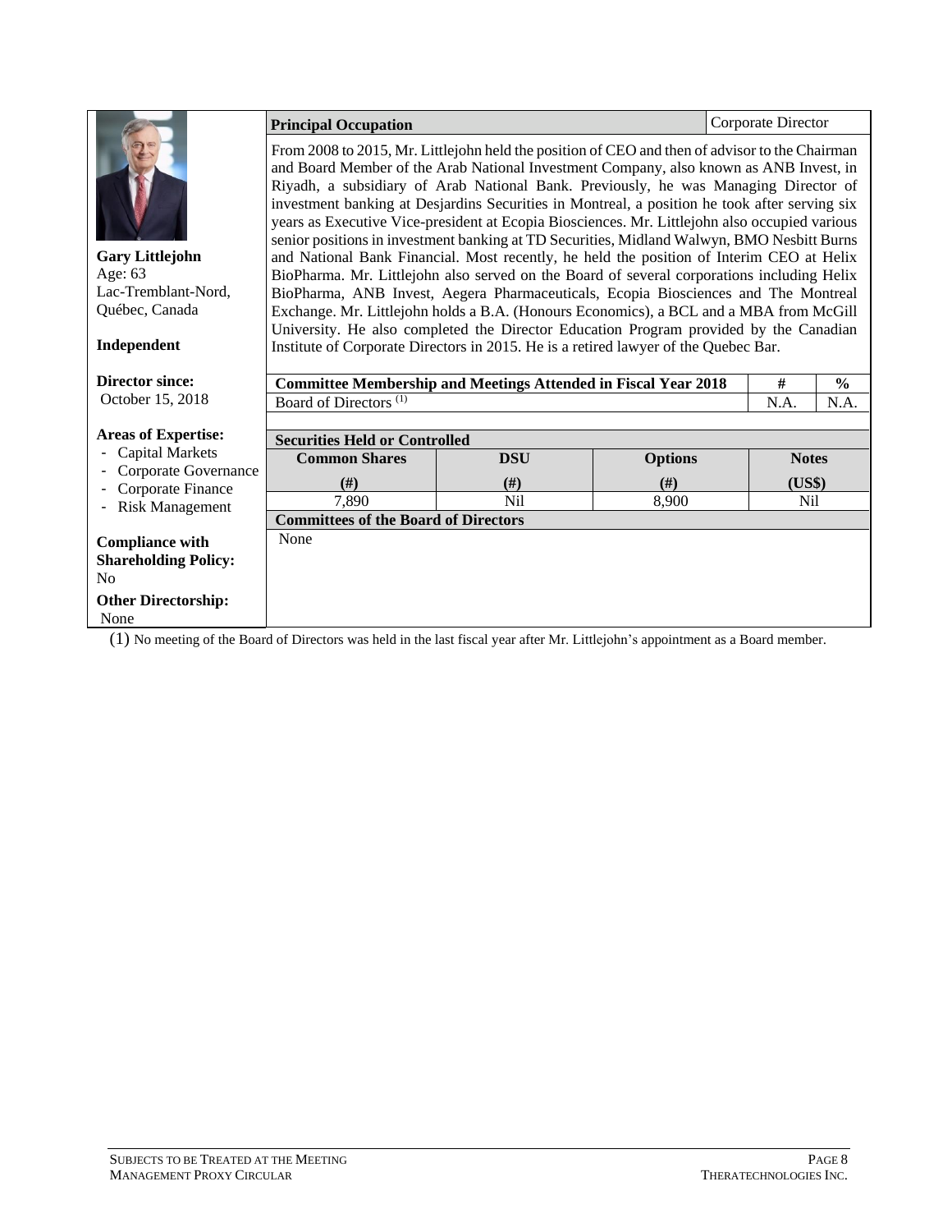**Gary Littlejohn**
Age: 63
Lac-Tremblant-Nord, Québec, Canada

**Independent**

**Director since:**
October 15, 2018

**Areas of Expertise:**
- Capital Markets
- Corporate Governance
- Corporate Finance
- Risk Management

**Compliance with Shareholding Policy:**
No

**Other Directorship:**
None

| **Principal Occupation** | Corporate Director |
|---|---|

From 2008 to 2015, Mr. Littlejohn held the position of CEO and then of advisor to the Chairman and Board Member of the Arab National Investment Company, also known as ANB Invest, in Riyadh, a subsidiary of Arab National Bank. Previously, he was Managing Director of investment banking at Desjardins Securities in Montreal, a position he took after serving six years as Executive Vice-president at Ecopia Biosciences. Mr. Littlejohn also occupied various senior positions in investment banking at TD Securities, Midland Walwyn, BMO Nesbitt Burns and National Bank Financial. Most recently, he held the position of Interim CEO at Helix BioPharma. Mr. Littlejohn also served on the Board of several corporations including Helix BioPharma, ANB Invest, Aegera Pharmaceuticals, Ecopia Biosciences and The Montreal Exchange. Mr. Littlejohn holds a B.A. (Honours Economics), a BCL and a MBA from McGill University. He also completed the Director Education Program provided by the Canadian Institute of Corporate Directors in 2015. He is a retired lawyer of the Quebec Bar.

| **Committee Membership and Meetings Attended in Fiscal Year 2018** | **#** | **%** |
|---|---|---|
| Board of Directors (1) | N.A. | N.A. |

| **Securities Held or Controlled** | | | |
|---|---|---|---|
| **Common Shares (#)** | **DSU (#)** | **Options (#)** | **Notes (US$)** |
| 7,890 | Nil | 8,900 | Nil |

**Committees of the Board of Directors**

None

(1) No meeting of the Board of Directors was held in the last fiscal year after Mr. Littlejohn's appointment as a Board member.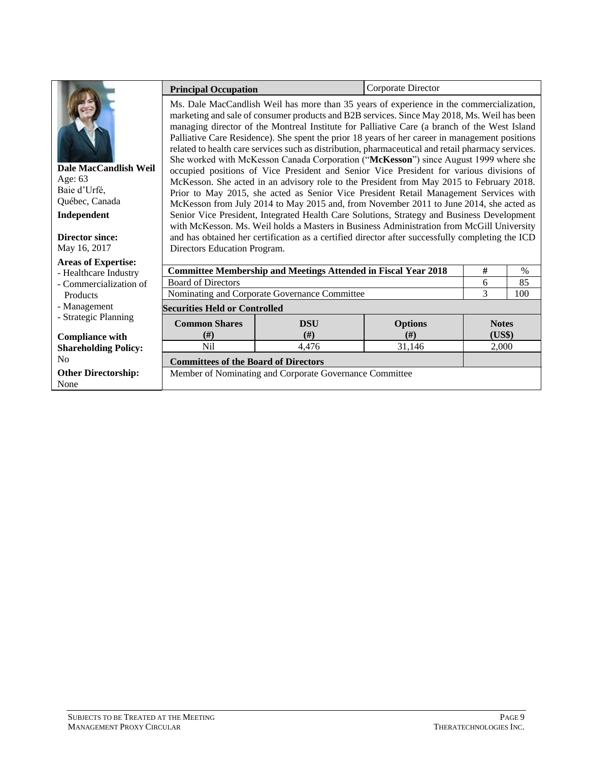**Dale MacCandlish Weil**
Age: 63
Baie d'Urfé,
Québec, Canada

**Independent**

**Director since:**
May 16, 2017

**Areas of Expertise:**
- Healthcare Industry
- Commercialization of Products
- Management
- Strategic Planning

**Compliance with Shareholding Policy:**
No

**Other Directorship:**
None

| **Principal Occupation** | Corporate Director |
|---|---|

Ms. Dale MacCandlish Weil has more than 35 years of experience in the commercialization, marketing and sale of consumer products and B2B services. Since May 2018, Ms. Weil has been managing director of the Montreal Institute for Palliative Care (a branch of the West Island Palliative Care Residence). She spent the prior 18 years of her career in management positions related to health care services such as distribution, pharmaceutical and retail pharmacy services. She worked with McKesson Canada Corporation ("**McKesson**") since August 1999 where she occupied positions of Vice President and Senior Vice President for various divisions of McKesson. She acted in an advisory role to the President from May 2015 to February 2018. Prior to May 2015, she acted as Senior Vice President Retail Management Services with McKesson from July 2014 to May 2015 and, from November 2011 to June 2014, she acted as Senior Vice President, Integrated Health Care Solutions, Strategy and Business Development with McKesson. Ms. Weil holds a Masters in Business Administration from McGill University and has obtained her certification as a certified director after successfully completing the ICD Directors Education Program.

| **Committee Membership and Meetings Attended in Fiscal Year 2018** | **#** | **%** |
|---|---|---|
| Board of Directors | 6 | 85 |
| Nominating and Corporate Governance Committee | 3 | 100 |

**Securities Held or Controlled**

| **Common Shares (#)** | **DSU (#)** | **Options (#)** | **Notes (US$)** |
|---|---|---|---|
| Nil | 4,476 | 31,146 | 2,000 |

**Committees of the Board of Directors**

Member of Nominating and Corporate Governance Committee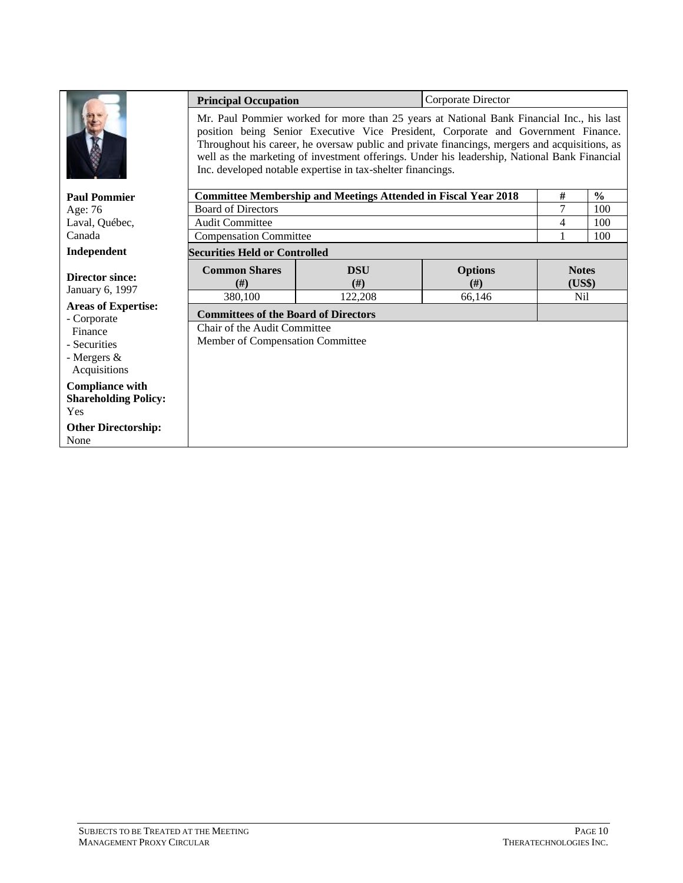**Paul Pommier**
Age: 76
Laval, Québec, Canada

**Independent**

**Director since:**
January 6, 1997

**Areas of Expertise:**
- Corporate Finance
- Securities
- Mergers & Acquisitions

**Compliance with Shareholding Policy:**
Yes

**Other Directorship:**
None

| **Principal Occupation** | Corporate Director |
|---|---|

Mr. Paul Pommier worked for more than 25 years at National Bank Financial Inc., his last position being Senior Executive Vice President, Corporate and Government Finance. Throughout his career, he oversaw public and private financings, mergers and acquisitions, as well as the marketing of investment offerings. Under his leadership, National Bank Financial Inc. developed notable expertise in tax-shelter financings.

| **Committee Membership and Meetings Attended in Fiscal Year 2018** | **#** | **%** |
|---|---|---|
| Board of Directors | 7 | 100 |
| Audit Committee | 4 | 100 |
| Compensation Committee | 1 | 100 |

**Securities Held or Controlled**

| **Common Shares (#)** | **DSU (#)** | **Options (#)** | **Notes (US$)** |
|---|---|---|---|
| 380,100 | 122,208 | 66,146 | Nil |

**Committees of the Board of Directors**

Chair of the Audit Committee
Member of Compensation Committee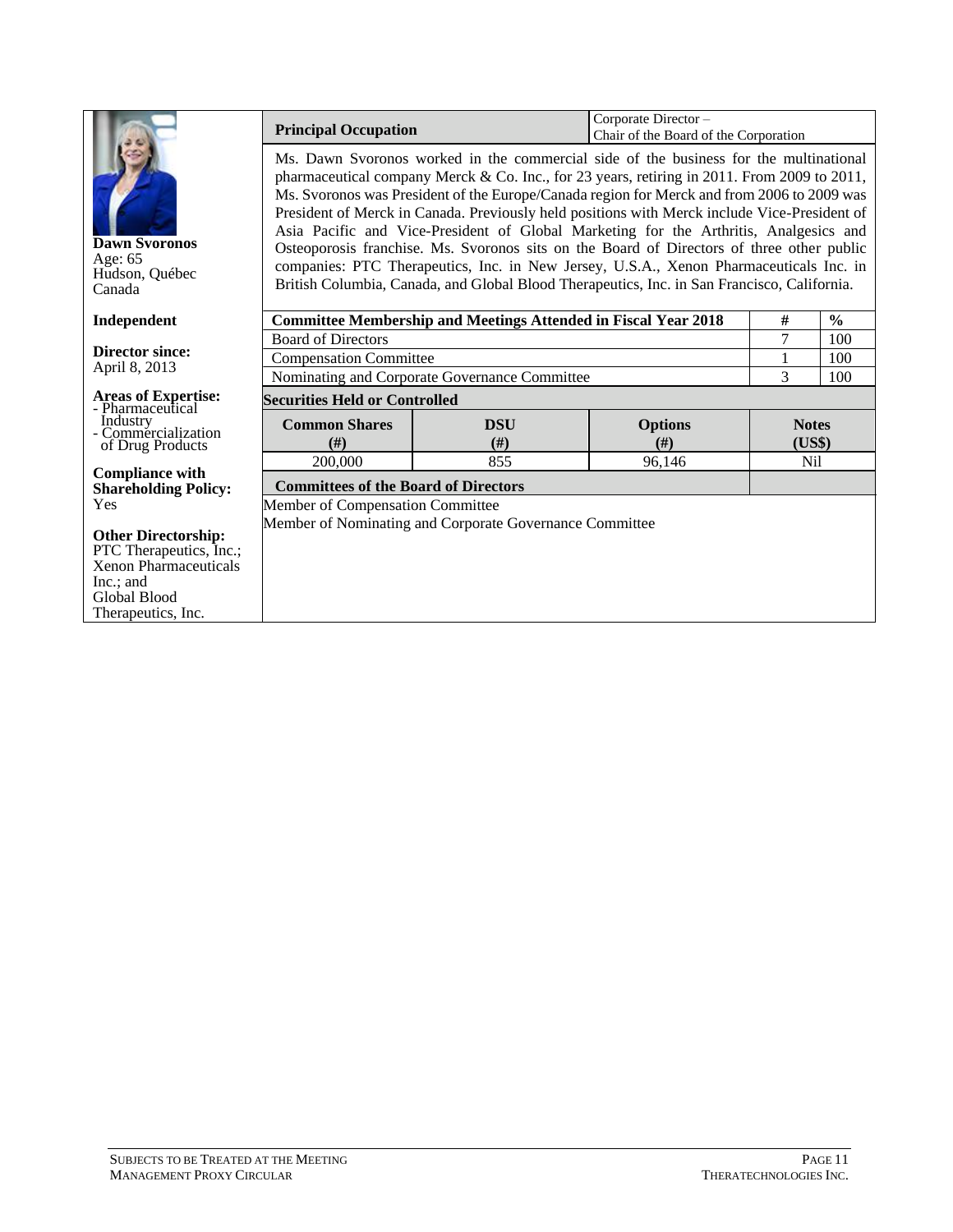**Dawn Svoronos**
Age: 65
Hudson, Québec
Canada

**Independent**

**Director since:**
April 8, 2013

**Areas of Expertise:**
- Pharmaceutical Industry
- Commercialization of Drug Products

**Compliance with Shareholding Policy:**
Yes

**Other Directorship:**
PTC Therapeutics, Inc.; Xenon Pharmaceuticals Inc.; and Global Blood Therapeutics, Inc.

| **Principal Occupation** | Corporate Director – Chair of the Board of the Corporation |
|---|---|

Ms. Dawn Svoronos worked in the commercial side of the business for the multinational pharmaceutical company Merck & Co. Inc., for 23 years, retiring in 2011. From 2009 to 2011, Ms. Svoronos was President of the Europe/Canada region for Merck and from 2006 to 2009 was President of Merck in Canada. Previously held positions with Merck include Vice-President of Asia Pacific and Vice-President of Global Marketing for the Arthritis, Analgesics and Osteoporosis franchise. Ms. Svoronos sits on the Board of Directors of three other public companies: PTC Therapeutics, Inc. in New Jersey, U.S.A., Xenon Pharmaceuticals Inc. in British Columbia, Canada, and Global Blood Therapeutics, Inc. in San Francisco, California.

| **Committee Membership and Meetings Attended in Fiscal Year 2018** | **#** | **%** |
|---|---|---|
| Board of Directors | 7 | 100 |
| Compensation Committee | 1 | 100 |
| Nominating and Corporate Governance Committee | 3 | 100 |

**Securities Held or Controlled**

| **Common Shares (#)** | **DSU (#)** | **Options (#)** | **Notes (US$)** |
|---|---|---|---|
| 200,000 | 855 | 96,146 | Nil |

**Committees of the Board of Directors**

Member of Compensation Committee
Member of Nominating and Corporate Governance Committee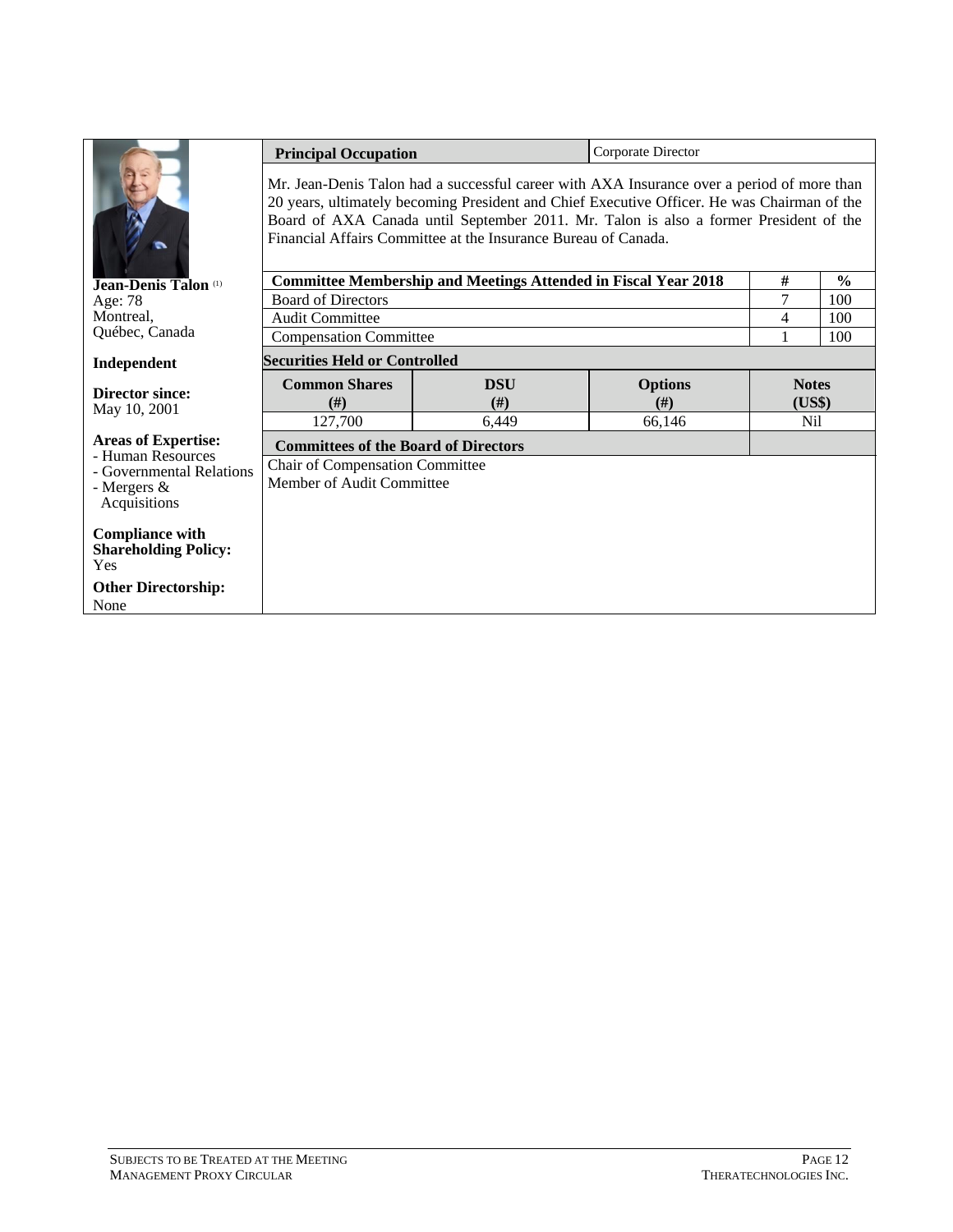**Jean-Denis Talon** [(1)]
Age: 78
Montreal,
Québec, Canada

**Independent**

**Director since:**
May 10, 2001

**Areas of Expertise:**
- Human Resources
- Governmental Relations
- Mergers & Acquisitions

**Compliance with Shareholding Policy:**
Yes

**Other Directorship:**
None

**Principal Occupation** | Corporate Director

Mr. Jean-Denis Talon had a successful career with AXA Insurance over a period of more than 20 years, ultimately becoming President and Chief Executive Officer. He was Chairman of the Board of AXA Canada until September 2011. Mr. Talon is also a former President of the Financial Affairs Committee at the Insurance Bureau of Canada.

| Committee Membership and Meetings Attended in Fiscal Year 2018 | # | % |
|---|---|---|
| Board of Directors | 7 | 100 |
| Audit Committee | 4 | 100 |
| Compensation Committee | 1 | 100 |

**Securities Held or Controlled**

| Common Shares (#) | DSU (#) | Options (#) | Notes (US$) |
|---|---|---|---|
| 127,700 | 6,449 | 66,146 | Nil |

**Committees of the Board of Directors**

Chair of Compensation Committee
Member of Audit Committee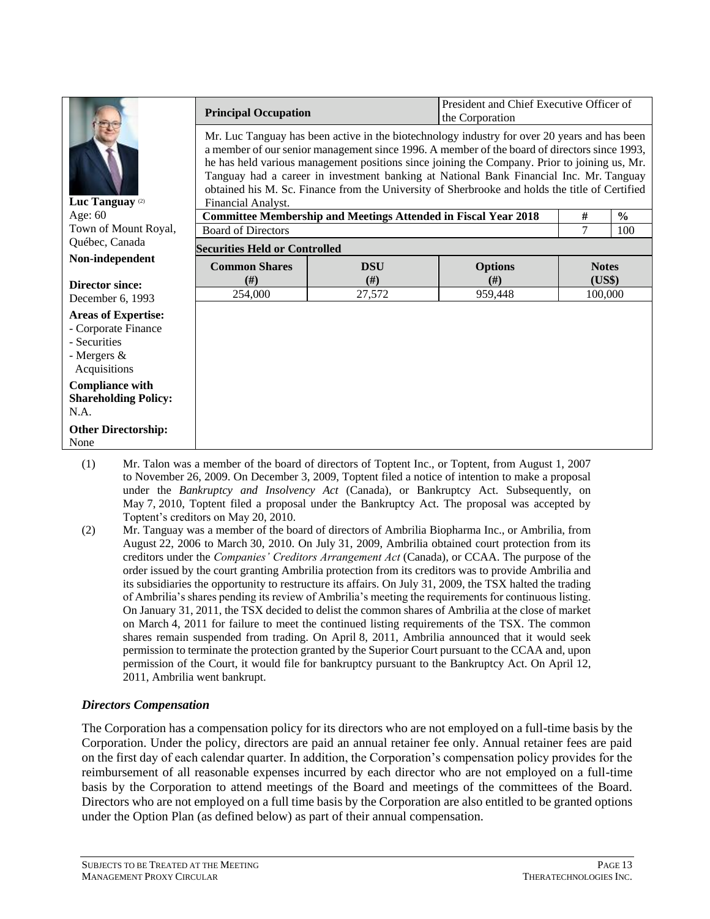| **Luc Tanguay** [(2)] Age: 60 Town of Mount Royal, Québec, Canada **Non-independent** **Director since:** December 6, 1993 **Areas of Expertise:** - Corporate Finance - Securities - Mergers & Acquisitions **Compliance with Shareholding Policy:** N.A. **Other Directorship:** None | **Principal Occupation** | | President and Chief Executive Officer of the Corporation | |
|---|---|---|---|---|
| | Mr. Luc Tanguay has been active in the biotechnology industry for over 20 years and has been a member of our senior management since 1996. A member of the board of directors since 1993, he has held various management positions since joining the Company. Prior to joining us, Mr. Tanguay had a career in investment banking at National Bank Financial Inc. Mr. Tanguay obtained his M. Sc. Finance from the University of Sherbrooke and holds the title of Certified Financial Analyst. | | | |
| | **Committee Membership and Meetings Attended in Fiscal Year 2018** | | **#** | **%** |
| | Board of Directors | | 7 | 100 |
| | **Securities Held or Controlled** | | | |
| | **Common Shares (#)** | **DSU (#)** | **Options (#)** | **Notes (US$)** |
| | 254,000 | 27,572 | 959,448 | 100,000 |

(1) Mr. Talon was a member of the board of directors of Toptent Inc., or Toptent, from August 1, 2007 to November 26, 2009. On December 3, 2009, Toptent filed a notice of intention to make a proposal under the *Bankruptcy and Insolvency Act* (Canada), or Bankruptcy Act. Subsequently, on May 7, 2010, Toptent filed a proposal under the Bankruptcy Act. The proposal was accepted by Toptent's creditors on May 20, 2010.

(2) Mr. Tanguay was a member of the board of directors of Ambrilia Biopharma Inc., or Ambrilia, from August 22, 2006 to March 30, 2010. On July 31, 2009, Ambrilia obtained court protection from its creditors under the *Companies' Creditors Arrangement Act* (Canada), or CCAA. The purpose of the order issued by the court granting Ambrilia protection from its creditors was to provide Ambrilia and its subsidiaries the opportunity to restructure its affairs. On July 31, 2009, the TSX halted the trading of Ambrilia's shares pending its review of Ambrilia's meeting the requirements for continuous listing. On January 31, 2011, the TSX decided to delist the common shares of Ambrilia at the close of market on March 4, 2011 for failure to meet the continued listing requirements of the TSX. The common shares remain suspended from trading. On April 8, 2011, Ambrilia announced that it would seek permission to terminate the protection granted by the Superior Court pursuant to the CCAA and, upon permission of the Court, it would file for bankruptcy pursuant to the Bankruptcy Act. On April 12, 2011, Ambrilia went bankrupt.

### *Directors Compensation*

The Corporation has a compensation policy for its directors who are not employed on a full-time basis by the Corporation. Under the policy, directors are paid an annual retainer fee only. Annual retainer fees are paid on the first day of each calendar quarter. In addition, the Corporation's compensation policy provides for the reimbursement of all reasonable expenses incurred by each director who are not employed on a full-time basis by the Corporation to attend meetings of the Board and meetings of the committees of the Board. Directors who are not employed on a full time basis by the Corporation are also entitled to be granted options under the Option Plan (as defined below) as part of their annual compensation.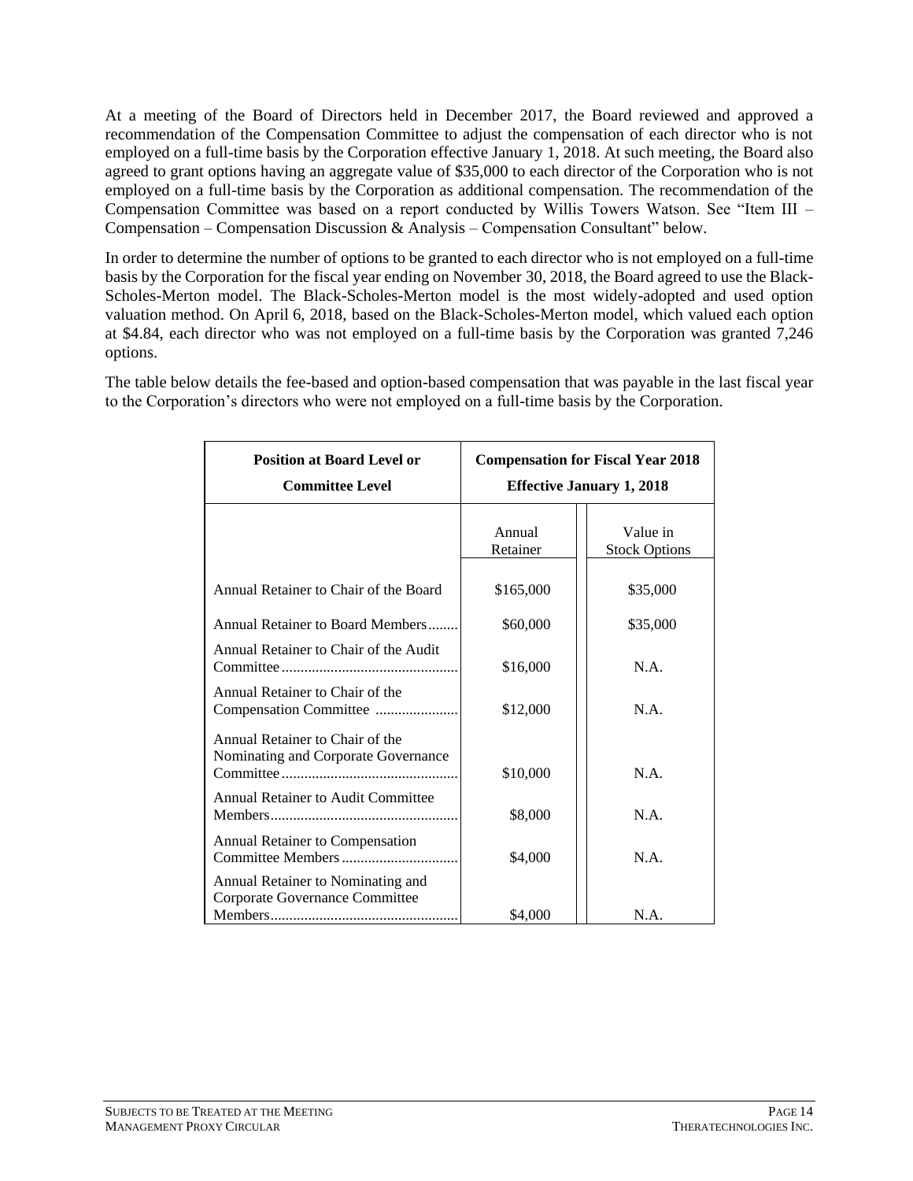At a meeting of the Board of Directors held in December 2017, the Board reviewed and approved a recommendation of the Compensation Committee to adjust the compensation of each director who is not employed on a full-time basis by the Corporation effective January 1, 2018. At such meeting, the Board also agreed to grant options having an aggregate value of $35,000 to each director of the Corporation who is not employed on a full-time basis by the Corporation as additional compensation. The recommendation of the Compensation Committee was based on a report conducted by Willis Towers Watson. See "Item III – Compensation – Compensation Discussion & Analysis – Compensation Consultant" below.

In order to determine the number of options to be granted to each director who is not employed on a full-time basis by the Corporation for the fiscal year ending on November 30, 2018, the Board agreed to use the Black-Scholes-Merton model. The Black-Scholes-Merton model is the most widely-adopted and used option valuation method. On April 6, 2018, based on the Black-Scholes-Merton model, which valued each option at $4.84, each director who was not employed on a full-time basis by the Corporation was granted 7,246 options.

The table below details the fee-based and option-based compensation that was payable in the last fiscal year to the Corporation's directors who were not employed on a full-time basis by the Corporation.

| **Position at Board Level or Committee Level** | **Compensation for Fiscal Year 2018 Effective January 1, 2018** | |
|---|---|---|
| | Annual Retainer | Value in Stock Options |
| Annual Retainer to Chair of the Board | $165,000 | $35,000 |
| Annual Retainer to Board Members | $60,000 | $35,000 |
| Annual Retainer to Chair of the Audit Committee | $16,000 | N.A. |
| Annual Retainer to Chair of the Compensation Committee | $12,000 | N.A. |
| Annual Retainer to Chair of the Nominating and Corporate Governance Committee | $10,000 | N.A. |
| Annual Retainer to Audit Committee Members | $8,000 | N.A. |
| Annual Retainer to Compensation Committee Members | $4,000 | N.A. |
| Annual Retainer to Nominating and Corporate Governance Committee Members | $4,000 | N.A. |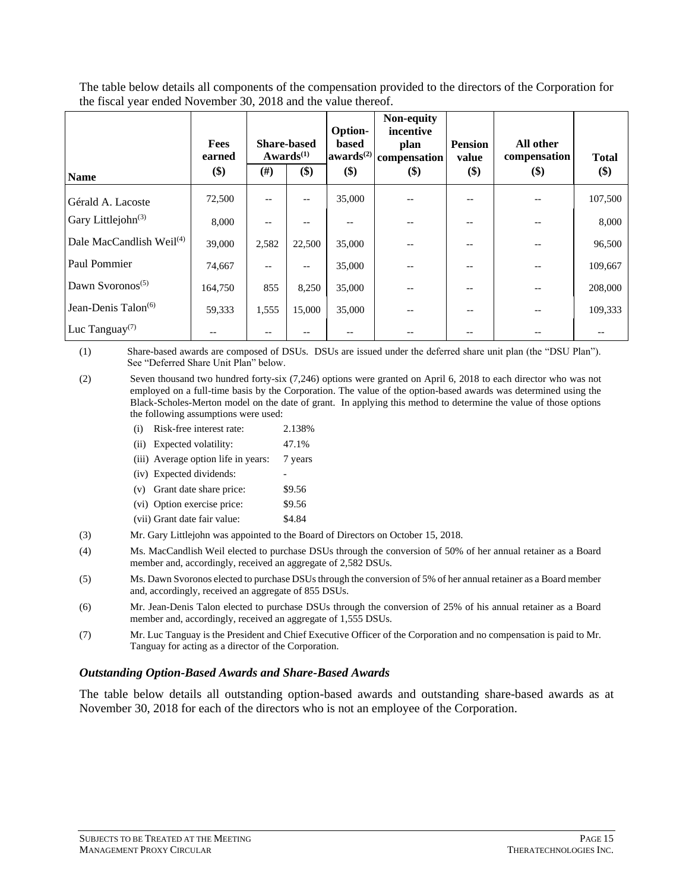The table below details all components of the compensation provided to the directors of the Corporation for the fiscal year ended November 30, 2018 and the value thereof.

| Name | Fees earned ($) | Share-based Awards[(1)] (#) | Share-based Awards[(1)] ($) | Option-based awards[(2)] ($) | Non-equity incentive plan compensation ($) | Pension value ($) | All other compensation ($) | Total ($) |
|---|---|---|---|---|---|---|---|---|
| Gérald A. Lacoste | 72,500 | -- | -- | 35,000 | -- | -- | -- | 107,500 |
| Gary Littlejohn[(3)] | 8,000 | -- | -- | -- | -- | -- | -- | 8,000 |
| Dale MacCandlish Weil[(4)] | 39,000 | 2,582 | 22,500 | 35,000 | -- | -- | -- | 96,500 |
| Paul Pommier | 74,667 | -- | -- | 35,000 | -- | -- | -- | 109,667 |
| Dawn Svoronos[(5)] | 164,750 | 855 | 8,250 | 35,000 | -- | -- | -- | 208,000 |
| Jean-Denis Talon[(6)] | 59,333 | 1,555 | 15,000 | 35,000 | -- | -- | -- | 109,333 |
| Luc Tanguay[(7)] | -- | -- | -- | -- | -- | -- | -- | -- |

(1) Share-based awards are composed of DSUs. DSUs are issued under the deferred share unit plan (the "DSU Plan"). See "Deferred Share Unit Plan" below.

(2) Seven thousand two hundred forty-six (7,246) options were granted on April 6, 2018 to each director who was not employed on a full-time basis by the Corporation. The value of the option-based awards was determined using the Black-Scholes-Merton model on the date of grant. In applying this method to determine the value of those options the following assumptions were used:

- (i) Risk-free interest rate: 2.138%
- (ii) Expected volatility: 47.1%
- (iii) Average option life in years: 7 years
- (iv) Expected dividends: -
- (v) Grant date share price: $9.56
- (vi) Option exercise price: $9.56
- (vii) Grant date fair value: $4.84

(3) Mr. Gary Littlejohn was appointed to the Board of Directors on October 15, 2018.

(4) Ms. MacCandlish Weil elected to purchase DSUs through the conversion of 50% of her annual retainer as a Board member and, accordingly, received an aggregate of 2,582 DSUs.

(5) Ms. Dawn Svoronos elected to purchase DSUs through the conversion of 5% of her annual retainer as a Board member and, accordingly, received an aggregate of 855 DSUs.

(6) Mr. Jean-Denis Talon elected to purchase DSUs through the conversion of 25% of his annual retainer as a Board member and, accordingly, received an aggregate of 1,555 DSUs.

(7) Mr. Luc Tanguay is the President and Chief Executive Officer of the Corporation and no compensation is paid to Mr. Tanguay for acting as a director of the Corporation.

### *Outstanding Option-Based Awards and Share-Based Awards*

The table below details all outstanding option-based awards and outstanding share-based awards as at November 30, 2018 for each of the directors who is not an employee of the Corporation.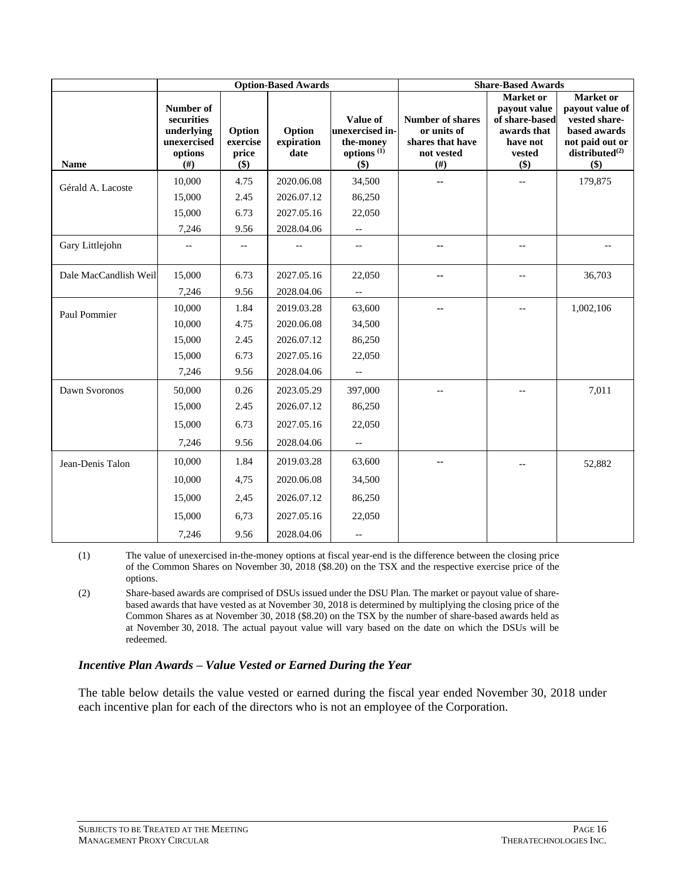| | Option-Based Awards | | | | Share-Based Awards | | |
|---|---|---|---|---|---|---|---|
| Name | Number of securities underlying unexercised options (#) | Option exercise price ($) | Option expiration date | Value of unexercised in-the-money options [(1)] ($) | Number of shares or units of shares that have not vested (#) | Market or payout value of share-based awards that have not vested ($) | Market or payout value of vested share-based awards not paid out or distributed[(2)] ($) |
| Gérald A. Lacoste | 10,000 | 4.75 | 2020.06.08 | 34,500 | -- | -- | 179,875 |
| | 15,000 | 2.45 | 2026.07.12 | 86,250 | | | |
| | 15,000 | 6.73 | 2027.05.16 | 22,050 | | | |
| | 7,246 | 9.56 | 2028.04.06 | -- | | | |
| Gary Littlejohn | -- | -- | -- | -- | -- | -- | -- |
| Dale MacCandlish Weil | 15,000 | 6.73 | 2027.05.16 | 22,050 | -- | -- | 36,703 |
| | 7,246 | 9.56 | 2028.04.06 | -- | | | |
| Paul Pommier | 10,000 | 1.84 | 2019.03.28 | 63,600 | -- | -- | 1,002,106 |
| | 10,000 | 4.75 | 2020.06.08 | 34,500 | | | |
| | 15,000 | 2.45 | 2026.07.12 | 86,250 | | | |
| | 15,000 | 6.73 | 2027.05.16 | 22,050 | | | |
| | 7,246 | 9.56 | 2028.04.06 | -- | | | |
| Dawn Svoronos | 50,000 | 0.26 | 2023.05.29 | 397,000 | -- | -- | 7,011 |
| | 15,000 | 2.45 | 2026.07.12 | 86,250 | | | |
| | 15,000 | 6.73 | 2027.05.16 | 22,050 | | | |
| | 7,246 | 9.56 | 2028.04.06 | -- | | | |
| Jean-Denis Talon | 10,000 | 1.84 | 2019.03.28 | 63,600 | -- | -- | 52,882 |
| | 10,000 | 4,75 | 2020.06.08 | 34,500 | | | |
| | 15,000 | 2,45 | 2026.07.12 | 86,250 | | | |
| | 15,000 | 6,73 | 2027.05.16 | 22,050 | | | |
| | 7,246 | 9.56 | 2028.04.06 | -- | | | |

(1) The value of unexercised in-the-money options at fiscal year-end is the difference between the closing price of the Common Shares on November 30, 2018 ($8.20) on the TSX and the respective exercise price of the options.

(2) Share-based awards are comprised of DSUs issued under the DSU Plan. The market or payout value of share-based awards that have vested as at November 30, 2018 is determined by multiplying the closing price of the Common Shares as at November 30, 2018 ($8.20) on the TSX by the number of share-based awards held as at November 30, 2018. The actual payout value will vary based on the date on which the DSUs will be redeemed.

### *Incentive Plan Awards – Value Vested or Earned During the Year*

The table below details the value vested or earned during the fiscal year ended November 30, 2018 under each incentive plan for each of the directors who is not an employee of the Corporation.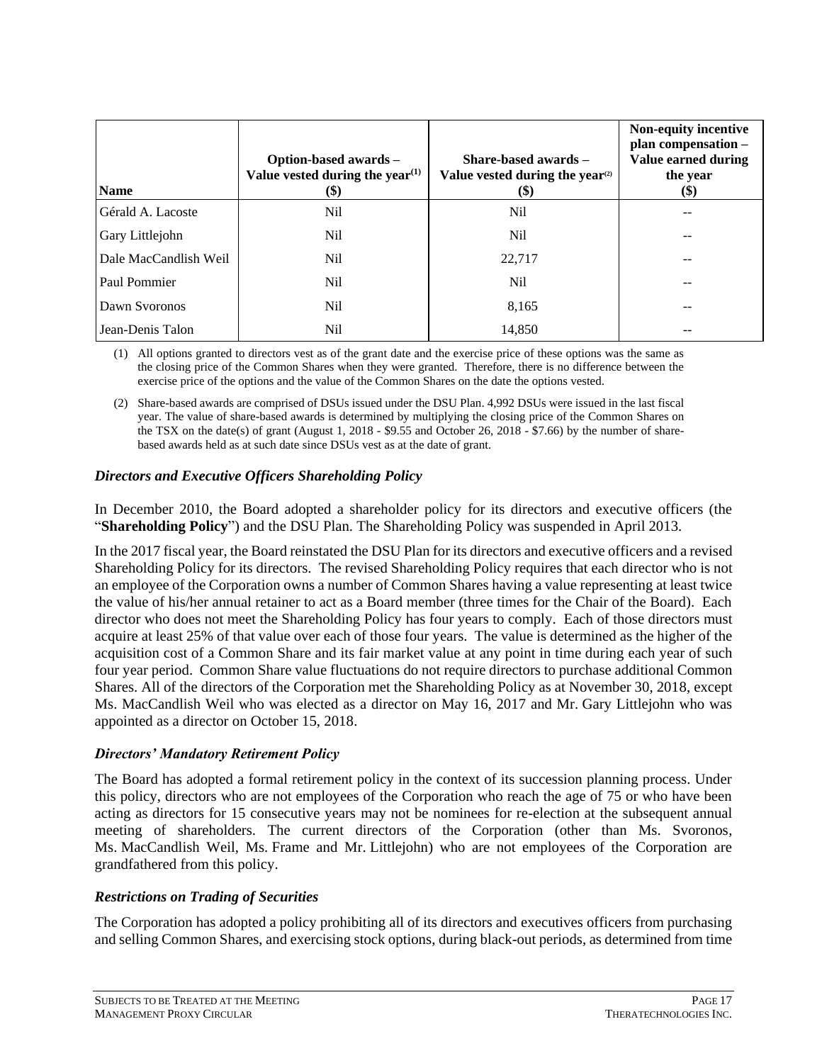| Name | Option-based awards – Value vested during the year[(1)] ($) | Share-based awards – Value vested during the year[(2)] ($) | Non-equity incentive plan compensation – Value earned during the year ($) |
|---|---|---|---|
| Gérald A. Lacoste | Nil | Nil | -- |
| Gary Littlejohn | Nil | Nil | -- |
| Dale MacCandlish Weil | Nil | 22,717 | -- |
| Paul Pommier | Nil | Nil | -- |
| Dawn Svoronos | Nil | 8,165 | -- |
| Jean-Denis Talon | Nil | 14,850 | -- |

(1) All options granted to directors vest as of the grant date and the exercise price of these options was the same as the closing price of the Common Shares when they were granted. Therefore, there is no difference between the exercise price of the options and the value of the Common Shares on the date the options vested.

(2) Share-based awards are comprised of DSUs issued under the DSU Plan. 4,992 DSUs were issued in the last fiscal year. The value of share-based awards is determined by multiplying the closing price of the Common Shares on the TSX on the date(s) of grant (August 1, 2018 - $9.55 and October 26, 2018 - $7.66) by the number of share-based awards held as at such date since DSUs vest as at the date of grant.

### *Directors and Executive Officers Shareholding Policy*

In December 2010, the Board adopted a shareholder policy for its directors and executive officers (the "**Shareholding Policy**") and the DSU Plan. The Shareholding Policy was suspended in April 2013.

In the 2017 fiscal year, the Board reinstated the DSU Plan for its directors and executive officers and a revised Shareholding Policy for its directors. The revised Shareholding Policy requires that each director who is not an employee of the Corporation owns a number of Common Shares having a value representing at least twice the value of his/her annual retainer to act as a Board member (three times for the Chair of the Board). Each director who does not meet the Shareholding Policy has four years to comply. Each of those directors must acquire at least 25% of that value over each of those four years. The value is determined as the higher of the acquisition cost of a Common Share and its fair market value at any point in time during each year of such four year period. Common Share value fluctuations do not require directors to purchase additional Common Shares. All of the directors of the Corporation met the Shareholding Policy as at November 30, 2018, except Ms. MacCandlish Weil who was elected as a director on May 16, 2017 and Mr. Gary Littlejohn who was appointed as a director on October 15, 2018.

### *Directors' Mandatory Retirement Policy*

The Board has adopted a formal retirement policy in the context of its succession planning process. Under this policy, directors who are not employees of the Corporation who reach the age of 75 or who have been acting as directors for 15 consecutive years may not be nominees for re-election at the subsequent annual meeting of shareholders. The current directors of the Corporation (other than Ms. Svoronos, Ms. MacCandlish Weil, Ms. Frame and Mr. Littlejohn) who are not employees of the Corporation are grandfathered from this policy.

### *Restrictions on Trading of Securities*

The Corporation has adopted a policy prohibiting all of its directors and executives officers from purchasing and selling Common Shares, and exercising stock options, during black-out periods, as determined from time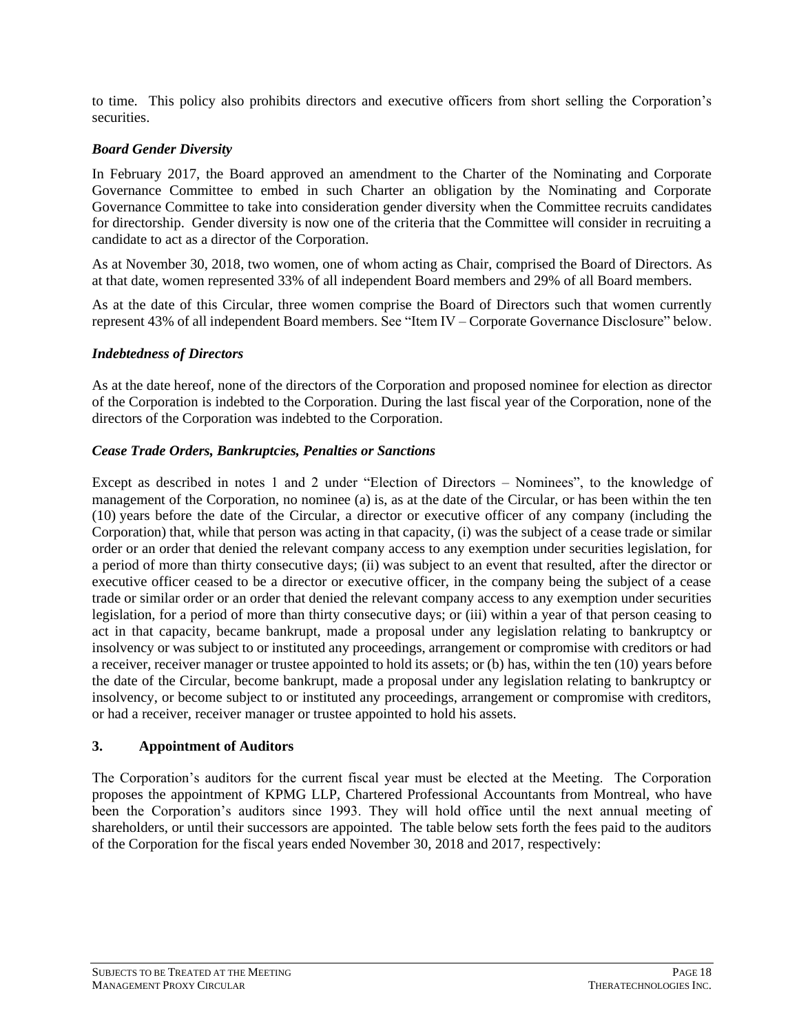to time. This policy also prohibits directors and executive officers from short selling the Corporation's securities.

### *Board Gender Diversity*

In February 2017, the Board approved an amendment to the Charter of the Nominating and Corporate Governance Committee to embed in such Charter an obligation by the Nominating and Corporate Governance Committee to take into consideration gender diversity when the Committee recruits candidates for directorship. Gender diversity is now one of the criteria that the Committee will consider in recruiting a candidate to act as a director of the Corporation.

As at November 30, 2018, two women, one of whom acting as Chair, comprised the Board of Directors. As at that date, women represented 33% of all independent Board members and 29% of all Board members.

As at the date of this Circular, three women comprise the Board of Directors such that women currently represent 43% of all independent Board members. See "Item IV – Corporate Governance Disclosure" below.

### *Indebtedness of Directors*

As at the date hereof, none of the directors of the Corporation and proposed nominee for election as director of the Corporation is indebted to the Corporation. During the last fiscal year of the Corporation, none of the directors of the Corporation was indebted to the Corporation.

### *Cease Trade Orders, Bankruptcies, Penalties or Sanctions*

Except as described in notes 1 and 2 under "Election of Directors – Nominees", to the knowledge of management of the Corporation, no nominee (a) is, as at the date of the Circular, or has been within the ten (10) years before the date of the Circular, a director or executive officer of any company (including the Corporation) that, while that person was acting in that capacity, (i) was the subject of a cease trade or similar order or an order that denied the relevant company access to any exemption under securities legislation, for a period of more than thirty consecutive days; (ii) was subject to an event that resulted, after the director or executive officer ceased to be a director or executive officer, in the company being the subject of a cease trade or similar order or an order that denied the relevant company access to any exemption under securities legislation, for a period of more than thirty consecutive days; or (iii) within a year of that person ceasing to act in that capacity, became bankrupt, made a proposal under any legislation relating to bankruptcy or insolvency or was subject to or instituted any proceedings, arrangement or compromise with creditors or had a receiver, receiver manager or trustee appointed to hold its assets; or (b) has, within the ten (10) years before the date of the Circular, become bankrupt, made a proposal under any legislation relating to bankruptcy or insolvency, or become subject to or instituted any proceedings, arrangement or compromise with creditors, or had a receiver, receiver manager or trustee appointed to hold his assets.

## 3. Appointment of Auditors

The Corporation's auditors for the current fiscal year must be elected at the Meeting. The Corporation proposes the appointment of KPMG LLP, Chartered Professional Accountants from Montreal, who have been the Corporation's auditors since 1993. They will hold office until the next annual meeting of shareholders, or until their successors are appointed. The table below sets forth the fees paid to the auditors of the Corporation for the fiscal years ended November 30, 2018 and 2017, respectively: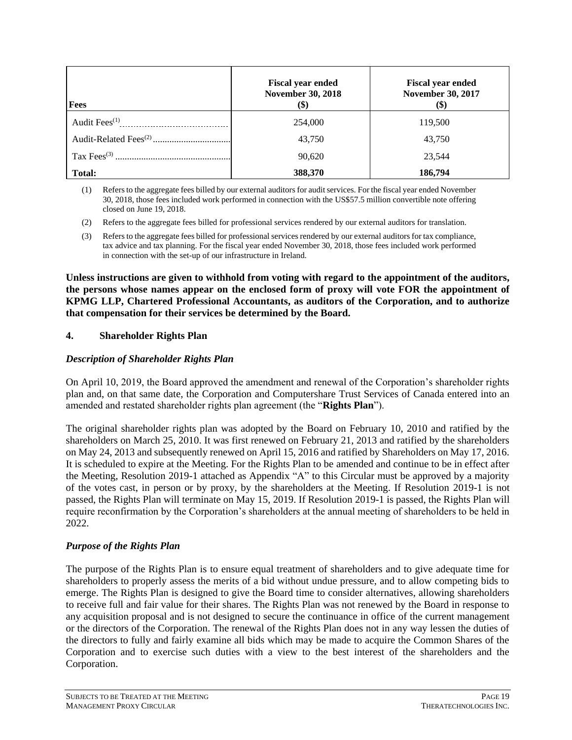| Fees | Fiscal year ended November 30, 2018 ($) | Fiscal year ended November 30, 2017 ($) |
| --- | --- | --- |
| Audit Fees[(1)] | 254,000 | 119,500 |
| Audit-Related Fees[(2)] | 43,750 | 43,750 |
| Tax Fees[(3)] | 90,620 | 23,544 |
| **Total:** | **388,370** | **186,794** |

(1) Refers to the aggregate fees billed by our external auditors for audit services. For the fiscal year ended November 30, 2018, those fees included work performed in connection with the US$57.5 million convertible note offering closed on June 19, 2018.

(2) Refers to the aggregate fees billed for professional services rendered by our external auditors for translation.

(3) Refers to the aggregate fees billed for professional services rendered by our external auditors for tax compliance, tax advice and tax planning. For the fiscal year ended November 30, 2018, those fees included work performed in connection with the set-up of our infrastructure in Ireland.

**Unless instructions are given to withhold from voting with regard to the appointment of the auditors, the persons whose names appear on the enclosed form of proxy will vote FOR the appointment of KPMG LLP, Chartered Professional Accountants, as auditors of the Corporation, and to authorize that compensation for their services be determined by the Board.**

## 4. Shareholder Rights Plan

### *Description of Shareholder Rights Plan*

On April 10, 2019, the Board approved the amendment and renewal of the Corporation's shareholder rights plan and, on that same date, the Corporation and Computershare Trust Services of Canada entered into an amended and restated shareholder rights plan agreement (the "**Rights Plan**").

The original shareholder rights plan was adopted by the Board on February 10, 2010 and ratified by the shareholders on March 25, 2010. It was first renewed on February 21, 2013 and ratified by the shareholders on May 24, 2013 and subsequently renewed on April 15, 2016 and ratified by Shareholders on May 17, 2016. It is scheduled to expire at the Meeting. For the Rights Plan to be amended and continue to be in effect after the Meeting, Resolution 2019-1 attached as Appendix "A" to this Circular must be approved by a majority of the votes cast, in person or by proxy, by the shareholders at the Meeting. If Resolution 2019-1 is not passed, the Rights Plan will terminate on May 15, 2019. If Resolution 2019-1 is passed, the Rights Plan will require reconfirmation by the Corporation's shareholders at the annual meeting of shareholders to be held in 2022.

### *Purpose of the Rights Plan*

The purpose of the Rights Plan is to ensure equal treatment of shareholders and to give adequate time for shareholders to properly assess the merits of a bid without undue pressure, and to allow competing bids to emerge. The Rights Plan is designed to give the Board time to consider alternatives, allowing shareholders to receive full and fair value for their shares. The Rights Plan was not renewed by the Board in response to any acquisition proposal and is not designed to secure the continuance in office of the current management or the directors of the Corporation. The renewal of the Rights Plan does not in any way lessen the duties of the directors to fully and fairly examine all bids which may be made to acquire the Common Shares of the Corporation and to exercise such duties with a view to the best interest of the shareholders and the Corporation.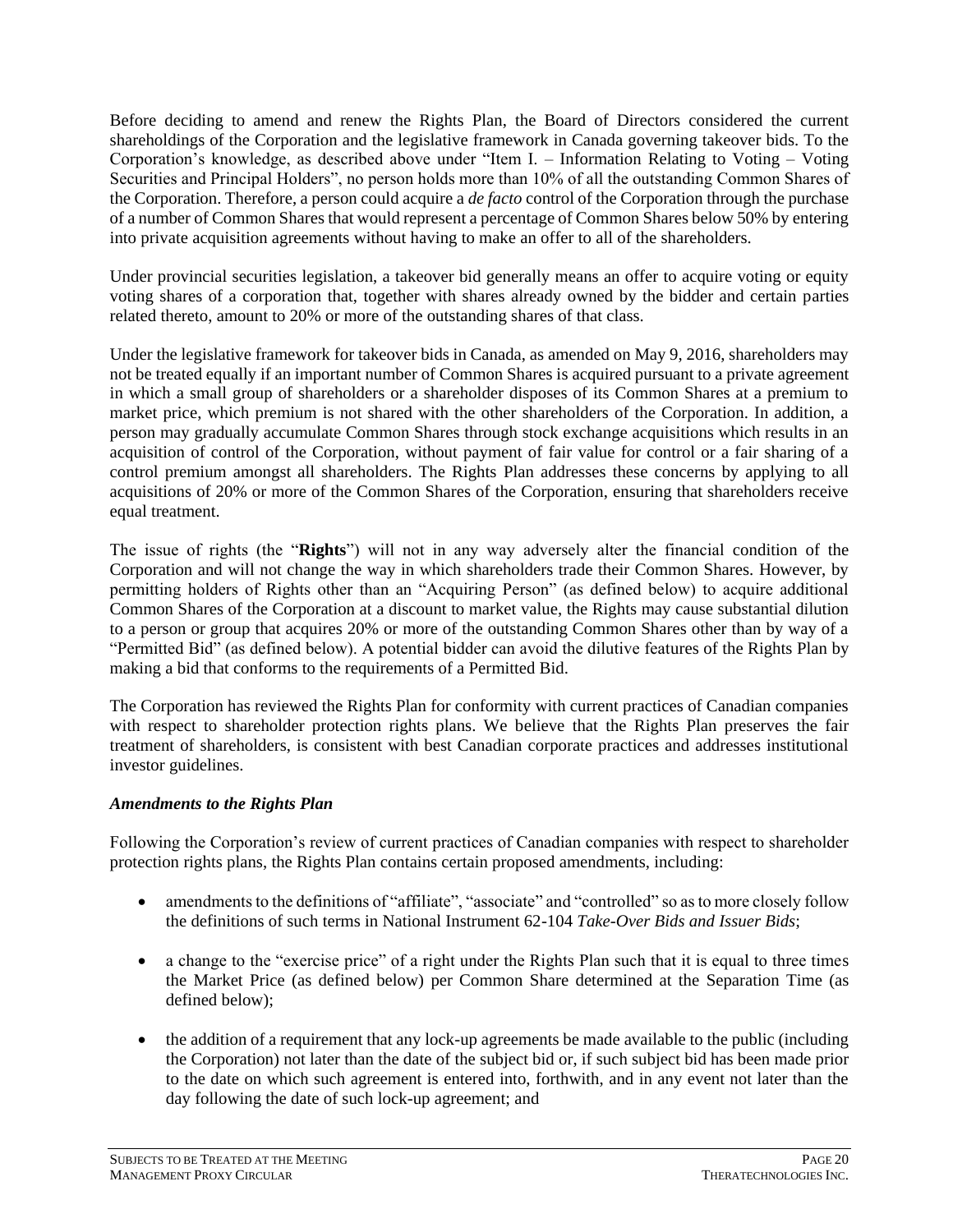Before deciding to amend and renew the Rights Plan, the Board of Directors considered the current shareholdings of the Corporation and the legislative framework in Canada governing takeover bids. To the Corporation's knowledge, as described above under "Item I. – Information Relating to Voting – Voting Securities and Principal Holders", no person holds more than 10% of all the outstanding Common Shares of the Corporation. Therefore, a person could acquire a *de facto* control of the Corporation through the purchase of a number of Common Shares that would represent a percentage of Common Shares below 50% by entering into private acquisition agreements without having to make an offer to all of the shareholders.

Under provincial securities legislation, a takeover bid generally means an offer to acquire voting or equity voting shares of a corporation that, together with shares already owned by the bidder and certain parties related thereto, amount to 20% or more of the outstanding shares of that class.

Under the legislative framework for takeover bids in Canada, as amended on May 9, 2016, shareholders may not be treated equally if an important number of Common Shares is acquired pursuant to a private agreement in which a small group of shareholders or a shareholder disposes of its Common Shares at a premium to market price, which premium is not shared with the other shareholders of the Corporation. In addition, a person may gradually accumulate Common Shares through stock exchange acquisitions which results in an acquisition of control of the Corporation, without payment of fair value for control or a fair sharing of a control premium amongst all shareholders. The Rights Plan addresses these concerns by applying to all acquisitions of 20% or more of the Common Shares of the Corporation, ensuring that shareholders receive equal treatment.

The issue of rights (the "**Rights**") will not in any way adversely alter the financial condition of the Corporation and will not change the way in which shareholders trade their Common Shares. However, by permitting holders of Rights other than an "Acquiring Person" (as defined below) to acquire additional Common Shares of the Corporation at a discount to market value, the Rights may cause substantial dilution to a person or group that acquires 20% or more of the outstanding Common Shares other than by way of a "Permitted Bid" (as defined below). A potential bidder can avoid the dilutive features of the Rights Plan by making a bid that conforms to the requirements of a Permitted Bid.

The Corporation has reviewed the Rights Plan for conformity with current practices of Canadian companies with respect to shareholder protection rights plans. We believe that the Rights Plan preserves the fair treatment of shareholders, is consistent with best Canadian corporate practices and addresses institutional investor guidelines.

### *Amendments to the Rights Plan*

Following the Corporation's review of current practices of Canadian companies with respect to shareholder protection rights plans, the Rights Plan contains certain proposed amendments, including:

- amendments to the definitions of "affiliate", "associate" and "controlled" so as to more closely follow the definitions of such terms in National Instrument 62-104 *Take-Over Bids and Issuer Bids*;
- a change to the "exercise price" of a right under the Rights Plan such that it is equal to three times the Market Price (as defined below) per Common Share determined at the Separation Time (as defined below);
- the addition of a requirement that any lock-up agreements be made available to the public (including the Corporation) not later than the date of the subject bid or, if such subject bid has been made prior to the date on which such agreement is entered into, forthwith, and in any event not later than the day following the date of such lock-up agreement; and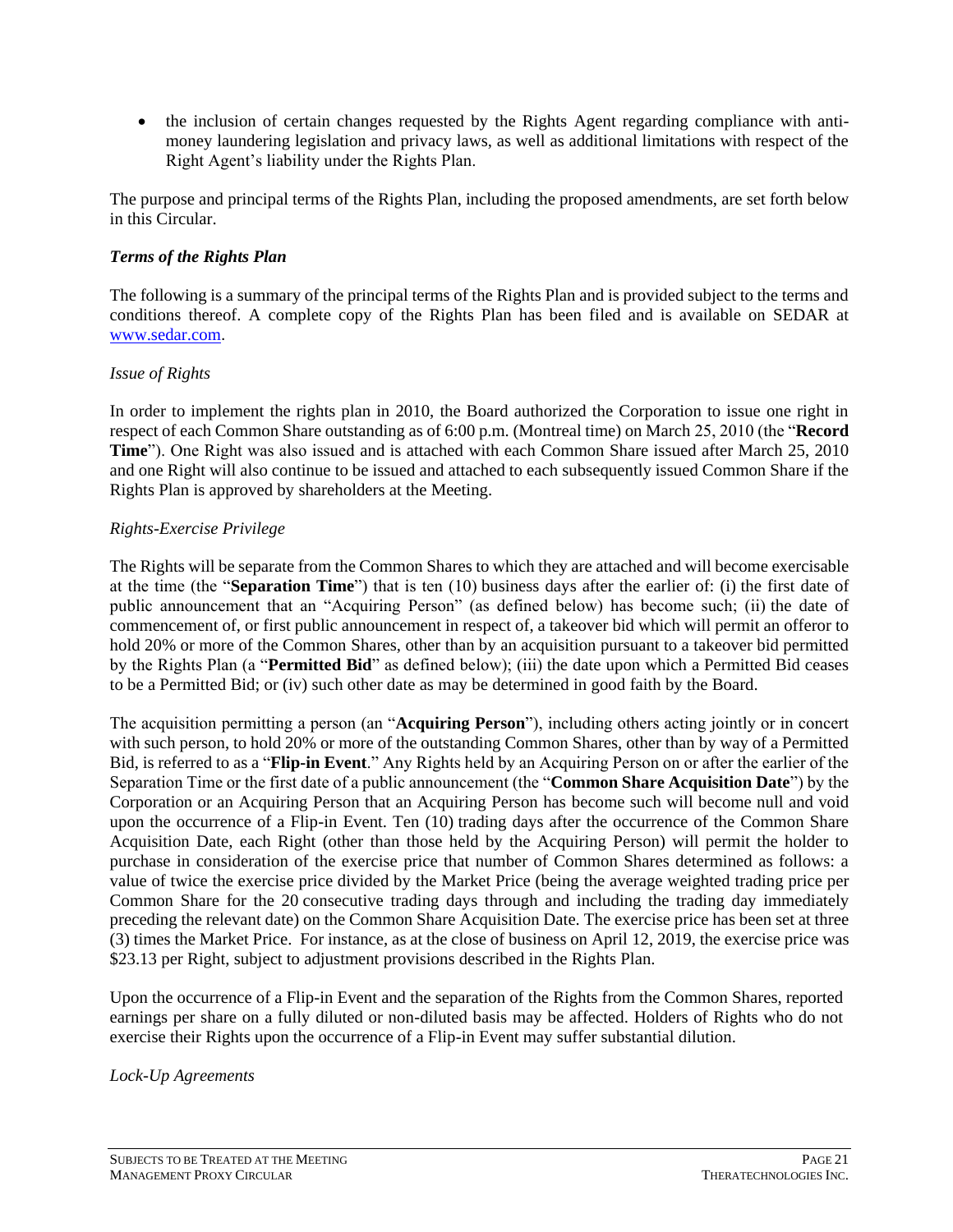- the inclusion of certain changes requested by the Rights Agent regarding compliance with anti-money laundering legislation and privacy laws, as well as additional limitations with respect of the Right Agent's liability under the Rights Plan.

The purpose and principal terms of the Rights Plan, including the proposed amendments, are set forth below in this Circular.

***Terms of the Rights Plan***

The following is a summary of the principal terms of the Rights Plan and is provided subject to the terms and conditions thereof. A complete copy of the Rights Plan has been filed and is available on SEDAR at [www.sedar.com](http://www.sedar.com).

*Issue of Rights*

In order to implement the rights plan in 2010, the Board authorized the Corporation to issue one right in respect of each Common Share outstanding as of 6:00 p.m. (Montreal time) on March 25, 2010 (the "**Record Time**"). One Right was also issued and is attached with each Common Share issued after March 25, 2010 and one Right will also continue to be issued and attached to each subsequently issued Common Share if the Rights Plan is approved by shareholders at the Meeting.

*Rights-Exercise Privilege*

The Rights will be separate from the Common Shares to which they are attached and will become exercisable at the time (the "**Separation Time**") that is ten (10) business days after the earlier of: (i) the first date of public announcement that an "Acquiring Person" (as defined below) has become such; (ii) the date of commencement of, or first public announcement in respect of, a takeover bid which will permit an offeror to hold 20% or more of the Common Shares, other than by an acquisition pursuant to a takeover bid permitted by the Rights Plan (a "**Permitted Bid**" as defined below); (iii) the date upon which a Permitted Bid ceases to be a Permitted Bid; or (iv) such other date as may be determined in good faith by the Board.

The acquisition permitting a person (an "**Acquiring Person**"), including others acting jointly or in concert with such person, to hold 20% or more of the outstanding Common Shares, other than by way of a Permitted Bid, is referred to as a "**Flip-in Event**." Any Rights held by an Acquiring Person on or after the earlier of the Separation Time or the first date of a public announcement (the "**Common Share Acquisition Date**") by the Corporation or an Acquiring Person that an Acquiring Person has become such will become null and void upon the occurrence of a Flip-in Event. Ten (10) trading days after the occurrence of the Common Share Acquisition Date, each Right (other than those held by the Acquiring Person) will permit the holder to purchase in consideration of the exercise price that number of Common Shares determined as follows: a value of twice the exercise price divided by the Market Price (being the average weighted trading price per Common Share for the 20 consecutive trading days through and including the trading day immediately preceding the relevant date) on the Common Share Acquisition Date. The exercise price has been set at three (3) times the Market Price. For instance, as at the close of business on April 12, 2019, the exercise price was \$23.13 per Right, subject to adjustment provisions described in the Rights Plan.

Upon the occurrence of a Flip-in Event and the separation of the Rights from the Common Shares, reported earnings per share on a fully diluted or non-diluted basis may be affected. Holders of Rights who do not exercise their Rights upon the occurrence of a Flip-in Event may suffer substantial dilution.

*Lock-Up Agreements*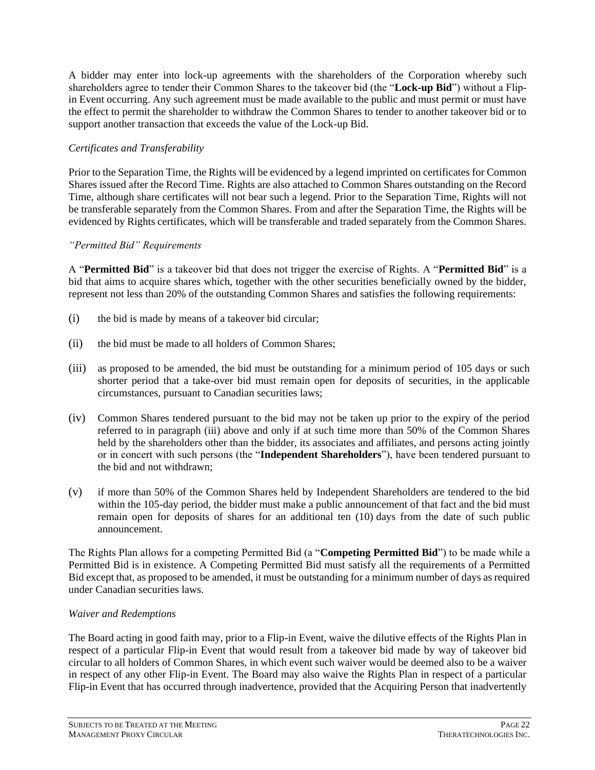A bidder may enter into lock-up agreements with the shareholders of the Corporation whereby such shareholders agree to tender their Common Shares to the takeover bid (the "**Lock-up Bid**") without a Flip-in Event occurring. Any such agreement must be made available to the public and must permit or must have the effect to permit the shareholder to withdraw the Common Shares to tender to another takeover bid or to support another transaction that exceeds the value of the Lock-up Bid.

*Certificates and Transferability*

Prior to the Separation Time, the Rights will be evidenced by a legend imprinted on certificates for Common Shares issued after the Record Time. Rights are also attached to Common Shares outstanding on the Record Time, although share certificates will not bear such a legend. Prior to the Separation Time, Rights will not be transferable separately from the Common Shares. From and after the Separation Time, the Rights will be evidenced by Rights certificates, which will be transferable and traded separately from the Common Shares.

*"Permitted Bid" Requirements*

A "**Permitted Bid**" is a takeover bid that does not trigger the exercise of Rights. A "**Permitted Bid**" is a bid that aims to acquire shares which, together with the other securities beneficially owned by the bidder, represent not less than 20% of the outstanding Common Shares and satisfies the following requirements:

(i) the bid is made by means of a takeover bid circular;

(ii) the bid must be made to all holders of Common Shares;

(iii) as proposed to be amended, the bid must be outstanding for a minimum period of 105 days or such shorter period that a take-over bid must remain open for deposits of securities, in the applicable circumstances, pursuant to Canadian securities laws;

(iv) Common Shares tendered pursuant to the bid may not be taken up prior to the expiry of the period referred to in paragraph (iii) above and only if at such time more than 50% of the Common Shares held by the shareholders other than the bidder, its associates and affiliates, and persons acting jointly or in concert with such persons (the "**Independent Shareholders**"), have been tendered pursuant to the bid and not withdrawn;

(v) if more than 50% of the Common Shares held by Independent Shareholders are tendered to the bid within the 105-day period, the bidder must make a public announcement of that fact and the bid must remain open for deposits of shares for an additional ten (10) days from the date of such public announcement.

The Rights Plan allows for a competing Permitted Bid (a "**Competing Permitted Bid**") to be made while a Permitted Bid is in existence. A Competing Permitted Bid must satisfy all the requirements of a Permitted Bid except that, as proposed to be amended, it must be outstanding for a minimum number of days as required under Canadian securities laws.

*Waiver and Redemptions*

The Board acting in good faith may, prior to a Flip-in Event, waive the dilutive effects of the Rights Plan in respect of a particular Flip-in Event that would result from a takeover bid made by way of takeover bid circular to all holders of Common Shares, in which event such waiver would be deemed also to be a waiver in respect of any other Flip-in Event. The Board may also waive the Rights Plan in respect of a particular Flip-in Event that has occurred through inadvertence, provided that the Acquiring Person that inadvertently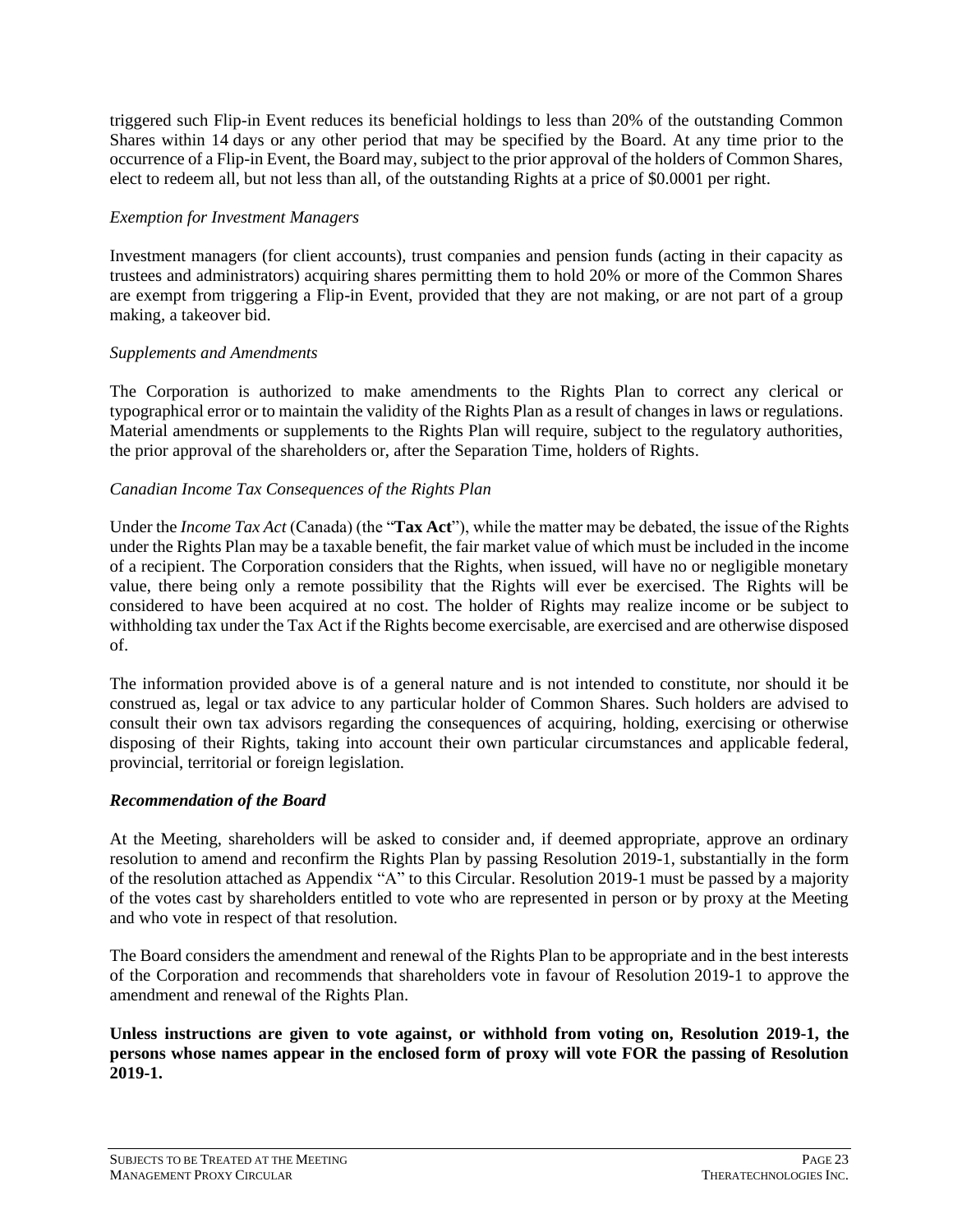triggered such Flip-in Event reduces its beneficial holdings to less than 20% of the outstanding Common Shares within 14 days or any other period that may be specified by the Board. At any time prior to the occurrence of a Flip-in Event, the Board may, subject to the prior approval of the holders of Common Shares, elect to redeem all, but not less than all, of the outstanding Rights at a price of $0.0001 per right.

*Exemption for Investment Managers*

Investment managers (for client accounts), trust companies and pension funds (acting in their capacity as trustees and administrators) acquiring shares permitting them to hold 20% or more of the Common Shares are exempt from triggering a Flip-in Event, provided that they are not making, or are not part of a group making, a takeover bid.

*Supplements and Amendments*

The Corporation is authorized to make amendments to the Rights Plan to correct any clerical or typographical error or to maintain the validity of the Rights Plan as a result of changes in laws or regulations. Material amendments or supplements to the Rights Plan will require, subject to the regulatory authorities, the prior approval of the shareholders or, after the Separation Time, holders of Rights.

*Canadian Income Tax Consequences of the Rights Plan*

Under the *Income Tax Act* (Canada) (the "**Tax Act**"), while the matter may be debated, the issue of the Rights under the Rights Plan may be a taxable benefit, the fair market value of which must be included in the income of a recipient. The Corporation considers that the Rights, when issued, will have no or negligible monetary value, there being only a remote possibility that the Rights will ever be exercised. The Rights will be considered to have been acquired at no cost. The holder of Rights may realize income or be subject to withholding tax under the Tax Act if the Rights become exercisable, are exercised and are otherwise disposed of.

The information provided above is of a general nature and is not intended to constitute, nor should it be construed as, legal or tax advice to any particular holder of Common Shares. Such holders are advised to consult their own tax advisors regarding the consequences of acquiring, holding, exercising or otherwise disposing of their Rights, taking into account their own particular circumstances and applicable federal, provincial, territorial or foreign legislation.

***Recommendation of the Board***

At the Meeting, shareholders will be asked to consider and, if deemed appropriate, approve an ordinary resolution to amend and reconfirm the Rights Plan by passing Resolution 2019-1, substantially in the form of the resolution attached as Appendix "A" to this Circular. Resolution 2019-1 must be passed by a majority of the votes cast by shareholders entitled to vote who are represented in person or by proxy at the Meeting and who vote in respect of that resolution.

The Board considers the amendment and renewal of the Rights Plan to be appropriate and in the best interests of the Corporation and recommends that shareholders vote in favour of Resolution 2019-1 to approve the amendment and renewal of the Rights Plan.

**Unless instructions are given to vote against, or withhold from voting on, Resolution 2019-1, the persons whose names appear in the enclosed form of proxy will vote FOR the passing of Resolution 2019-1.**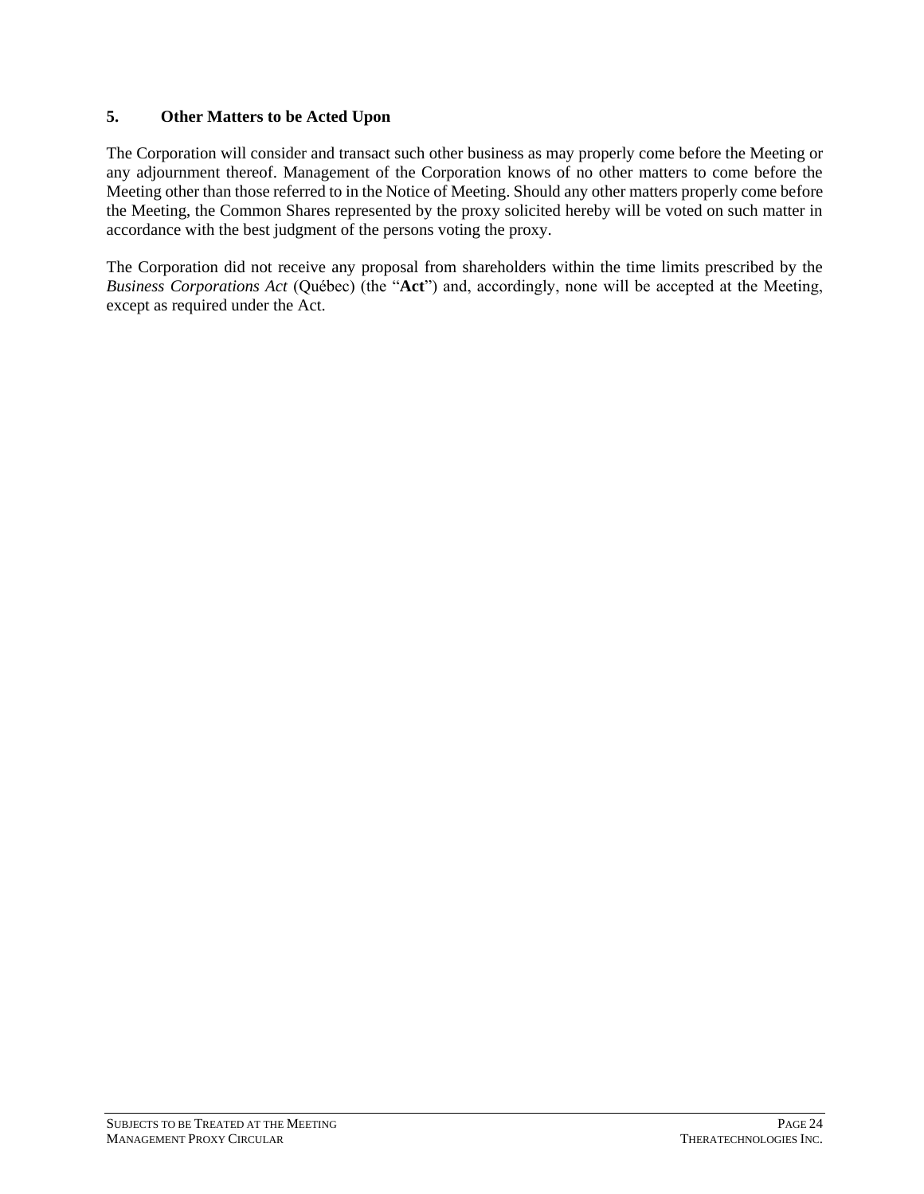## 5. Other Matters to be Acted Upon

The Corporation will consider and transact such other business as may properly come before the Meeting or any adjournment thereof. Management of the Corporation knows of no other matters to come before the Meeting other than those referred to in the Notice of Meeting. Should any other matters properly come before the Meeting, the Common Shares represented by the proxy solicited hereby will be voted on such matter in accordance with the best judgment of the persons voting the proxy.

The Corporation did not receive any proposal from shareholders within the time limits prescribed by the *Business Corporations Act* (Québec) (the "**Act**") and, accordingly, none will be accepted at the Meeting, except as required under the Act.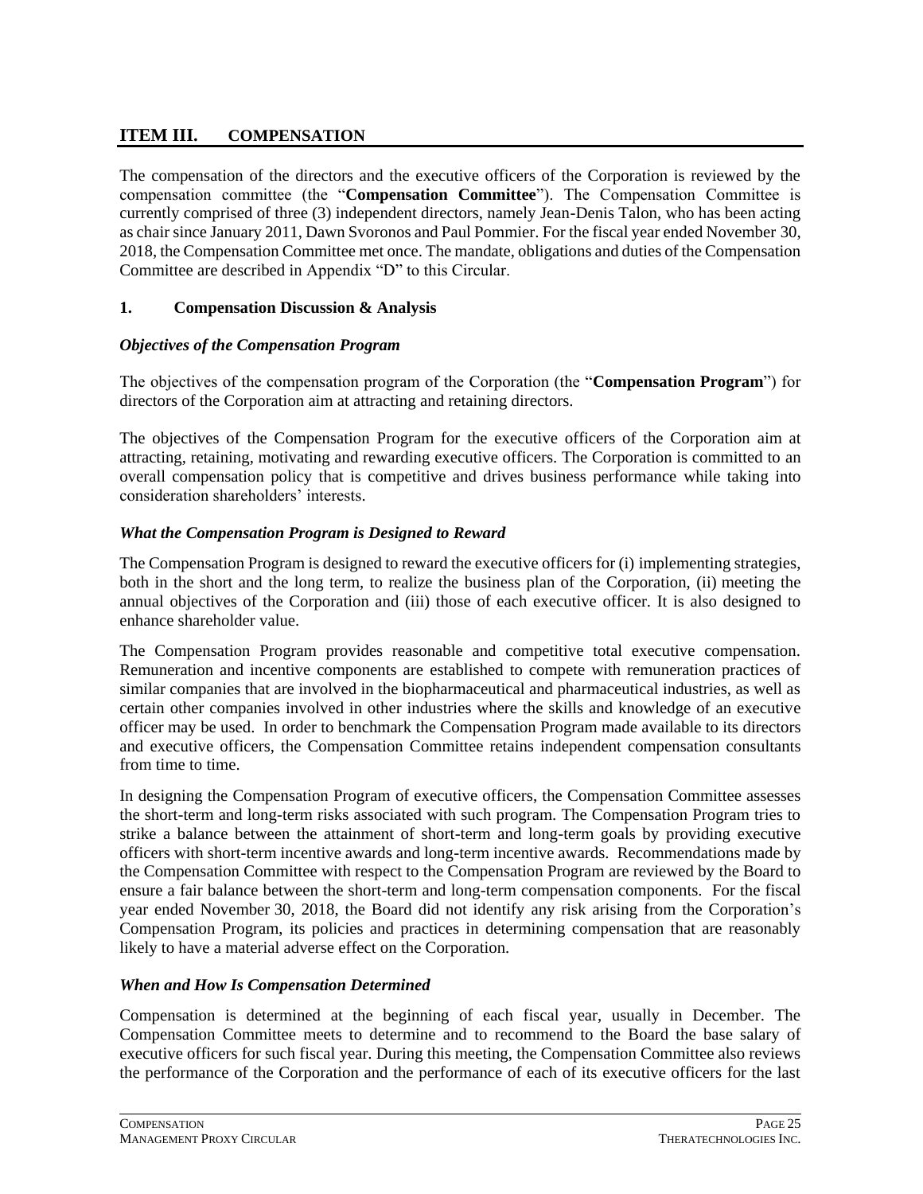## ITEM III. COMPENSATION

The compensation of the directors and the executive officers of the Corporation is reviewed by the compensation committee (the "**Compensation Committee**"). The Compensation Committee is currently comprised of three (3) independent directors, namely Jean-Denis Talon, who has been acting as chair since January 2011, Dawn Svoronos and Paul Pommier. For the fiscal year ended November 30, 2018, the Compensation Committee met once. The mandate, obligations and duties of the Compensation Committee are described in Appendix "D" to this Circular.

### 1. Compensation Discussion & Analysis

#### *Objectives of the Compensation Program*

The objectives of the compensation program of the Corporation (the "**Compensation Program**") for directors of the Corporation aim at attracting and retaining directors.

The objectives of the Compensation Program for the executive officers of the Corporation aim at attracting, retaining, motivating and rewarding executive officers. The Corporation is committed to an overall compensation policy that is competitive and drives business performance while taking into consideration shareholders' interests.

#### *What the Compensation Program is Designed to Reward*

The Compensation Program is designed to reward the executive officers for (i) implementing strategies, both in the short and the long term, to realize the business plan of the Corporation, (ii) meeting the annual objectives of the Corporation and (iii) those of each executive officer. It is also designed to enhance shareholder value.

The Compensation Program provides reasonable and competitive total executive compensation. Remuneration and incentive components are established to compete with remuneration practices of similar companies that are involved in the biopharmaceutical and pharmaceutical industries, as well as certain other companies involved in other industries where the skills and knowledge of an executive officer may be used. In order to benchmark the Compensation Program made available to its directors and executive officers, the Compensation Committee retains independent compensation consultants from time to time.

In designing the Compensation Program of executive officers, the Compensation Committee assesses the short-term and long-term risks associated with such program. The Compensation Program tries to strike a balance between the attainment of short-term and long-term goals by providing executive officers with short-term incentive awards and long-term incentive awards. Recommendations made by the Compensation Committee with respect to the Compensation Program are reviewed by the Board to ensure a fair balance between the short-term and long-term compensation components. For the fiscal year ended November 30, 2018, the Board did not identify any risk arising from the Corporation's Compensation Program, its policies and practices in determining compensation that are reasonably likely to have a material adverse effect on the Corporation.

#### *When and How Is Compensation Determined*

Compensation is determined at the beginning of each fiscal year, usually in December. The Compensation Committee meets to determine and to recommend to the Board the base salary of executive officers for such fiscal year. During this meeting, the Compensation Committee also reviews the performance of the Corporation and the performance of each of its executive officers for the last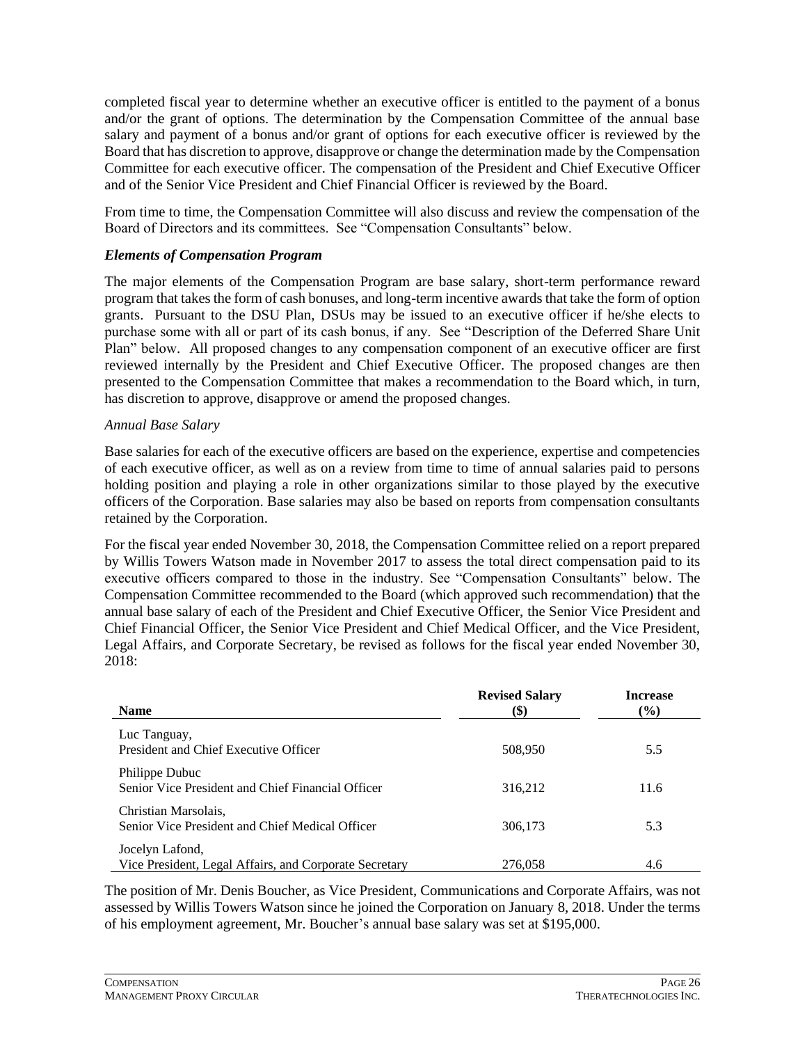completed fiscal year to determine whether an executive officer is entitled to the payment of a bonus and/or the grant of options. The determination by the Compensation Committee of the annual base salary and payment of a bonus and/or grant of options for each executive officer is reviewed by the Board that has discretion to approve, disapprove or change the determination made by the Compensation Committee for each executive officer. The compensation of the President and Chief Executive Officer and of the Senior Vice President and Chief Financial Officer is reviewed by the Board.

From time to time, the Compensation Committee will also discuss and review the compensation of the Board of Directors and its committees. See "Compensation Consultants" below.

### *Elements of Compensation Program*

The major elements of the Compensation Program are base salary, short-term performance reward program that takes the form of cash bonuses, and long-term incentive awards that take the form of option grants. Pursuant to the DSU Plan, DSUs may be issued to an executive officer if he/she elects to purchase some with all or part of its cash bonus, if any. See "Description of the Deferred Share Unit Plan" below. All proposed changes to any compensation component of an executive officer are first reviewed internally by the President and Chief Executive Officer. The proposed changes are then presented to the Compensation Committee that makes a recommendation to the Board which, in turn, has discretion to approve, disapprove or amend the proposed changes.

*Annual Base Salary*

Base salaries for each of the executive officers are based on the experience, expertise and competencies of each executive officer, as well as on a review from time to time of annual salaries paid to persons holding position and playing a role in other organizations similar to those played by the executive officers of the Corporation. Base salaries may also be based on reports from compensation consultants retained by the Corporation.

For the fiscal year ended November 30, 2018, the Compensation Committee relied on a report prepared by Willis Towers Watson made in November 2017 to assess the total direct compensation paid to its executive officers compared to those in the industry. See "Compensation Consultants" below. The Compensation Committee recommended to the Board (which approved such recommendation) that the annual base salary of each of the President and Chief Executive Officer, the Senior Vice President and Chief Financial Officer, the Senior Vice President and Chief Medical Officer, and the Vice President, Legal Affairs, and Corporate Secretary, be revised as follows for the fiscal year ended November 30, 2018:

| Name | Revised Salary ($) | Increase (%) |
|---|---|---|
| Luc Tanguay, President and Chief Executive Officer | 508,950 | 5.5 |
| Philippe Dubuc Senior Vice President and Chief Financial Officer | 316,212 | 11.6 |
| Christian Marsolais, Senior Vice President and Chief Medical Officer | 306,173 | 5.3 |
| Jocelyn Lafond, Vice President, Legal Affairs, and Corporate Secretary | 276,058 | 4.6 |

The position of Mr. Denis Boucher, as Vice President, Communications and Corporate Affairs, was not assessed by Willis Towers Watson since he joined the Corporation on January 8, 2018. Under the terms of his employment agreement, Mr. Boucher's annual base salary was set at $195,000.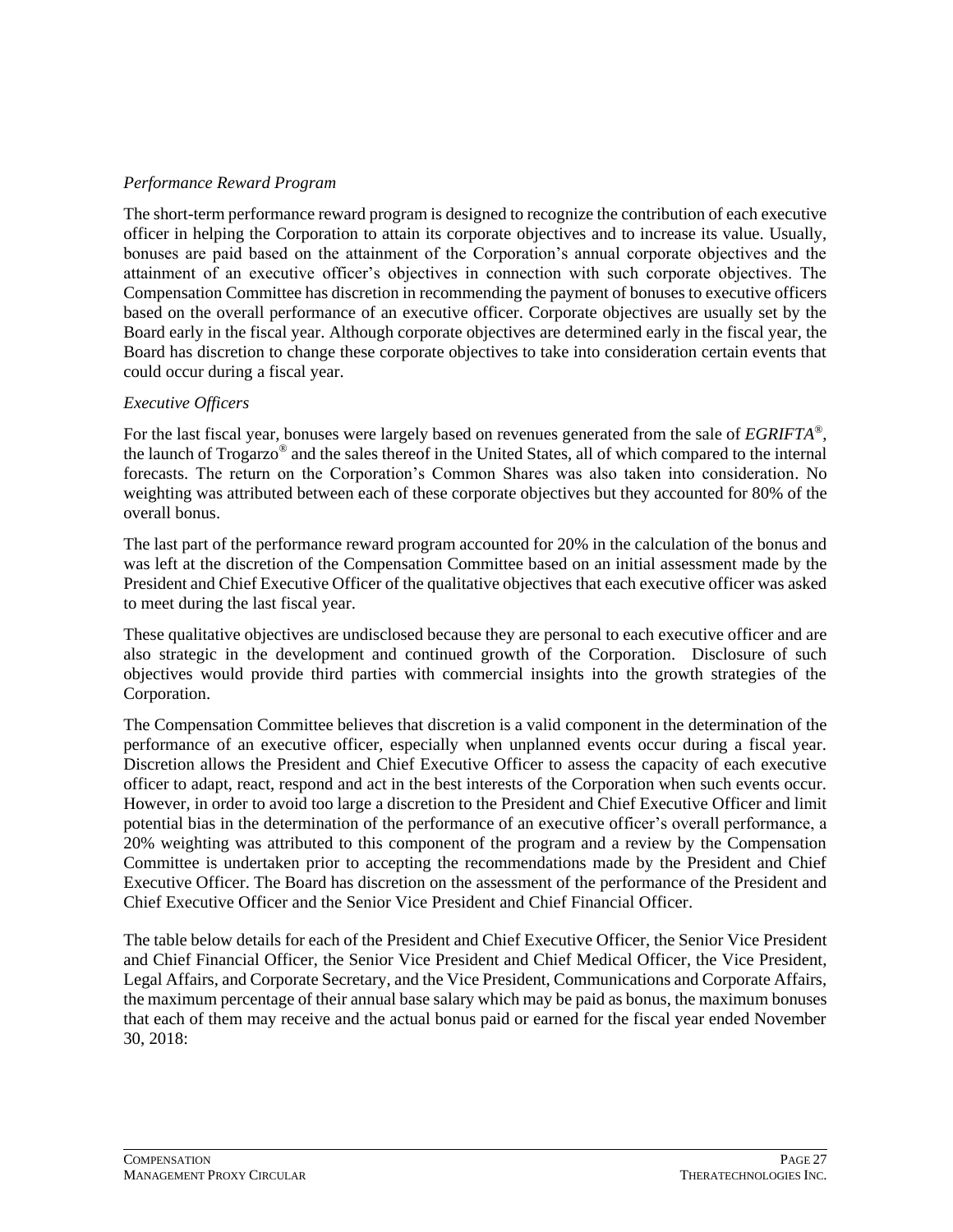*Performance Reward Program*

The short-term performance reward program is designed to recognize the contribution of each executive officer in helping the Corporation to attain its corporate objectives and to increase its value. Usually, bonuses are paid based on the attainment of the Corporation's annual corporate objectives and the attainment of an executive officer's objectives in connection with such corporate objectives. The Compensation Committee has discretion in recommending the payment of bonuses to executive officers based on the overall performance of an executive officer. Corporate objectives are usually set by the Board early in the fiscal year. Although corporate objectives are determined early in the fiscal year, the Board has discretion to change these corporate objectives to take into consideration certain events that could occur during a fiscal year.

*Executive Officers*

For the last fiscal year, bonuses were largely based on revenues generated from the sale of *EGRIFTA*®, the launch of Trogarzo® and the sales thereof in the United States, all of which compared to the internal forecasts. The return on the Corporation's Common Shares was also taken into consideration. No weighting was attributed between each of these corporate objectives but they accounted for 80% of the overall bonus.

The last part of the performance reward program accounted for 20% in the calculation of the bonus and was left at the discretion of the Compensation Committee based on an initial assessment made by the President and Chief Executive Officer of the qualitative objectives that each executive officer was asked to meet during the last fiscal year.

These qualitative objectives are undisclosed because they are personal to each executive officer and are also strategic in the development and continued growth of the Corporation. Disclosure of such objectives would provide third parties with commercial insights into the growth strategies of the Corporation.

The Compensation Committee believes that discretion is a valid component in the determination of the performance of an executive officer, especially when unplanned events occur during a fiscal year. Discretion allows the President and Chief Executive Officer to assess the capacity of each executive officer to adapt, react, respond and act in the best interests of the Corporation when such events occur. However, in order to avoid too large a discretion to the President and Chief Executive Officer and limit potential bias in the determination of the performance of an executive officer's overall performance, a 20% weighting was attributed to this component of the program and a review by the Compensation Committee is undertaken prior to accepting the recommendations made by the President and Chief Executive Officer. The Board has discretion on the assessment of the performance of the President and Chief Executive Officer and the Senior Vice President and Chief Financial Officer.

The table below details for each of the President and Chief Executive Officer, the Senior Vice President and Chief Financial Officer, the Senior Vice President and Chief Medical Officer, the Vice President, Legal Affairs, and Corporate Secretary, and the Vice President, Communications and Corporate Affairs, the maximum percentage of their annual base salary which may be paid as bonus, the maximum bonuses that each of them may receive and the actual bonus paid or earned for the fiscal year ended November 30, 2018: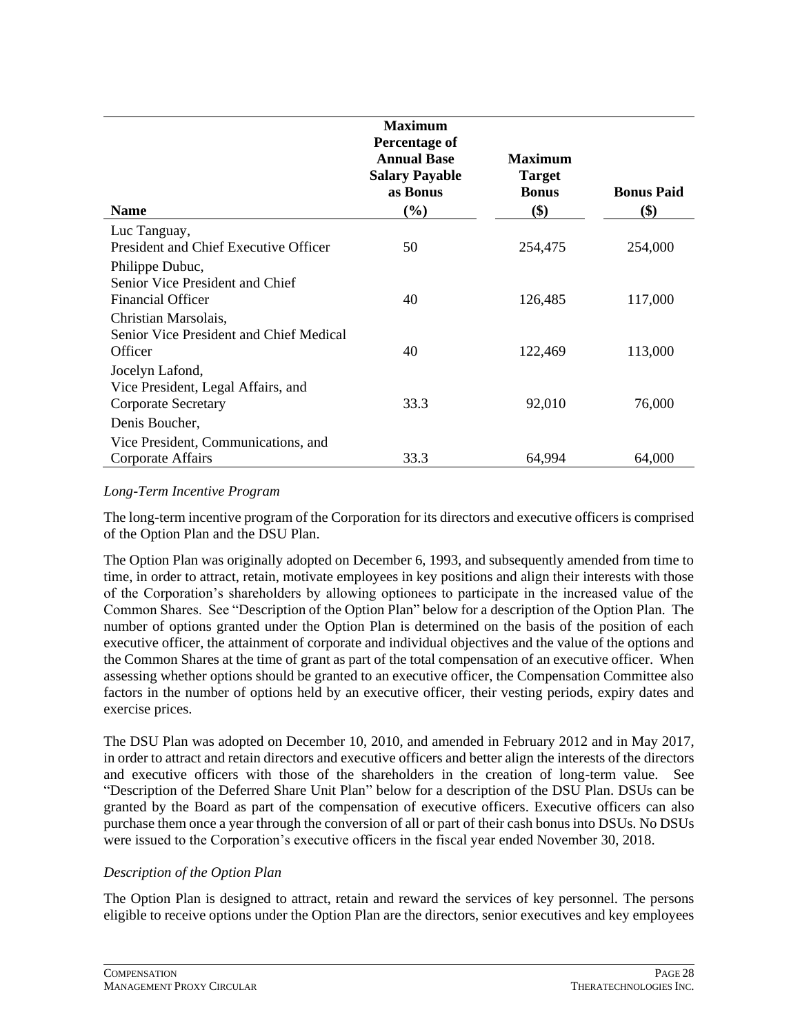| Name | Maximum Percentage of Annual Base Salary Payable as Bonus (%) | Maximum Target Bonus ($) | Bonus Paid ($) |
|---|---|---|---|
| Luc Tanguay, President and Chief Executive Officer | 50 | 254,475 | 254,000 |
| Philippe Dubuc, Senior Vice President and Chief Financial Officer | 40 | 126,485 | 117,000 |
| Christian Marsolais, Senior Vice President and Chief Medical Officer | 40 | 122,469 | 113,000 |
| Jocelyn Lafond, Vice President, Legal Affairs, and Corporate Secretary | 33.3 | 92,010 | 76,000 |
| Denis Boucher, Vice President, Communications, and Corporate Affairs | 33.3 | 64,994 | 64,000 |

*Long-Term Incentive Program*

The long-term incentive program of the Corporation for its directors and executive officers is comprised of the Option Plan and the DSU Plan.

The Option Plan was originally adopted on December 6, 1993, and subsequently amended from time to time, in order to attract, retain, motivate employees in key positions and align their interests with those of the Corporation's shareholders by allowing optionees to participate in the increased value of the Common Shares. See "Description of the Option Plan" below for a description of the Option Plan. The number of options granted under the Option Plan is determined on the basis of the position of each executive officer, the attainment of corporate and individual objectives and the value of the options and the Common Shares at the time of grant as part of the total compensation of an executive officer. When assessing whether options should be granted to an executive officer, the Compensation Committee also factors in the number of options held by an executive officer, their vesting periods, expiry dates and exercise prices.

The DSU Plan was adopted on December 10, 2010, and amended in February 2012 and in May 2017, in order to attract and retain directors and executive officers and better align the interests of the directors and executive officers with those of the shareholders in the creation of long-term value. See "Description of the Deferred Share Unit Plan" below for a description of the DSU Plan. DSUs can be granted by the Board as part of the compensation of executive officers. Executive officers can also purchase them once a year through the conversion of all or part of their cash bonus into DSUs. No DSUs were issued to the Corporation's executive officers in the fiscal year ended November 30, 2018.

*Description of the Option Plan*

The Option Plan is designed to attract, retain and reward the services of key personnel. The persons eligible to receive options under the Option Plan are the directors, senior executives and key employees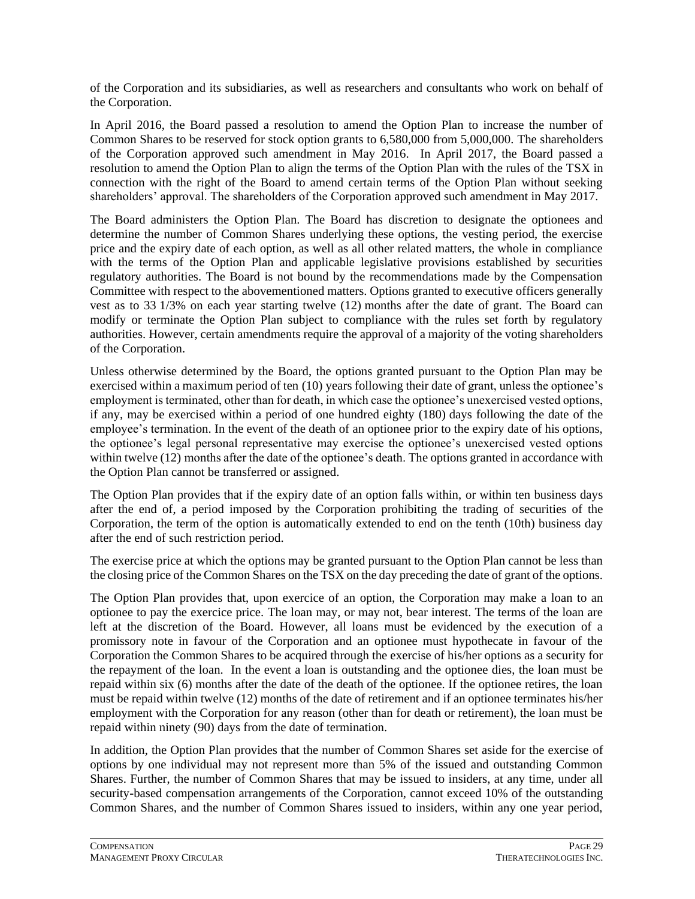of the Corporation and its subsidiaries, as well as researchers and consultants who work on behalf of the Corporation.

In April 2016, the Board passed a resolution to amend the Option Plan to increase the number of Common Shares to be reserved for stock option grants to 6,580,000 from 5,000,000. The shareholders of the Corporation approved such amendment in May 2016. In April 2017, the Board passed a resolution to amend the Option Plan to align the terms of the Option Plan with the rules of the TSX in connection with the right of the Board to amend certain terms of the Option Plan without seeking shareholders' approval. The shareholders of the Corporation approved such amendment in May 2017.

The Board administers the Option Plan. The Board has discretion to designate the optionees and determine the number of Common Shares underlying these options, the vesting period, the exercise price and the expiry date of each option, as well as all other related matters, the whole in compliance with the terms of the Option Plan and applicable legislative provisions established by securities regulatory authorities. The Board is not bound by the recommendations made by the Compensation Committee with respect to the abovementioned matters. Options granted to executive officers generally vest as to 33 1/3% on each year starting twelve (12) months after the date of grant. The Board can modify or terminate the Option Plan subject to compliance with the rules set forth by regulatory authorities. However, certain amendments require the approval of a majority of the voting shareholders of the Corporation.

Unless otherwise determined by the Board, the options granted pursuant to the Option Plan may be exercised within a maximum period of ten (10) years following their date of grant, unless the optionee's employment is terminated, other than for death, in which case the optionee's unexercised vested options, if any, may be exercised within a period of one hundred eighty (180) days following the date of the employee's termination. In the event of the death of an optionee prior to the expiry date of his options, the optionee's legal personal representative may exercise the optionee's unexercised vested options within twelve (12) months after the date of the optionee's death. The options granted in accordance with the Option Plan cannot be transferred or assigned.

The Option Plan provides that if the expiry date of an option falls within, or within ten business days after the end of, a period imposed by the Corporation prohibiting the trading of securities of the Corporation, the term of the option is automatically extended to end on the tenth (10th) business day after the end of such restriction period.

The exercise price at which the options may be granted pursuant to the Option Plan cannot be less than the closing price of the Common Shares on the TSX on the day preceding the date of grant of the options.

The Option Plan provides that, upon exercice of an option, the Corporation may make a loan to an optionee to pay the exercice price. The loan may, or may not, bear interest. The terms of the loan are left at the discretion of the Board. However, all loans must be evidenced by the execution of a promissory note in favour of the Corporation and an optionee must hypothecate in favour of the Corporation the Common Shares to be acquired through the exercise of his/her options as a security for the repayment of the loan. In the event a loan is outstanding and the optionee dies, the loan must be repaid within six (6) months after the date of the death of the optionee. If the optionee retires, the loan must be repaid within twelve (12) months of the date of retirement and if an optionee terminates his/her employment with the Corporation for any reason (other than for death or retirement), the loan must be repaid within ninety (90) days from the date of termination.

In addition, the Option Plan provides that the number of Common Shares set aside for the exercise of options by one individual may not represent more than 5% of the issued and outstanding Common Shares. Further, the number of Common Shares that may be issued to insiders, at any time, under all security-based compensation arrangements of the Corporation, cannot exceed 10% of the outstanding Common Shares, and the number of Common Shares issued to insiders, within any one year period,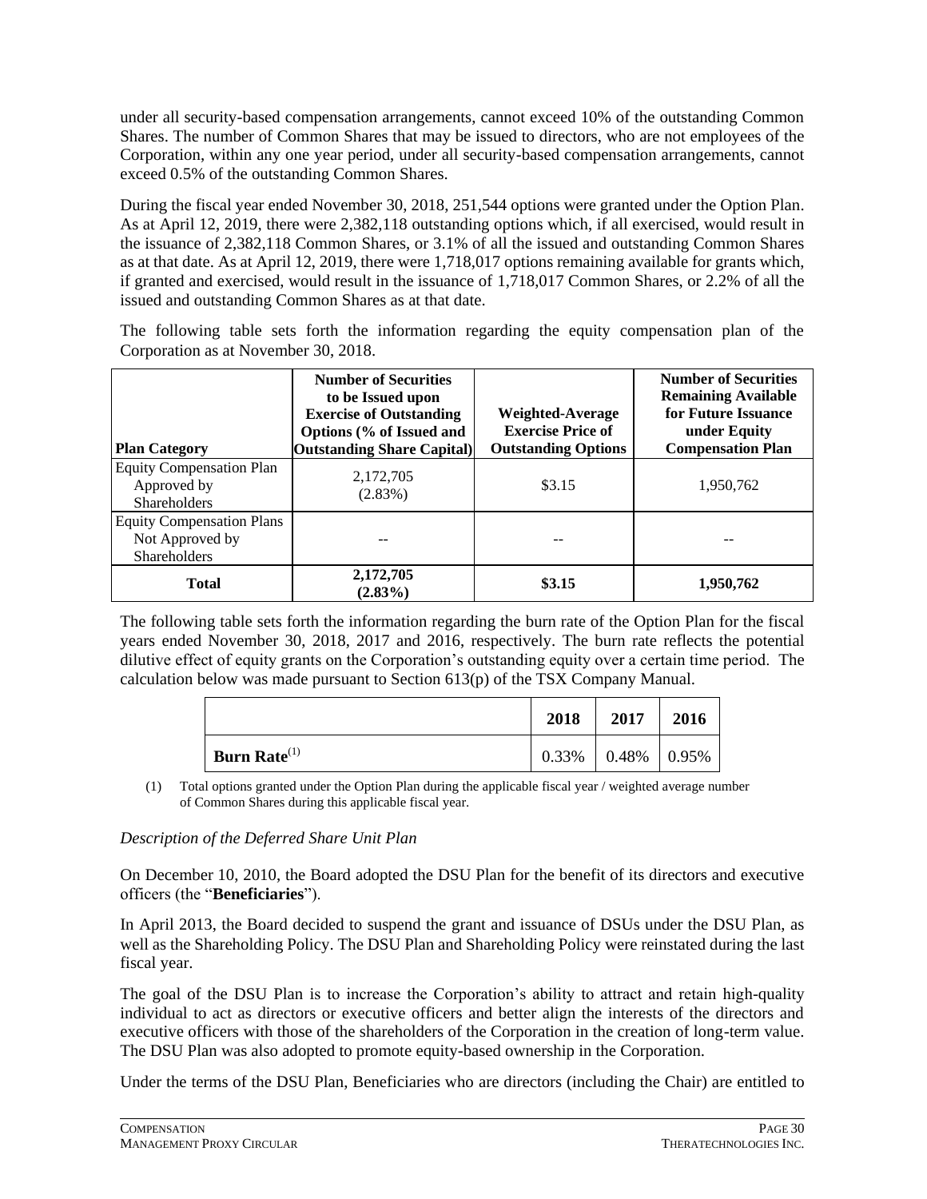under all security-based compensation arrangements, cannot exceed 10% of the outstanding Common Shares. The number of Common Shares that may be issued to directors, who are not employees of the Corporation, within any one year period, under all security-based compensation arrangements, cannot exceed 0.5% of the outstanding Common Shares.

During the fiscal year ended November 30, 2018, 251,544 options were granted under the Option Plan. As at April 12, 2019, there were 2,382,118 outstanding options which, if all exercised, would result in the issuance of 2,382,118 Common Shares, or 3.1% of all the issued and outstanding Common Shares as at that date. As at April 12, 2019, there were 1,718,017 options remaining available for grants which, if granted and exercised, would result in the issuance of 1,718,017 Common Shares, or 2.2% of all the issued and outstanding Common Shares as at that date.

The following table sets forth the information regarding the equity compensation plan of the Corporation as at November 30, 2018.

| Plan Category | Number of Securities to be Issued upon Exercise of Outstanding Options (% of Issued and Outstanding Share Capital) | Weighted-Average Exercise Price of Outstanding Options | Number of Securities Remaining Available for Future Issuance under Equity Compensation Plan |
|---|---|---|---|
| Equity Compensation Plan Approved by Shareholders | 2,172,705 (2.83%) | $3.15 | 1,950,762 |
| Equity Compensation Plans Not Approved by Shareholders | -- | -- | -- |
| **Total** | **2,172,705 (2.83%)** | **$3.15** | **1,950,762** |

The following table sets forth the information regarding the burn rate of the Option Plan for the fiscal years ended November 30, 2018, 2017 and 2016, respectively. The burn rate reflects the potential dilutive effect of equity grants on the Corporation's outstanding equity over a certain time period. The calculation below was made pursuant to Section 613(p) of the TSX Company Manual.

| | 2018 | 2017 | 2016 |
|---|---|---|---|
| **Burn Rate**[(1)] | 0.33% | 0.48% | 0.95% |

(1) Total options granted under the Option Plan during the applicable fiscal year / weighted average number of Common Shares during this applicable fiscal year.

*Description of the Deferred Share Unit Plan*

On December 10, 2010, the Board adopted the DSU Plan for the benefit of its directors and executive officers (the "**Beneficiaries**").

In April 2013, the Board decided to suspend the grant and issuance of DSUs under the DSU Plan, as well as the Shareholding Policy. The DSU Plan and Shareholding Policy were reinstated during the last fiscal year.

The goal of the DSU Plan is to increase the Corporation's ability to attract and retain high-quality individual to act as directors or executive officers and better align the interests of the directors and executive officers with those of the shareholders of the Corporation in the creation of long-term value. The DSU Plan was also adopted to promote equity-based ownership in the Corporation.

Under the terms of the DSU Plan, Beneficiaries who are directors (including the Chair) are entitled to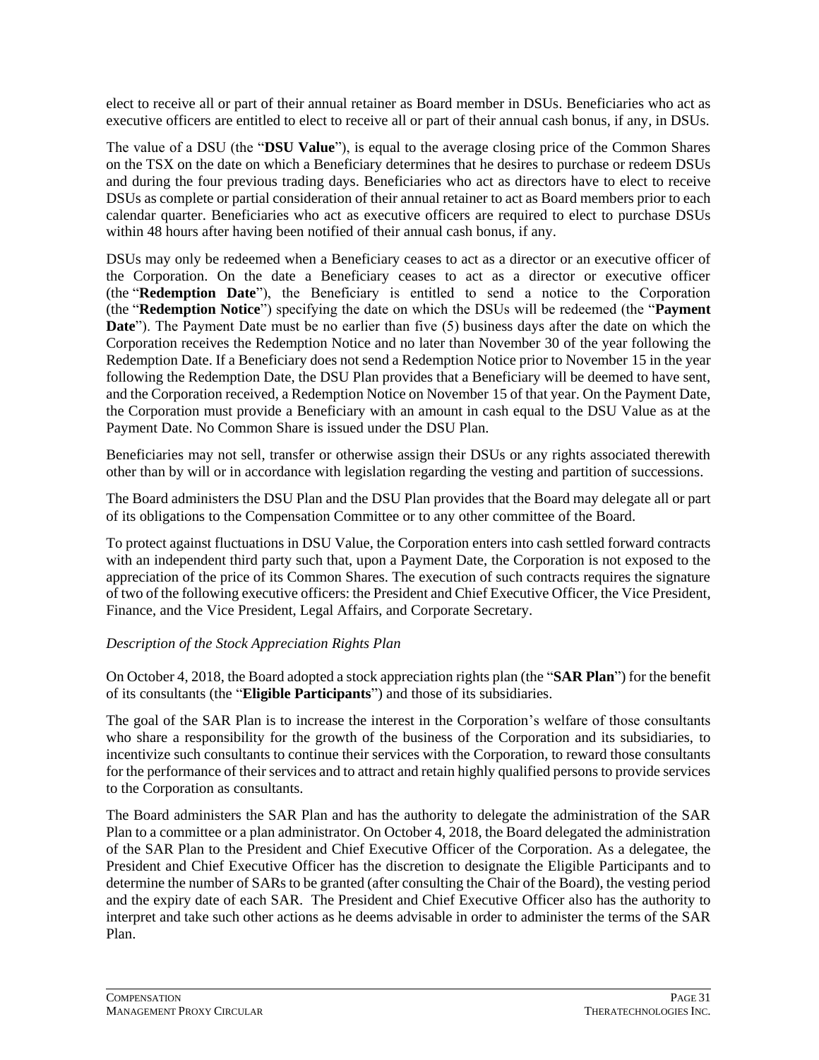elect to receive all or part of their annual retainer as Board member in DSUs. Beneficiaries who act as executive officers are entitled to elect to receive all or part of their annual cash bonus, if any, in DSUs.

The value of a DSU (the "**DSU Value**"), is equal to the average closing price of the Common Shares on the TSX on the date on which a Beneficiary determines that he desires to purchase or redeem DSUs and during the four previous trading days. Beneficiaries who act as directors have to elect to receive DSUs as complete or partial consideration of their annual retainer to act as Board members prior to each calendar quarter. Beneficiaries who act as executive officers are required to elect to purchase DSUs within 48 hours after having been notified of their annual cash bonus, if any.

DSUs may only be redeemed when a Beneficiary ceases to act as a director or an executive officer of the Corporation. On the date a Beneficiary ceases to act as a director or executive officer (the "**Redemption Date**"), the Beneficiary is entitled to send a notice to the Corporation (the "**Redemption Notice**") specifying the date on which the DSUs will be redeemed (the "**Payment Date**"). The Payment Date must be no earlier than five (5) business days after the date on which the Corporation receives the Redemption Notice and no later than November 30 of the year following the Redemption Date. If a Beneficiary does not send a Redemption Notice prior to November 15 in the year following the Redemption Date, the DSU Plan provides that a Beneficiary will be deemed to have sent, and the Corporation received, a Redemption Notice on November 15 of that year. On the Payment Date, the Corporation must provide a Beneficiary with an amount in cash equal to the DSU Value as at the Payment Date. No Common Share is issued under the DSU Plan.

Beneficiaries may not sell, transfer or otherwise assign their DSUs or any rights associated therewith other than by will or in accordance with legislation regarding the vesting and partition of successions.

The Board administers the DSU Plan and the DSU Plan provides that the Board may delegate all or part of its obligations to the Compensation Committee or to any other committee of the Board.

To protect against fluctuations in DSU Value, the Corporation enters into cash settled forward contracts with an independent third party such that, upon a Payment Date, the Corporation is not exposed to the appreciation of the price of its Common Shares. The execution of such contracts requires the signature of two of the following executive officers: the President and Chief Executive Officer, the Vice President, Finance, and the Vice President, Legal Affairs, and Corporate Secretary.

*Description of the Stock Appreciation Rights Plan*

On October 4, 2018, the Board adopted a stock appreciation rights plan (the "**SAR Plan**") for the benefit of its consultants (the "**Eligible Participants**") and those of its subsidiaries.

The goal of the SAR Plan is to increase the interest in the Corporation's welfare of those consultants who share a responsibility for the growth of the business of the Corporation and its subsidiaries, to incentivize such consultants to continue their services with the Corporation, to reward those consultants for the performance of their services and to attract and retain highly qualified persons to provide services to the Corporation as consultants.

The Board administers the SAR Plan and has the authority to delegate the administration of the SAR Plan to a committee or a plan administrator. On October 4, 2018, the Board delegated the administration of the SAR Plan to the President and Chief Executive Officer of the Corporation. As a delegatee, the President and Chief Executive Officer has the discretion to designate the Eligible Participants and to determine the number of SARs to be granted (after consulting the Chair of the Board), the vesting period and the expiry date of each SAR. The President and Chief Executive Officer also has the authority to interpret and take such other actions as he deems advisable in order to administer the terms of the SAR Plan.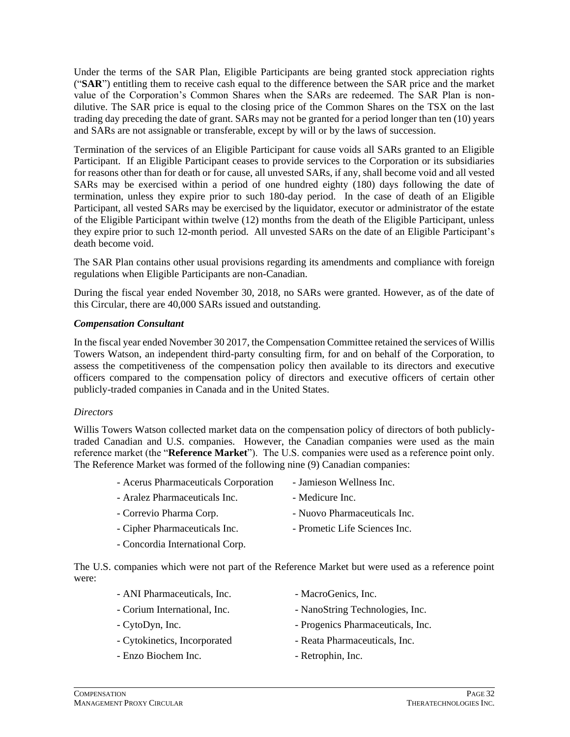Under the terms of the SAR Plan, Eligible Participants are being granted stock appreciation rights ("**SAR**") entitling them to receive cash equal to the difference between the SAR price and the market value of the Corporation's Common Shares when the SARs are redeemed. The SAR Plan is non-dilutive. The SAR price is equal to the closing price of the Common Shares on the TSX on the last trading day preceding the date of grant. SARs may not be granted for a period longer than ten (10) years and SARs are not assignable or transferable, except by will or by the laws of succession.

Termination of the services of an Eligible Participant for cause voids all SARs granted to an Eligible Participant. If an Eligible Participant ceases to provide services to the Corporation or its subsidiaries for reasons other than for death or for cause, all unvested SARs, if any, shall become void and all vested SARs may be exercised within a period of one hundred eighty (180) days following the date of termination, unless they expire prior to such 180-day period. In the case of death of an Eligible Participant, all vested SARs may be exercised by the liquidator, executor or administrator of the estate of the Eligible Participant within twelve (12) months from the death of the Eligible Participant, unless they expire prior to such 12-month period. All unvested SARs on the date of an Eligible Participant's death become void.

The SAR Plan contains other usual provisions regarding its amendments and compliance with foreign regulations when Eligible Participants are non-Canadian.

During the fiscal year ended November 30, 2018, no SARs were granted. However, as of the date of this Circular, there are 40,000 SARs issued and outstanding.

***Compensation Consultant***

In the fiscal year ended November 30 2017, the Compensation Committee retained the services of Willis Towers Watson, an independent third-party consulting firm, for and on behalf of the Corporation, to assess the competitiveness of the compensation policy then available to its directors and executive officers compared to the compensation policy of directors and executive officers of certain other publicly-traded companies in Canada and in the United States.

*Directors*

Willis Towers Watson collected market data on the compensation policy of directors of both publicly-traded Canadian and U.S. companies. However, the Canadian companies were used as the main reference market (the "**Reference Market**"). The U.S. companies were used as a reference point only. The Reference Market was formed of the following nine (9) Canadian companies:

- Acerus Pharmaceuticals Corporation
- Aralez Pharmaceuticals Inc.
- Correvio Pharma Corp.
- Cipher Pharmaceuticals Inc.
- Concordia International Corp.
- Jamieson Wellness Inc.
- Medicure Inc.
- Nuovo Pharmaceuticals Inc.
- Prometic Life Sciences Inc.

The U.S. companies which were not part of the Reference Market but were used as a reference point were:

- ANI Pharmaceuticals, Inc.
- Corium International, Inc.
- CytoDyn, Inc.
- Cytokinetics, Incorporated
- Enzo Biochem Inc.
- MacroGenics, Inc.
- NanoString Technologies, Inc.
- Progenics Pharmaceuticals, Inc.
- Reata Pharmaceuticals, Inc.
- Retrophin, Inc.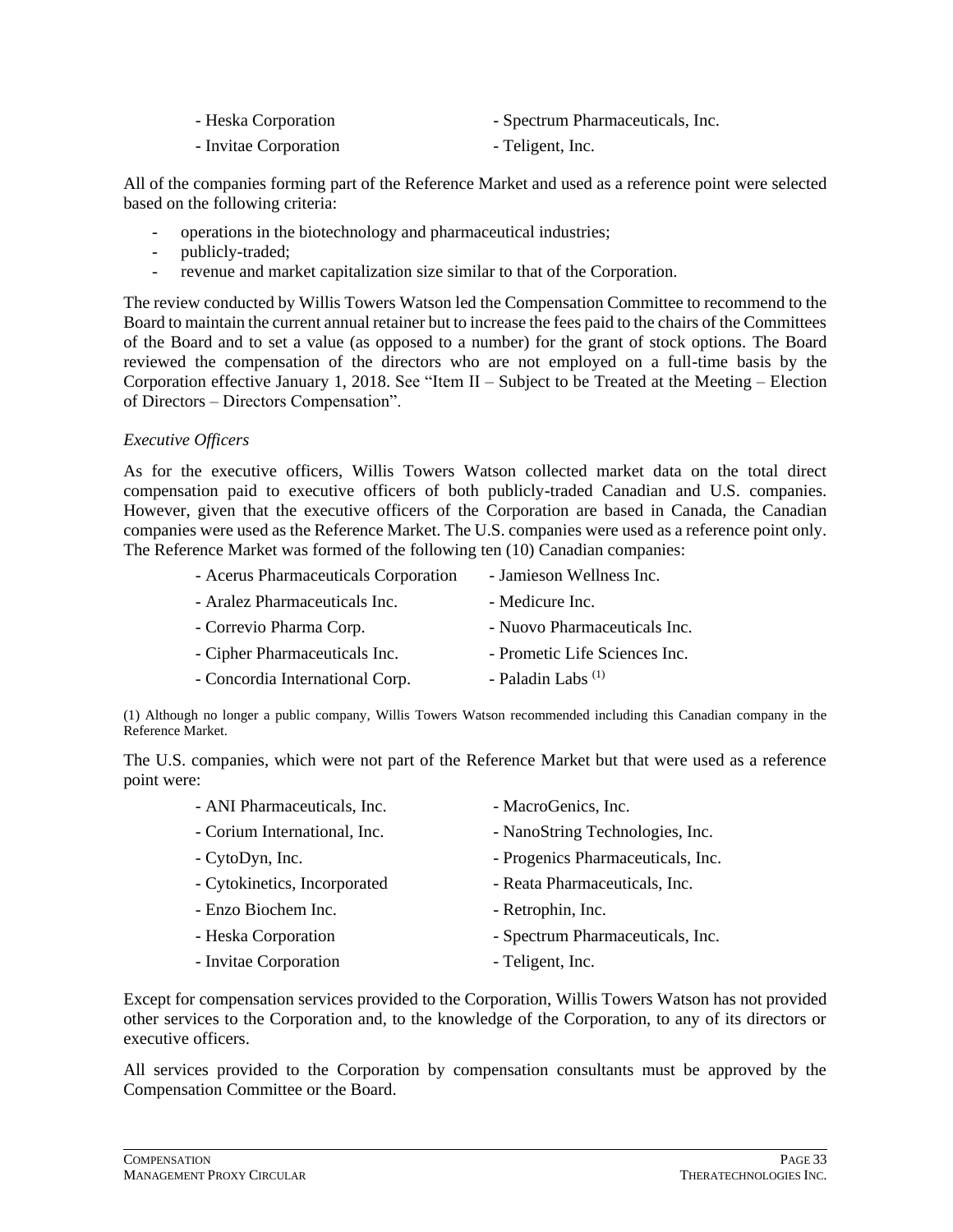- Heska Corporation
- Invitae Corporation
- Spectrum Pharmaceuticals, Inc.
- Teligent, Inc.

All of the companies forming part of the Reference Market and used as a reference point were selected based on the following criteria:

- operations in the biotechnology and pharmaceutical industries;
- publicly-traded;
- revenue and market capitalization size similar to that of the Corporation.

The review conducted by Willis Towers Watson led the Compensation Committee to recommend to the Board to maintain the current annual retainer but to increase the fees paid to the chairs of the Committees of the Board and to set a value (as opposed to a number) for the grant of stock options. The Board reviewed the compensation of the directors who are not employed on a full-time basis by the Corporation effective January 1, 2018. See "Item II – Subject to be Treated at the Meeting – Election of Directors – Directors Compensation".

*Executive Officers*

As for the executive officers, Willis Towers Watson collected market data on the total direct compensation paid to executive officers of both publicly-traded Canadian and U.S. companies. However, given that the executive officers of the Corporation are based in Canada, the Canadian companies were used as the Reference Market. The U.S. companies were used as a reference point only. The Reference Market was formed of the following ten (10) Canadian companies:

- Acerus Pharmaceuticals Corporation
- Aralez Pharmaceuticals Inc.
- Correvio Pharma Corp.
- Cipher Pharmaceuticals Inc.
- Concordia International Corp.
- Jamieson Wellness Inc.
- Medicure Inc.
- Nuovo Pharmaceuticals Inc.
- Prometic Life Sciences Inc.
- Paladin Labs [(1)]

(1) Although no longer a public company, Willis Towers Watson recommended including this Canadian company in the Reference Market.

The U.S. companies, which were not part of the Reference Market but that were used as a reference point were:

- ANI Pharmaceuticals, Inc.
- Corium International, Inc.
- CytoDyn, Inc.
- Cytokinetics, Incorporated
- Enzo Biochem Inc.
- Heska Corporation
- Invitae Corporation
- MacroGenics, Inc.
- NanoString Technologies, Inc.
- Progenics Pharmaceuticals, Inc.
- Reata Pharmaceuticals, Inc.
- Retrophin, Inc.
- Spectrum Pharmaceuticals, Inc.
- Teligent, Inc.

Except for compensation services provided to the Corporation, Willis Towers Watson has not provided other services to the Corporation and, to the knowledge of the Corporation, to any of its directors or executive officers.

All services provided to the Corporation by compensation consultants must be approved by the Compensation Committee or the Board.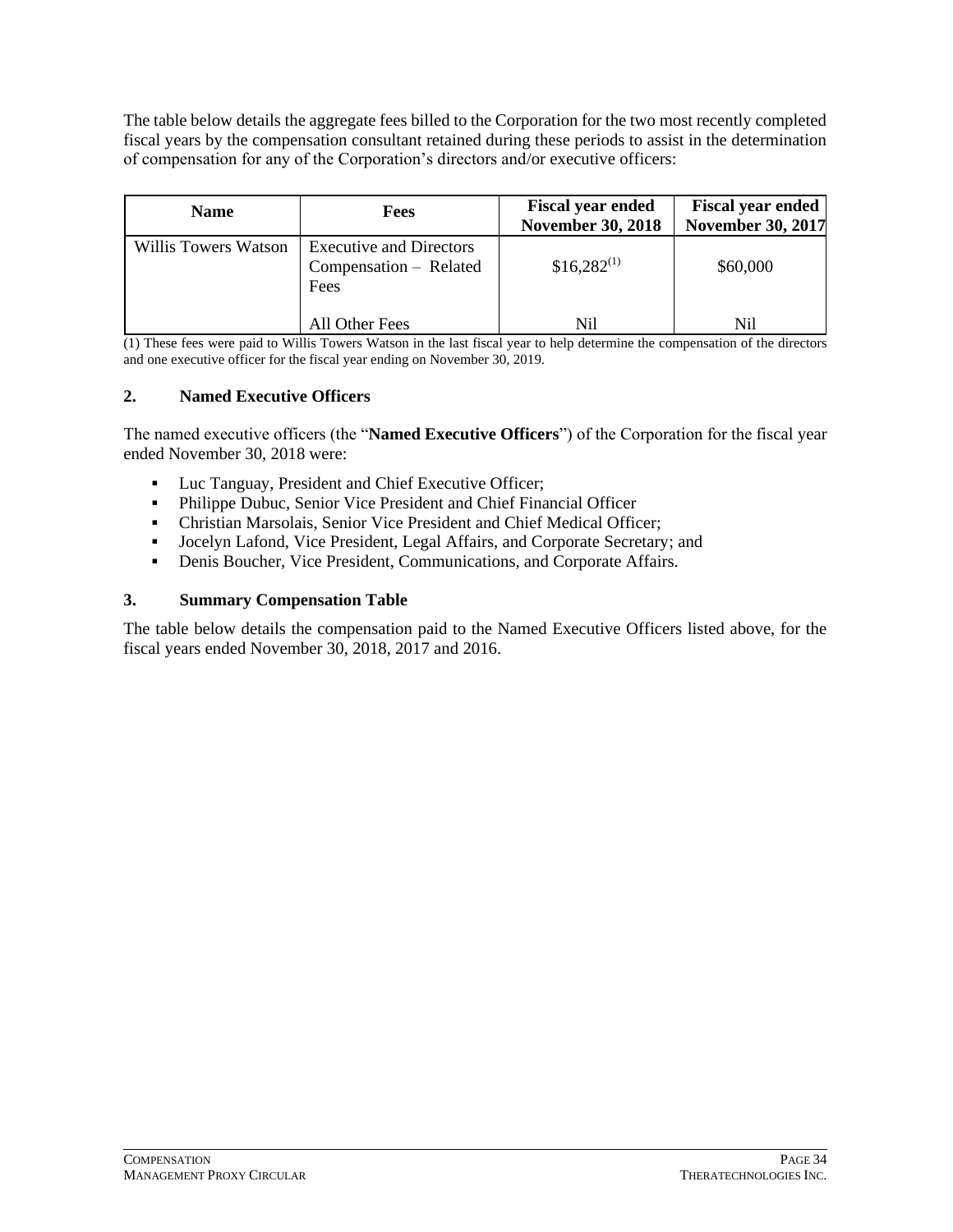The table below details the aggregate fees billed to the Corporation for the two most recently completed fiscal years by the compensation consultant retained during these periods to assist in the determination of compensation for any of the Corporation's directors and/or executive officers:

| Name | Fees | Fiscal year ended November 30, 2018 | Fiscal year ended November 30, 2017 |
|---|---|---|---|
| Willis Towers Watson | Executive and Directors Compensation – Related Fees | $16,282(1) | $60,000 |
| | All Other Fees | Nil | Nil |

(1) These fees were paid to Willis Towers Watson in the last fiscal year to help determine the compensation of the directors and one executive officer for the fiscal year ending on November 30, 2019.

### 2. Named Executive Officers

The named executive officers (the "**Named Executive Officers**") of the Corporation for the fiscal year ended November 30, 2018 were:

- Luc Tanguay, President and Chief Executive Officer;
- Philippe Dubuc, Senior Vice President and Chief Financial Officer
- Christian Marsolais, Senior Vice President and Chief Medical Officer;
- Jocelyn Lafond, Vice President, Legal Affairs, and Corporate Secretary; and
- Denis Boucher, Vice President, Communications, and Corporate Affairs.

### 3. Summary Compensation Table

The table below details the compensation paid to the Named Executive Officers listed above, for the fiscal years ended November 30, 2018, 2017 and 2016.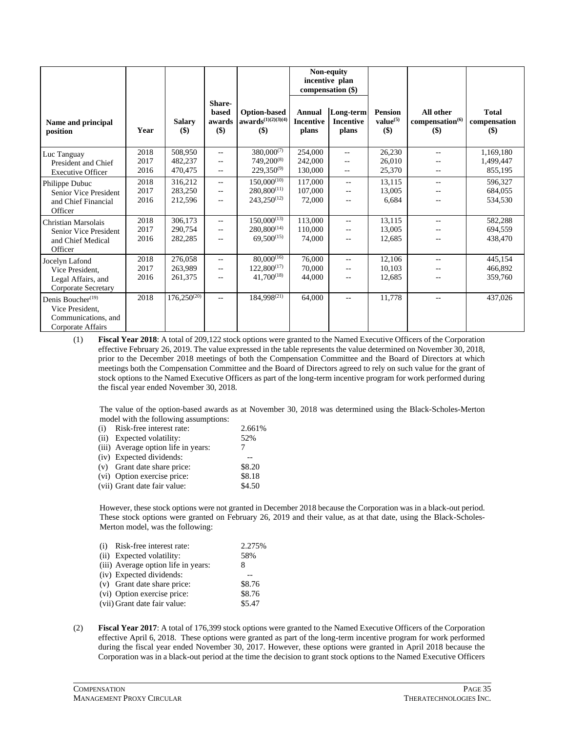| Name and principal position | Year | Salary ($) | Share-based awards ($) | Option-based awards[(1)(2)(3)(4)] ($) | Non-equity incentive plan compensation ($) | | Pension value[(5)] ($) | All other compensation[(6)] ($) | Total compensation ($) |
|---|---|---|---|---|---|---|---|---|---|
| | | | | | Annual Incentive plans | Long-term Incentive plans | | | |
| Luc Tanguay<br>President and Chief Executive Officer | 2018<br>2017<br>2016 | 508,950<br>482,237<br>470,475 | --<br>--<br>-- | 380,000[(7)]<br>749,200[(8)]<br>229,350[(9)] | 254,000<br>242,000<br>130,000 | --<br>--<br>-- | 26,230<br>26,010<br>25,370 | --<br>--<br>-- | 1,169,180<br>1,499,447<br>855,195 |
| Philippe Dubuc<br>Senior Vice President and Chief Financial Officer | 2018<br>2017<br>2016 | 316,212<br>283,250<br>212,596 | --<br>--<br>-- | 150,000[(10)]<br>280,800[(11)]<br>243,250[(12)] | 117,000<br>107,000<br>72,000 | --<br>--<br>-- | 13,115<br>13,005<br>6,684 | --<br>--<br>-- | 596,327<br>684,055<br>534,530 |
| Christian Marsolais<br>Senior Vice President and Chief Medical Officer | 2018<br>2017<br>2016 | 306,173<br>290,754<br>282,285 | --<br>--<br>-- | 150,000[(13)]<br>280,800[(14)]<br>69,500[(15)] | 113,000<br>110,000<br>74,000 | --<br>--<br>-- | 13,115<br>13,005<br>12,685 | --<br>--<br>-- | 582,288<br>694,559<br>438,470 |
| Jocelyn Lafond<br>Vice President, Legal Affairs, and Corporate Secretary | 2018<br>2017<br>2016 | 276,058<br>263,989<br>261,375 | --<br>--<br>-- | 80,000[(16)]<br>122,800[(17)]<br>41,700[(18)] | 76,000<br>70,000<br>44,000 | --<br>--<br>-- | 12,106<br>10,103<br>12,685 | --<br>--<br>-- | 445,154<br>466,892<br>359,760 |
| Denis Boucher[(19)]<br>Vice President, Communications, and Corporate Affairs | 2018 | 176,250[(20)] | -- | 184,998[(21)] | 64,000 | -- | 11,778 | -- | 437,026 |

(1) **Fiscal Year 2018**: A total of 209,122 stock options were granted to the Named Executive Officers of the Corporation effective February 26, 2019. The value expressed in the table represents the value determined on November 30, 2018, prior to the December 2018 meetings of both the Compensation Committee and the Board of Directors at which meetings both the Compensation Committee and the Board of Directors agreed to rely on such value for the grant of stock options to the Named Executive Officers as part of the long-term incentive program for work performed during the fiscal year ended November 30, 2018.

The value of the option-based awards as at November 30, 2018 was determined using the Black-Scholes-Merton model with the following assumptions:

| | |
|---|---|
| (i) Risk-free interest rate: | 2.661% |
| (ii) Expected volatility: | 52% |
| (iii) Average option life in years: | 7 |
| (iv) Expected dividends: | -- |
| (v) Grant date share price: | $8.20 |
| (vi) Option exercise price: | $8.18 |
| (vii) Grant date fair value: | $4.50 |

However, these stock options were not granted in December 2018 because the Corporation was in a black-out period. These stock options were granted on February 26, 2019 and their value, as at that date, using the Black-Scholes-Merton model, was the following:

| | |
|---|---|
| (i) Risk-free interest rate: | 2.275% |
| (ii) Expected volatility: | 58% |
| (iii) Average option life in years: | 8 |
| (iv) Expected dividends: | -- |
| (v) Grant date share price: | $8.76 |
| (vi) Option exercise price: | $8.76 |
| (vii) Grant date fair value: | $5.47 |

(2) **Fiscal Year 2017**: A total of 176,399 stock options were granted to the Named Executive Officers of the Corporation effective April 6, 2018. These options were granted as part of the long-term incentive program for work performed during the fiscal year ended November 30, 2017. However, these options were granted in April 2018 because the Corporation was in a black-out period at the time the decision to grant stock options to the Named Executive Officers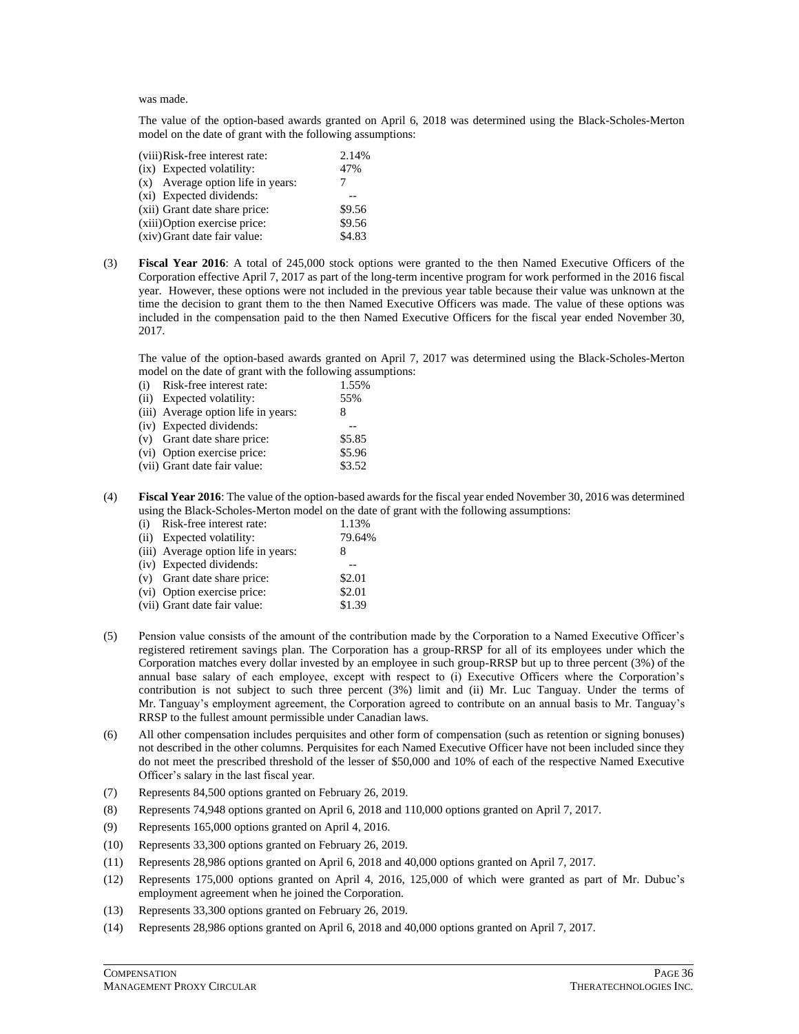was made.

The value of the option-based awards granted on April 6, 2018 was determined using the Black-Scholes-Merton model on the date of grant with the following assumptions:

| | |
|---|---|
| (viii) Risk-free interest rate: | 2.14% |
| (ix) Expected volatility: | 47% |
| (x) Average option life in years: | 7 |
| (xi) Expected dividends: | -- |
| (xii) Grant date share price: | $9.56 |
| (xiii) Option exercise price: | $9.56 |
| (xiv) Grant date fair value: | $4.83 |

(3) **Fiscal Year 2016**: A total of 245,000 stock options were granted to the then Named Executive Officers of the Corporation effective April 7, 2017 as part of the long-term incentive program for work performed in the 2016 fiscal year. However, these options were not included in the previous year table because their value was unknown at the time the decision to grant them to the then Named Executive Officers was made. The value of these options was included in the compensation paid to the then Named Executive Officers for the fiscal year ended November 30, 2017.

The value of the option-based awards granted on April 7, 2017 was determined using the Black-Scholes-Merton model on the date of grant with the following assumptions:

| | |
|---|---|
| (i) Risk-free interest rate: | 1.55% |
| (ii) Expected volatility: | 55% |
| (iii) Average option life in years: | 8 |
| (iv) Expected dividends: | -- |
| (v) Grant date share price: | $5.85 |
| (vi) Option exercise price: | $5.96 |
| (vii) Grant date fair value: | $3.52 |

(4) **Fiscal Year 2016**: The value of the option-based awards for the fiscal year ended November 30, 2016 was determined using the Black-Scholes-Merton model on the date of grant with the following assumptions:

| | |
|---|---|
| (i) Risk-free interest rate: | 1.13% |
| (ii) Expected volatility: | 79.64% |
| (iii) Average option life in years: | 8 |
| (iv) Expected dividends: | -- |
| (v) Grant date share price: | $2.01 |
| (vi) Option exercise price: | $2.01 |
| (vii) Grant date fair value: | $1.39 |

(5) Pension value consists of the amount of the contribution made by the Corporation to a Named Executive Officer's registered retirement savings plan. The Corporation has a group-RRSP for all of its employees under which the Corporation matches every dollar invested by an employee in such group-RRSP but up to three percent (3%) of the annual base salary of each employee, except with respect to (i) Executive Officers where the Corporation's contribution is not subject to such three percent (3%) limit and (ii) Mr. Luc Tanguay. Under the terms of Mr. Tanguay's employment agreement, the Corporation agreed to contribute on an annual basis to Mr. Tanguay's RRSP to the fullest amount permissible under Canadian laws.

(6) All other compensation includes perquisites and other form of compensation (such as retention or signing bonuses) not described in the other columns. Perquisites for each Named Executive Officer have not been included since they do not meet the prescribed threshold of the lesser of $50,000 and 10% of each of the respective Named Executive Officer's salary in the last fiscal year.

(7) Represents 84,500 options granted on February 26, 2019.

(8) Represents 74,948 options granted on April 6, 2018 and 110,000 options granted on April 7, 2017.

(9) Represents 165,000 options granted on April 4, 2016.

(10) Represents 33,300 options granted on February 26, 2019.

(11) Represents 28,986 options granted on April 6, 2018 and 40,000 options granted on April 7, 2017.

(12) Represents 175,000 options granted on April 4, 2016, 125,000 of which were granted as part of Mr. Dubuc's employment agreement when he joined the Corporation.

(13) Represents 33,300 options granted on February 26, 2019.

(14) Represents 28,986 options granted on April 6, 2018 and 40,000 options granted on April 7, 2017.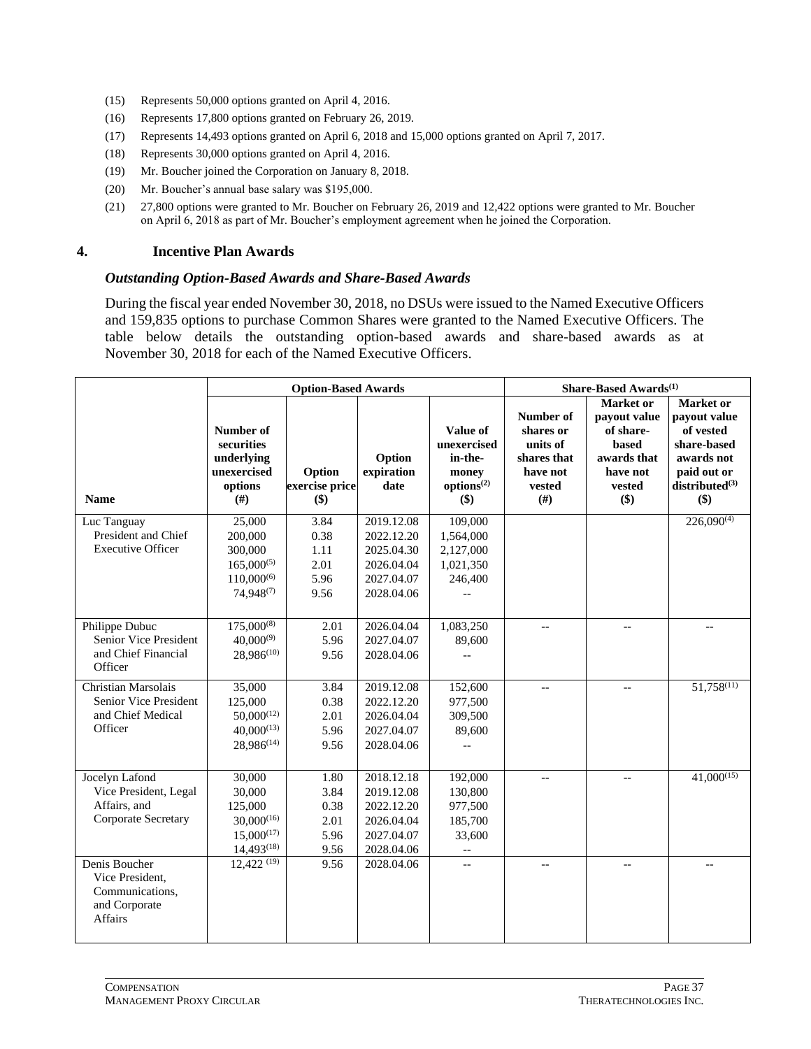(15) Represents 50,000 options granted on April 4, 2016.

(16) Represents 17,800 options granted on February 26, 2019.

(17) Represents 14,493 options granted on April 6, 2018 and 15,000 options granted on April 7, 2017.

(18) Represents 30,000 options granted on April 4, 2016.

(19) Mr. Boucher joined the Corporation on January 8, 2018.

(20) Mr. Boucher's annual base salary was $195,000.

(21) 27,800 options were granted to Mr. Boucher on February 26, 2019 and 12,422 options were granted to Mr. Boucher on April 6, 2018 as part of Mr. Boucher's employment agreement when he joined the Corporation.

## 4. Incentive Plan Awards

### *Outstanding Option-Based Awards and Share-Based Awards*

During the fiscal year ended November 30, 2018, no DSUs were issued to the Named Executive Officers and 159,835 options to purchase Common Shares were granted to the Named Executive Officers. The table below details the outstanding option-based awards and share-based awards as at November 30, 2018 for each of the Named Executive Officers.

| | Option-Based Awards | | | | Share-Based Awards[1] | | |
|---|---|---|---|---|---|---|---|
| Name | Number of securities underlying unexercised options (#) | Option exercise price ($) | Option expiration date | Value of unexercised in-the-money options[2] ($) | Number of shares or units of shares that have not vested (#) | Market or payout value of share-based awards that have not vested ($) | Market or payout value of vested share-based awards not paid out or distributed[3] ($) |
| Luc Tanguay<br>President and Chief Executive Officer | 25,000<br>200,000<br>300,000<br>165,000[5]<br>110,000[6]<br>74,948[7] | 3.84<br>0.38<br>1.11<br>2.01<br>5.96<br>9.56 | 2019.12.08<br>2022.12.20<br>2025.04.30<br>2026.04.04<br>2027.04.07<br>2028.04.06 | 109,000<br>1,564,000<br>2,127,000<br>1,021,350<br>246,400<br>-- | | | 226,090[4] |
| Philippe Dubuc<br>Senior Vice President and Chief Financial Officer | 175,000[8]<br>40,000[9]<br>28,986[10] | 2.01<br>5.96<br>9.56 | 2026.04.04<br>2027.04.07<br>2028.04.06 | 1,083,250<br>89,600<br>-- | -- | -- | -- |
| Christian Marsolais<br>Senior Vice President and Chief Medical Officer | 35,000<br>125,000<br>50,000[12]<br>40,000[13]<br>28,986[14] | 3.84<br>0.38<br>2.01<br>5.96<br>9.56 | 2019.12.08<br>2022.12.20<br>2026.04.04<br>2027.04.07<br>2028.04.06 | 152,600<br>977,500<br>309,500<br>89,600<br>-- | -- | -- | 51,758[11] |
| Jocelyn Lafond<br>Vice President, Legal Affairs, and Corporate Secretary | 30,000<br>30,000<br>125,000<br>30,000[16]<br>15,000[17]<br>14,493[18] | 1.80<br>3.84<br>0.38<br>2.01<br>5.96<br>9.56 | 2018.12.18<br>2019.12.08<br>2022.12.20<br>2026.04.04<br>2027.04.07<br>2028.04.06 | 192,000<br>130,800<br>977,500<br>185,700<br>33,600<br>-- | -- | -- | 41,000[15] |
| Denis Boucher<br>Vice President, Communications, and Corporate Affairs | 12,422 [19] | 9.56 | 2028.04.06 | -- | -- | -- | -- |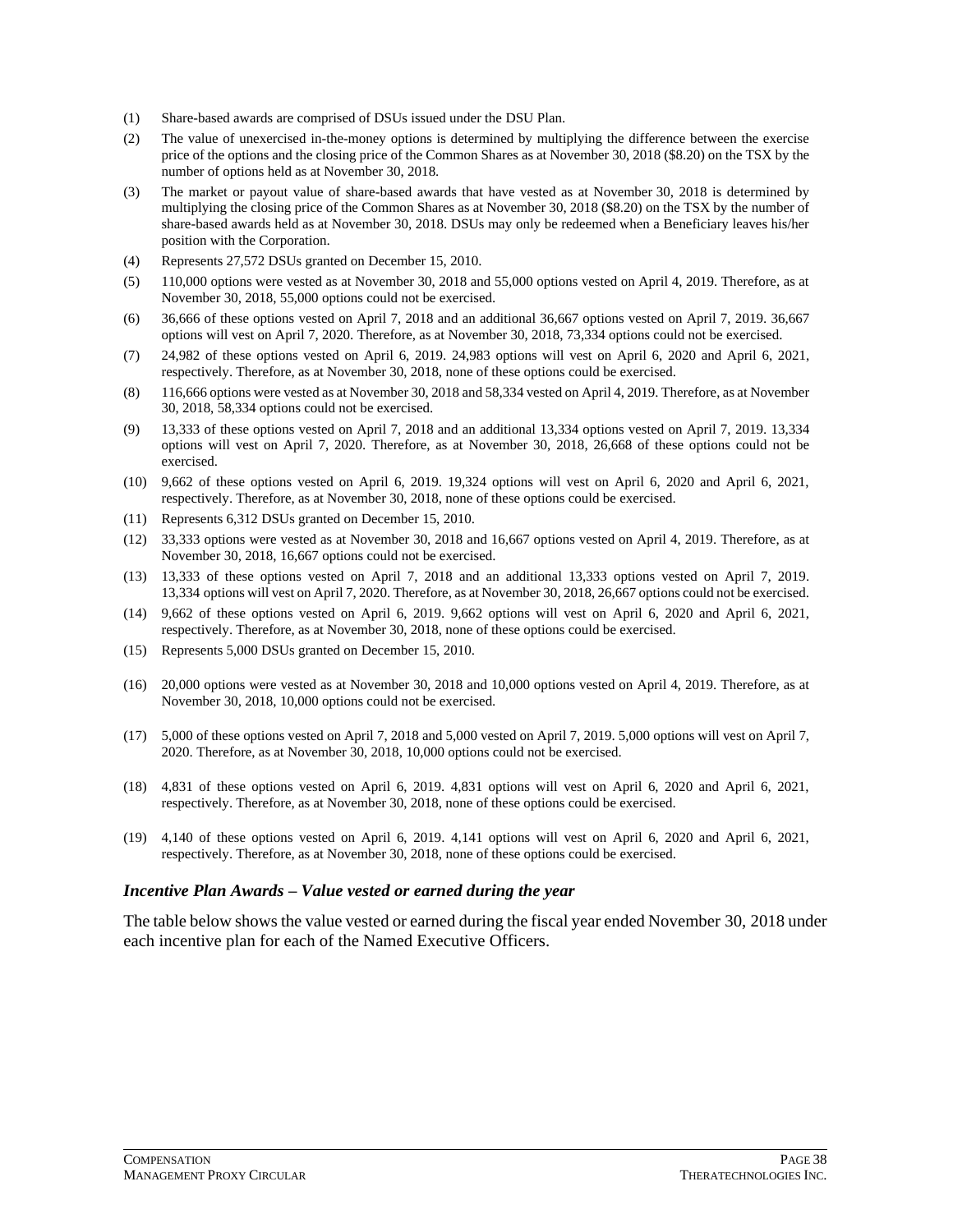(1) Share-based awards are comprised of DSUs issued under the DSU Plan.

(2) The value of unexercised in-the-money options is determined by multiplying the difference between the exercise price of the options and the closing price of the Common Shares as at November 30, 2018 ($8.20) on the TSX by the number of options held as at November 30, 2018.

(3) The market or payout value of share-based awards that have vested as at November 30, 2018 is determined by multiplying the closing price of the Common Shares as at November 30, 2018 ($8.20) on the TSX by the number of share-based awards held as at November 30, 2018. DSUs may only be redeemed when a Beneficiary leaves his/her position with the Corporation.

(4) Represents 27,572 DSUs granted on December 15, 2010.

(5) 110,000 options were vested as at November 30, 2018 and 55,000 options vested on April 4, 2019. Therefore, as at November 30, 2018, 55,000 options could not be exercised.

(6) 36,666 of these options vested on April 7, 2018 and an additional 36,667 options vested on April 7, 2019. 36,667 options will vest on April 7, 2020. Therefore, as at November 30, 2018, 73,334 options could not be exercised.

(7) 24,982 of these options vested on April 6, 2019. 24,983 options will vest on April 6, 2020 and April 6, 2021, respectively. Therefore, as at November 30, 2018, none of these options could be exercised.

(8) 116,666 options were vested as at November 30, 2018 and 58,334 vested on April 4, 2019. Therefore, as at November 30, 2018, 58,334 options could not be exercised.

(9) 13,333 of these options vested on April 7, 2018 and an additional 13,334 options vested on April 7, 2019. 13,334 options will vest on April 7, 2020. Therefore, as at November 30, 2018, 26,668 of these options could not be exercised.

(10) 9,662 of these options vested on April 6, 2019. 19,324 options will vest on April 6, 2020 and April 6, 2021, respectively. Therefore, as at November 30, 2018, none of these options could be exercised.

(11) Represents 6,312 DSUs granted on December 15, 2010.

(12) 33,333 options were vested as at November 30, 2018 and 16,667 options vested on April 4, 2019. Therefore, as at November 30, 2018, 16,667 options could not be exercised.

(13) 13,333 of these options vested on April 7, 2018 and an additional 13,333 options vested on April 7, 2019. 13,334 options will vest on April 7, 2020. Therefore, as at November 30, 2018, 26,667 options could not be exercised.

(14) 9,662 of these options vested on April 6, 2019. 9,662 options will vest on April 6, 2020 and April 6, 2021, respectively. Therefore, as at November 30, 2018, none of these options could be exercised.

(15) Represents 5,000 DSUs granted on December 15, 2010.

(16) 20,000 options were vested as at November 30, 2018 and 10,000 options vested on April 4, 2019. Therefore, as at November 30, 2018, 10,000 options could not be exercised.

(17) 5,000 of these options vested on April 7, 2018 and 5,000 vested on April 7, 2019. 5,000 options will vest on April 7, 2020. Therefore, as at November 30, 2018, 10,000 options could not be exercised.

(18) 4,831 of these options vested on April 6, 2019. 4,831 options will vest on April 6, 2020 and April 6, 2021, respectively. Therefore, as at November 30, 2018, none of these options could be exercised.

(19) 4,140 of these options vested on April 6, 2019. 4,141 options will vest on April 6, 2020 and April 6, 2021, respectively. Therefore, as at November 30, 2018, none of these options could be exercised.

### *Incentive Plan Awards – Value vested or earned during the year*

The table below shows the value vested or earned during the fiscal year ended November 30, 2018 under each incentive plan for each of the Named Executive Officers.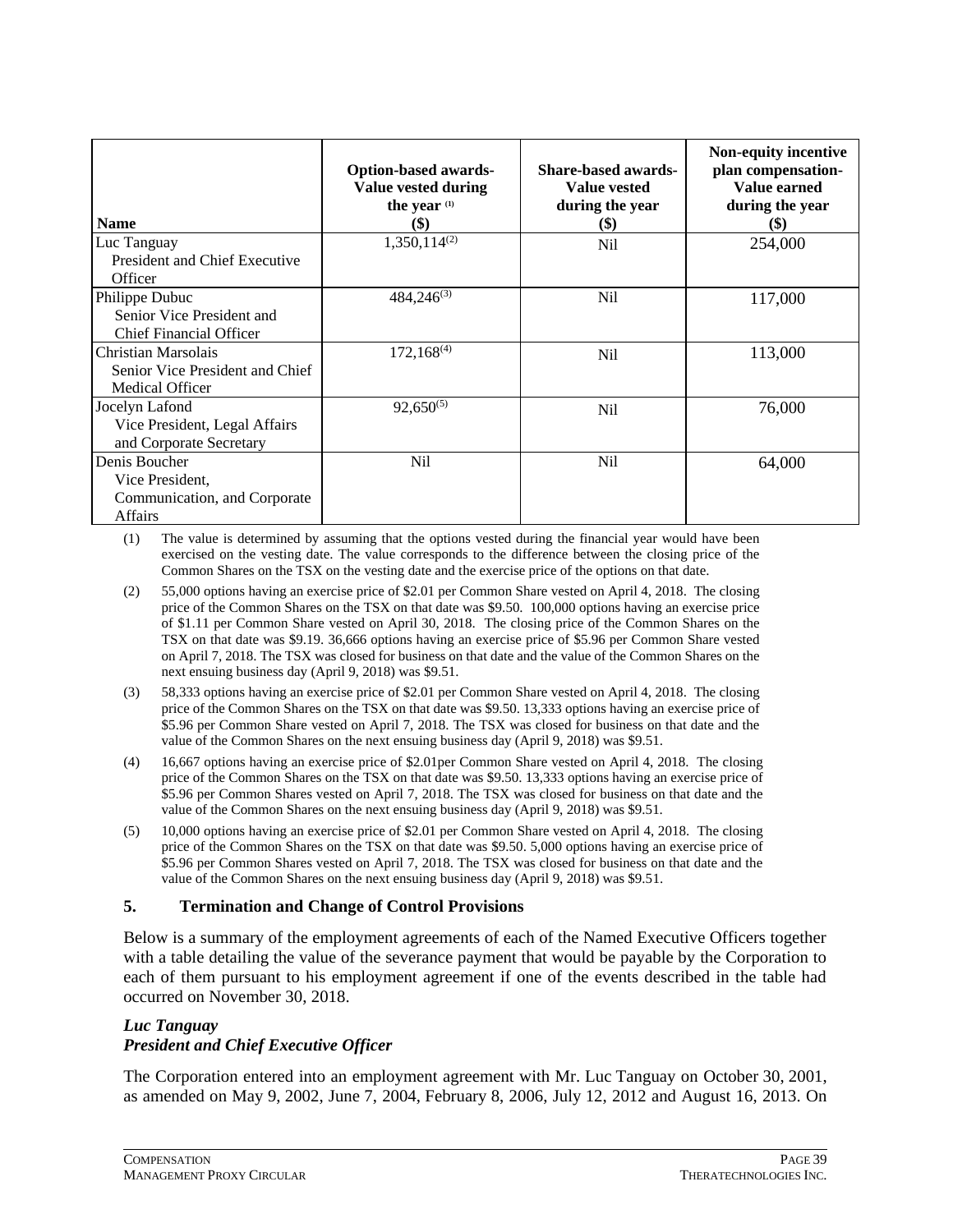| Name | Option-based awards-Value vested during the year (1) ($) | Share-based awards-Value vested during the year ($) | Non-equity incentive plan compensation-Value earned during the year ($) |
|---|---|---|---|
| Luc Tanguay<br>President and Chief Executive Officer | 1,350,114(2) | Nil | 254,000 |
| Philippe Dubuc<br>Senior Vice President and Chief Financial Officer | 484,246(3) | Nil | 117,000 |
| Christian Marsolais<br>Senior Vice President and Chief Medical Officer | 172,168(4) | Nil | 113,000 |
| Jocelyn Lafond<br>Vice President, Legal Affairs and Corporate Secretary | 92,650(5) | Nil | 76,000 |
| Denis Boucher<br>Vice President, Communication, and Corporate Affairs | Nil | Nil | 64,000 |

(1) The value is determined by assuming that the options vested during the financial year would have been exercised on the vesting date. The value corresponds to the difference between the closing price of the Common Shares on the TSX on the vesting date and the exercise price of the options on that date.

(2) 55,000 options having an exercise price of $2.01 per Common Share vested on April 4, 2018. The closing price of the Common Shares on the TSX on that date was $9.50. 100,000 options having an exercise price of $1.11 per Common Share vested on April 30, 2018. The closing price of the Common Shares on the TSX on that date was $9.19. 36,666 options having an exercise price of $5.96 per Common Share vested on April 7, 2018. The TSX was closed for business on that date and the value of the Common Shares on the next ensuing business day (April 9, 2018) was $9.51.

(3) 58,333 options having an exercise price of $2.01 per Common Share vested on April 4, 2018. The closing price of the Common Shares on the TSX on that date was $9.50. 13,333 options having an exercise price of $5.96 per Common Share vested on April 7, 2018. The TSX was closed for business on that date and the value of the Common Shares on the next ensuing business day (April 9, 2018) was $9.51.

(4) 16,667 options having an exercise price of $2.01per Common Share vested on April 4, 2018. The closing price of the Common Shares on the TSX on that date was $9.50. 13,333 options having an exercise price of $5.96 per Common Shares vested on April 7, 2018. The TSX was closed for business on that date and the value of the Common Shares on the next ensuing business day (April 9, 2018) was $9.51.

(5) 10,000 options having an exercise price of $2.01 per Common Share vested on April 4, 2018. The closing price of the Common Shares on the TSX on that date was $9.50. 5,000 options having an exercise price of $5.96 per Common Shares vested on April 7, 2018. The TSX was closed for business on that date and the value of the Common Shares on the next ensuing business day (April 9, 2018) was $9.51.

## 5. Termination and Change of Control Provisions

Below is a summary of the employment agreements of each of the Named Executive Officers together with a table detailing the value of the severance payment that would be payable by the Corporation to each of them pursuant to his employment agreement if one of the events described in the table had occurred on November 30, 2018.

***Luc Tanguay***
***President and Chief Executive Officer***

The Corporation entered into an employment agreement with Mr. Luc Tanguay on October 30, 2001, as amended on May 9, 2002, June 7, 2004, February 8, 2006, July 12, 2012 and August 16, 2013. On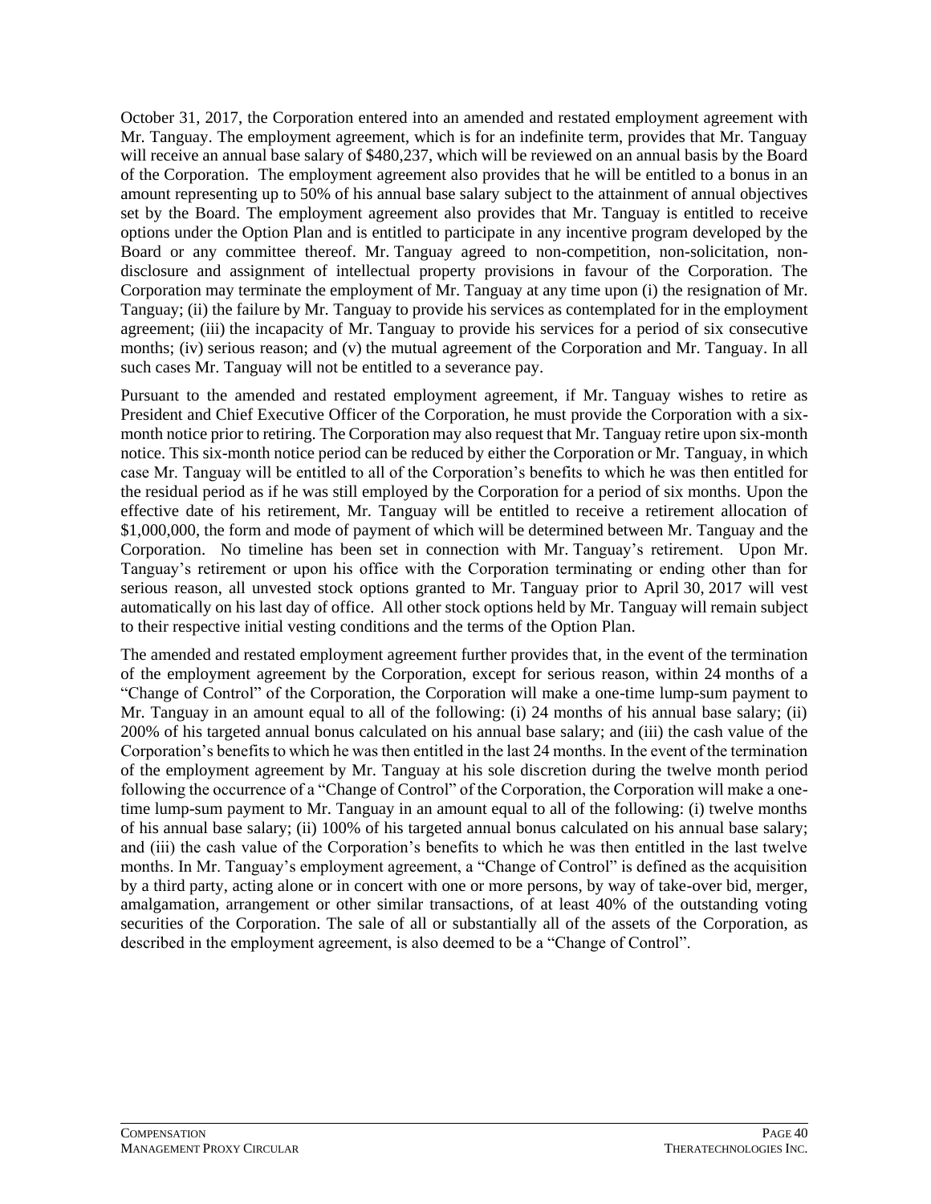October 31, 2017, the Corporation entered into an amended and restated employment agreement with Mr. Tanguay. The employment agreement, which is for an indefinite term, provides that Mr. Tanguay will receive an annual base salary of $480,237, which will be reviewed on an annual basis by the Board of the Corporation. The employment agreement also provides that he will be entitled to a bonus in an amount representing up to 50% of his annual base salary subject to the attainment of annual objectives set by the Board. The employment agreement also provides that Mr. Tanguay is entitled to receive options under the Option Plan and is entitled to participate in any incentive program developed by the Board or any committee thereof. Mr. Tanguay agreed to non-competition, non-solicitation, non-disclosure and assignment of intellectual property provisions in favour of the Corporation. The Corporation may terminate the employment of Mr. Tanguay at any time upon (i) the resignation of Mr. Tanguay; (ii) the failure by Mr. Tanguay to provide his services as contemplated for in the employment agreement; (iii) the incapacity of Mr. Tanguay to provide his services for a period of six consecutive months; (iv) serious reason; and (v) the mutual agreement of the Corporation and Mr. Tanguay. In all such cases Mr. Tanguay will not be entitled to a severance pay.

Pursuant to the amended and restated employment agreement, if Mr. Tanguay wishes to retire as President and Chief Executive Officer of the Corporation, he must provide the Corporation with a six-month notice prior to retiring. The Corporation may also request that Mr. Tanguay retire upon six-month notice. This six-month notice period can be reduced by either the Corporation or Mr. Tanguay, in which case Mr. Tanguay will be entitled to all of the Corporation's benefits to which he was then entitled for the residual period as if he was still employed by the Corporation for a period of six months. Upon the effective date of his retirement, Mr. Tanguay will be entitled to receive a retirement allocation of $1,000,000, the form and mode of payment of which will be determined between Mr. Tanguay and the Corporation. No timeline has been set in connection with Mr. Tanguay's retirement. Upon Mr. Tanguay's retirement or upon his office with the Corporation terminating or ending other than for serious reason, all unvested stock options granted to Mr. Tanguay prior to April 30, 2017 will vest automatically on his last day of office. All other stock options held by Mr. Tanguay will remain subject to their respective initial vesting conditions and the terms of the Option Plan.

The amended and restated employment agreement further provides that, in the event of the termination of the employment agreement by the Corporation, except for serious reason, within 24 months of a "Change of Control" of the Corporation, the Corporation will make a one-time lump-sum payment to Mr. Tanguay in an amount equal to all of the following: (i) 24 months of his annual base salary; (ii) 200% of his targeted annual bonus calculated on his annual base salary; and (iii) the cash value of the Corporation's benefits to which he was then entitled in the last 24 months. In the event of the termination of the employment agreement by Mr. Tanguay at his sole discretion during the twelve month period following the occurrence of a "Change of Control" of the Corporation, the Corporation will make a one-time lump-sum payment to Mr. Tanguay in an amount equal to all of the following: (i) twelve months of his annual base salary; (ii) 100% of his targeted annual bonus calculated on his annual base salary; and (iii) the cash value of the Corporation's benefits to which he was then entitled in the last twelve months. In Mr. Tanguay's employment agreement, a "Change of Control" is defined as the acquisition by a third party, acting alone or in concert with one or more persons, by way of take-over bid, merger, amalgamation, arrangement or other similar transactions, of at least 40% of the outstanding voting securities of the Corporation. The sale of all or substantially all of the assets of the Corporation, as described in the employment agreement, is also deemed to be a "Change of Control".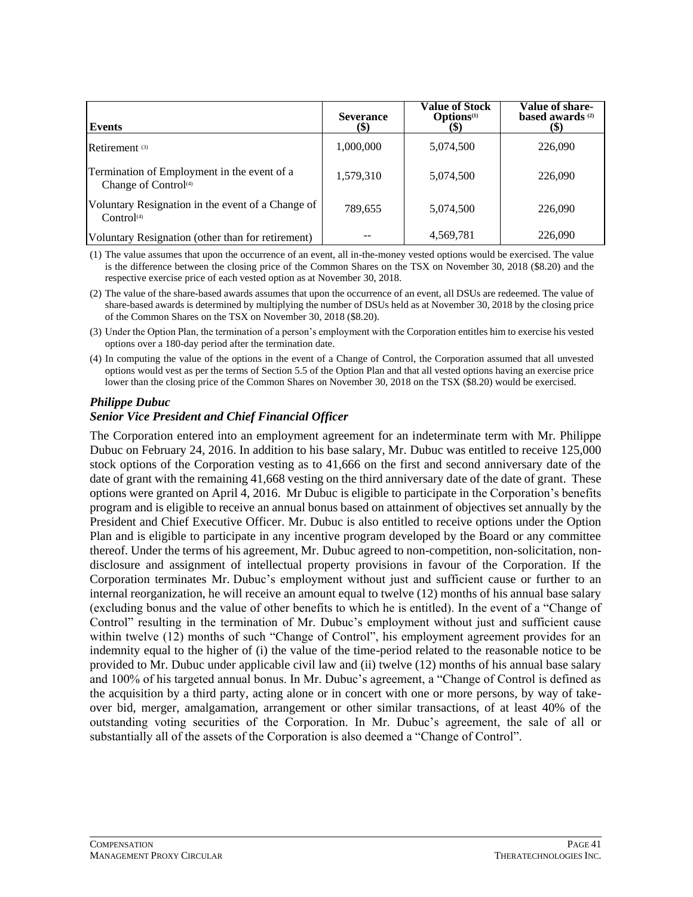| Events | Severance ($) | Value of Stock Options[(1)] ($) | Value of share-based awards [(2)] ($) |
|---|---|---|---|
| Retirement [(3)] | 1,000,000 | 5,074,500 | 226,090 |
| Termination of Employment in the event of a Change of Control[(4)] | 1,579,310 | 5,074,500 | 226,090 |
| Voluntary Resignation in the event of a Change of Control[(4)] | 789,655 | 5,074,500 | 226,090 |
| Voluntary Resignation (other than for retirement) | -- | 4,569,781 | 226,090 |

(1) The value assumes that upon the occurrence of an event, all in-the-money vested options would be exercised. The value is the difference between the closing price of the Common Shares on the TSX on November 30, 2018 ($8.20) and the respective exercise price of each vested option as at November 30, 2018.

(2) The value of the share-based awards assumes that upon the occurrence of an event, all DSUs are redeemed. The value of share-based awards is determined by multiplying the number of DSUs held as at November 30, 2018 by the closing price of the Common Shares on the TSX on November 30, 2018 ($8.20).

(3) Under the Option Plan, the termination of a person's employment with the Corporation entitles him to exercise his vested options over a 180-day period after the termination date.

(4) In computing the value of the options in the event of a Change of Control, the Corporation assumed that all unvested options would vest as per the terms of Section 5.5 of the Option Plan and that all vested options having an exercise price lower than the closing price of the Common Shares on November 30, 2018 on the TSX ($8.20) would be exercised.

### *Philippe Dubuc*
### *Senior Vice President and Chief Financial Officer*

The Corporation entered into an employment agreement for an indeterminate term with Mr. Philippe Dubuc on February 24, 2016. In addition to his base salary, Mr. Dubuc was entitled to receive 125,000 stock options of the Corporation vesting as to 41,666 on the first and second anniversary date of the date of grant with the remaining 41,668 vesting on the third anniversary date of the date of grant. These options were granted on April 4, 2016. Mr Dubuc is eligible to participate in the Corporation's benefits program and is eligible to receive an annual bonus based on attainment of objectives set annually by the President and Chief Executive Officer. Mr. Dubuc is also entitled to receive options under the Option Plan and is eligible to participate in any incentive program developed by the Board or any committee thereof. Under the terms of his agreement, Mr. Dubuc agreed to non-competition, non-solicitation, non-disclosure and assignment of intellectual property provisions in favour of the Corporation. If the Corporation terminates Mr. Dubuc's employment without just and sufficient cause or further to an internal reorganization, he will receive an amount equal to twelve (12) months of his annual base salary (excluding bonus and the value of other benefits to which he is entitled). In the event of a "Change of Control" resulting in the termination of Mr. Dubuc's employment without just and sufficient cause within twelve (12) months of such "Change of Control", his employment agreement provides for an indemnity equal to the higher of (i) the value of the time-period related to the reasonable notice to be provided to Mr. Dubuc under applicable civil law and (ii) twelve (12) months of his annual base salary and 100% of his targeted annual bonus. In Mr. Dubuc's agreement, a "Change of Control is defined as the acquisition by a third party, acting alone or in concert with one or more persons, by way of take-over bid, merger, amalgamation, arrangement or other similar transactions, of at least 40% of the outstanding voting securities of the Corporation. In Mr. Dubuc's agreement, the sale of all or substantially all of the assets of the Corporation is also deemed a "Change of Control".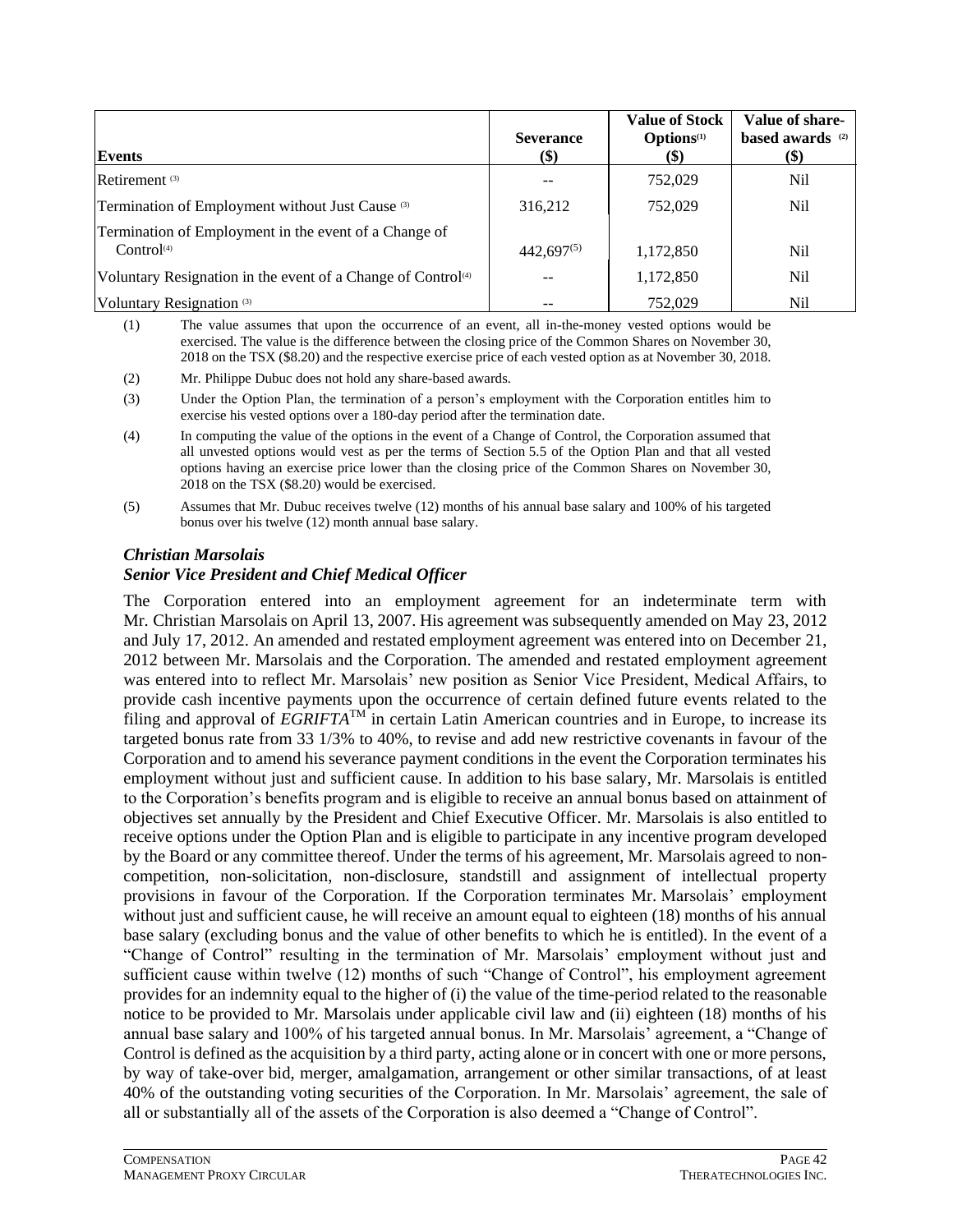| Events | Severance ($) | Value of Stock Options[(1)] ($) | Value of share-based awards [(2)] ($) |
|---|---|---|---|
| Retirement [(3)] | -- | 752,029 | Nil |
| Termination of Employment without Just Cause [(3)] | 316,212 | 752,029 | Nil |
| Termination of Employment in the event of a Change of Control[(4)] | 442,697[(5)] | 1,172,850 | Nil |
| Voluntary Resignation in the event of a Change of Control[(4)] | -- | 1,172,850 | Nil |
| Voluntary Resignation [(3)] | -- | 752,029 | Nil |

(1) The value assumes that upon the occurrence of an event, all in-the-money vested options would be exercised. The value is the difference between the closing price of the Common Shares on November 30, 2018 on the TSX ($8.20) and the respective exercise price of each vested option as at November 30, 2018.

(2) Mr. Philippe Dubuc does not hold any share-based awards.

(3) Under the Option Plan, the termination of a person's employment with the Corporation entitles him to exercise his vested options over a 180-day period after the termination date.

(4) In computing the value of the options in the event of a Change of Control, the Corporation assumed that all unvested options would vest as per the terms of Section 5.5 of the Option Plan and that all vested options having an exercise price lower than the closing price of the Common Shares on November 30, 2018 on the TSX ($8.20) would be exercised.

(5) Assumes that Mr. Dubuc receives twelve (12) months of his annual base salary and 100% of his targeted bonus over his twelve (12) month annual base salary.

### *Christian Marsolais*
### *Senior Vice President and Chief Medical Officer*

The Corporation entered into an employment agreement for an indeterminate term with Mr. Christian Marsolais on April 13, 2007. His agreement was subsequently amended on May 23, 2012 and July 17, 2012. An amended and restated employment agreement was entered into on December 21, 2012 between Mr. Marsolais and the Corporation. The amended and restated employment agreement was entered into to reflect Mr. Marsolais' new position as Senior Vice President, Medical Affairs, to provide cash incentive payments upon the occurrence of certain defined future events related to the filing and approval of *EGRIFTA*™ in certain Latin American countries and in Europe, to increase its targeted bonus rate from 33 1/3% to 40%, to revise and add new restrictive covenants in favour of the Corporation and to amend his severance payment conditions in the event the Corporation terminates his employment without just and sufficient cause. In addition to his base salary, Mr. Marsolais is entitled to the Corporation's benefits program and is eligible to receive an annual bonus based on attainment of objectives set annually by the President and Chief Executive Officer. Mr. Marsolais is also entitled to receive options under the Option Plan and is eligible to participate in any incentive program developed by the Board or any committee thereof. Under the terms of his agreement, Mr. Marsolais agreed to non-competition, non-solicitation, non-disclosure, standstill and assignment of intellectual property provisions in favour of the Corporation. If the Corporation terminates Mr. Marsolais' employment without just and sufficient cause, he will receive an amount equal to eighteen (18) months of his annual base salary (excluding bonus and the value of other benefits to which he is entitled). In the event of a "Change of Control" resulting in the termination of Mr. Marsolais' employment without just and sufficient cause within twelve (12) months of such "Change of Control", his employment agreement provides for an indemnity equal to the higher of (i) the value of the time-period related to the reasonable notice to be provided to Mr. Marsolais under applicable civil law and (ii) eighteen (18) months of his annual base salary and 100% of his targeted annual bonus. In Mr. Marsolais' agreement, a "Change of Control is defined as the acquisition by a third party, acting alone or in concert with one or more persons, by way of take-over bid, merger, amalgamation, arrangement or other similar transactions, of at least 40% of the outstanding voting securities of the Corporation. In Mr. Marsolais' agreement, the sale of all or substantially all of the assets of the Corporation is also deemed a "Change of Control".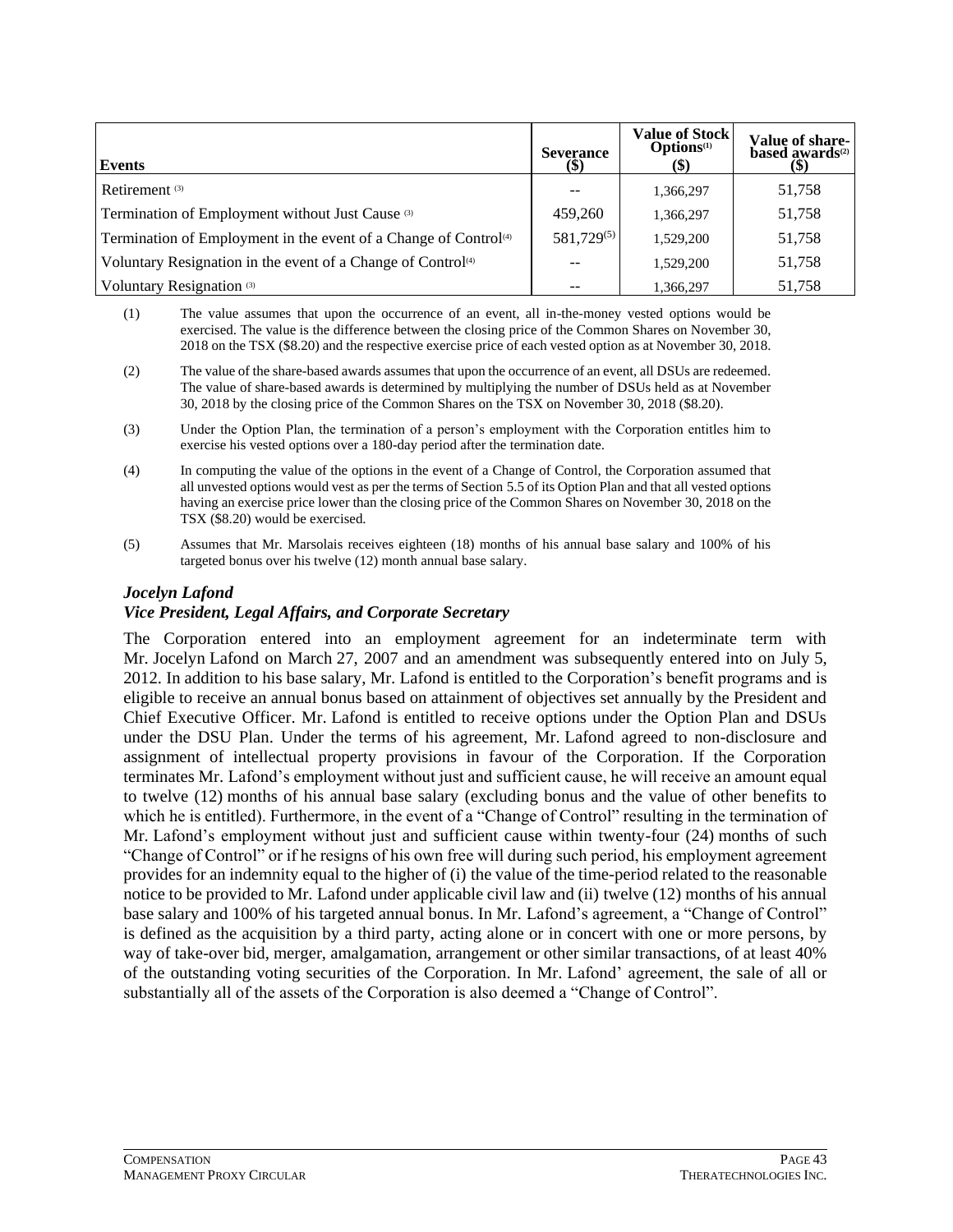| Events | Severance ($) | Value of Stock Options[(1)] ($) | Value of share-based awards[(2)] ($) |
|---|---|---|---|
| Retirement [(3)] | -- | 1,366,297 | 51,758 |
| Termination of Employment without Just Cause [(3)] | 459,260 | 1,366,297 | 51,758 |
| Termination of Employment in the event of a Change of Control[(4)] | 581,729[(5)] | 1,529,200 | 51,758 |
| Voluntary Resignation in the event of a Change of Control[(4)] | -- | 1,529,200 | 51,758 |
| Voluntary Resignation [(3)] | -- | 1,366,297 | 51,758 |

(1) The value assumes that upon the occurrence of an event, all in-the-money vested options would be exercised. The value is the difference between the closing price of the Common Shares on November 30, 2018 on the TSX ($8.20) and the respective exercise price of each vested option as at November 30, 2018.

(2) The value of the share-based awards assumes that upon the occurrence of an event, all DSUs are redeemed. The value of share-based awards is determined by multiplying the number of DSUs held as at November 30, 2018 by the closing price of the Common Shares on the TSX on November 30, 2018 ($8.20).

(3) Under the Option Plan, the termination of a person's employment with the Corporation entitles him to exercise his vested options over a 180-day period after the termination date.

(4) In computing the value of the options in the event of a Change of Control, the Corporation assumed that all unvested options would vest as per the terms of Section 5.5 of its Option Plan and that all vested options having an exercise price lower than the closing price of the Common Shares on November 30, 2018 on the TSX ($8.20) would be exercised.

(5) Assumes that Mr. Marsolais receives eighteen (18) months of his annual base salary and 100% of his targeted bonus over his twelve (12) month annual base salary.

***Jocelyn Lafond***
***Vice President, Legal Affairs, and Corporate Secretary***

The Corporation entered into an employment agreement for an indeterminate term with Mr. Jocelyn Lafond on March 27, 2007 and an amendment was subsequently entered into on July 5, 2012. In addition to his base salary, Mr. Lafond is entitled to the Corporation's benefit programs and is eligible to receive an annual bonus based on attainment of objectives set annually by the President and Chief Executive Officer. Mr. Lafond is entitled to receive options under the Option Plan and DSUs under the DSU Plan. Under the terms of his agreement, Mr. Lafond agreed to non-disclosure and assignment of intellectual property provisions in favour of the Corporation. If the Corporation terminates Mr. Lafond's employment without just and sufficient cause, he will receive an amount equal to twelve (12) months of his annual base salary (excluding bonus and the value of other benefits to which he is entitled). Furthermore, in the event of a "Change of Control" resulting in the termination of Mr. Lafond's employment without just and sufficient cause within twenty-four (24) months of such "Change of Control" or if he resigns of his own free will during such period, his employment agreement provides for an indemnity equal to the higher of (i) the value of the time-period related to the reasonable notice to be provided to Mr. Lafond under applicable civil law and (ii) twelve (12) months of his annual base salary and 100% of his targeted annual bonus. In Mr. Lafond's agreement, a "Change of Control" is defined as the acquisition by a third party, acting alone or in concert with one or more persons, by way of take-over bid, merger, amalgamation, arrangement or other similar transactions, of at least 40% of the outstanding voting securities of the Corporation. In Mr. Lafond' agreement, the sale of all or substantially all of the assets of the Corporation is also deemed a "Change of Control".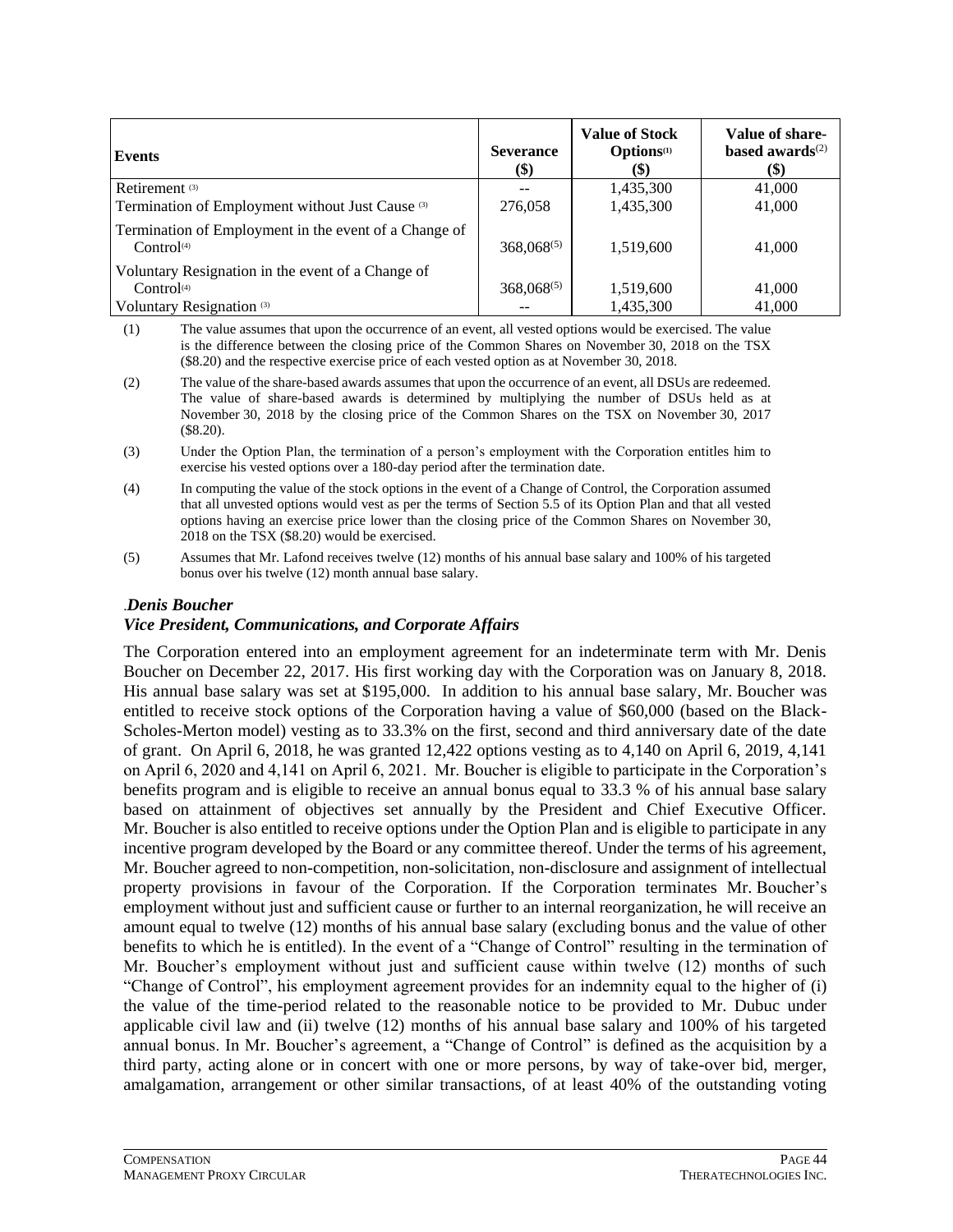| Events | Severance ($) | Value of Stock Options[(1)] ($) | Value of share-based awards[(2)] ($) |
|---|---|---|---|
| Retirement [(3)] | -- | 1,435,300 | 41,000 |
| Termination of Employment without Just Cause [(3)] | 276,058 | 1,435,300 | 41,000 |
| Termination of Employment in the event of a Change of Control[(4)] | 368,068[(5)] | 1,519,600 | 41,000 |
| Voluntary Resignation in the event of a Change of Control[(4)] | 368,068[(5)] | 1,519,600 | 41,000 |
| Voluntary Resignation [(3)] | -- | 1,435,300 | 41,000 |

(1) The value assumes that upon the occurrence of an event, all vested options would be exercised. The value is the difference between the closing price of the Common Shares on November 30, 2018 on the TSX ($8.20) and the respective exercise price of each vested option as at November 30, 2018.

(2) The value of the share-based awards assumes that upon the occurrence of an event, all DSUs are redeemed. The value of share-based awards is determined by multiplying the number of DSUs held as at November 30, 2018 by the closing price of the Common Shares on the TSX on November 30, 2017 ($8.20).

(3) Under the Option Plan, the termination of a person's employment with the Corporation entitles him to exercise his vested options over a 180-day period after the termination date.

(4) In computing the value of the stock options in the event of a Change of Control, the Corporation assumed that all unvested options would vest as per the terms of Section 5.5 of its Option Plan and that all vested options having an exercise price lower than the closing price of the Common Shares on November 30, 2018 on the TSX ($8.20) would be exercised.

(5) Assumes that Mr. Lafond receives twelve (12) months of his annual base salary and 100% of his targeted bonus over his twelve (12) month annual base salary.

.***Denis Boucher***
***Vice President, Communications, and Corporate Affairs***

The Corporation entered into an employment agreement for an indeterminate term with Mr. Denis Boucher on December 22, 2017. His first working day with the Corporation was on January 8, 2018. His annual base salary was set at $195,000. In addition to his annual base salary, Mr. Boucher was entitled to receive stock options of the Corporation having a value of $60,000 (based on the Black-Scholes-Merton model) vesting as to 33.3% on the first, second and third anniversary date of the date of grant. On April 6, 2018, he was granted 12,422 options vesting as to 4,140 on April 6, 2019, 4,141 on April 6, 2020 and 4,141 on April 6, 2021. Mr. Boucher is eligible to participate in the Corporation's benefits program and is eligible to receive an annual bonus equal to 33.3 % of his annual base salary based on attainment of objectives set annually by the President and Chief Executive Officer. Mr. Boucher is also entitled to receive options under the Option Plan and is eligible to participate in any incentive program developed by the Board or any committee thereof. Under the terms of his agreement, Mr. Boucher agreed to non-competition, non-solicitation, non-disclosure and assignment of intellectual property provisions in favour of the Corporation. If the Corporation terminates Mr. Boucher's employment without just and sufficient cause or further to an internal reorganization, he will receive an amount equal to twelve (12) months of his annual base salary (excluding bonus and the value of other benefits to which he is entitled). In the event of a "Change of Control" resulting in the termination of Mr. Boucher's employment without just and sufficient cause within twelve (12) months of such "Change of Control", his employment agreement provides for an indemnity equal to the higher of (i) the value of the time-period related to the reasonable notice to be provided to Mr. Dubuc under applicable civil law and (ii) twelve (12) months of his annual base salary and 100% of his targeted annual bonus. In Mr. Boucher's agreement, a "Change of Control" is defined as the acquisition by a third party, acting alone or in concert with one or more persons, by way of take-over bid, merger, amalgamation, arrangement or other similar transactions, of at least 40% of the outstanding voting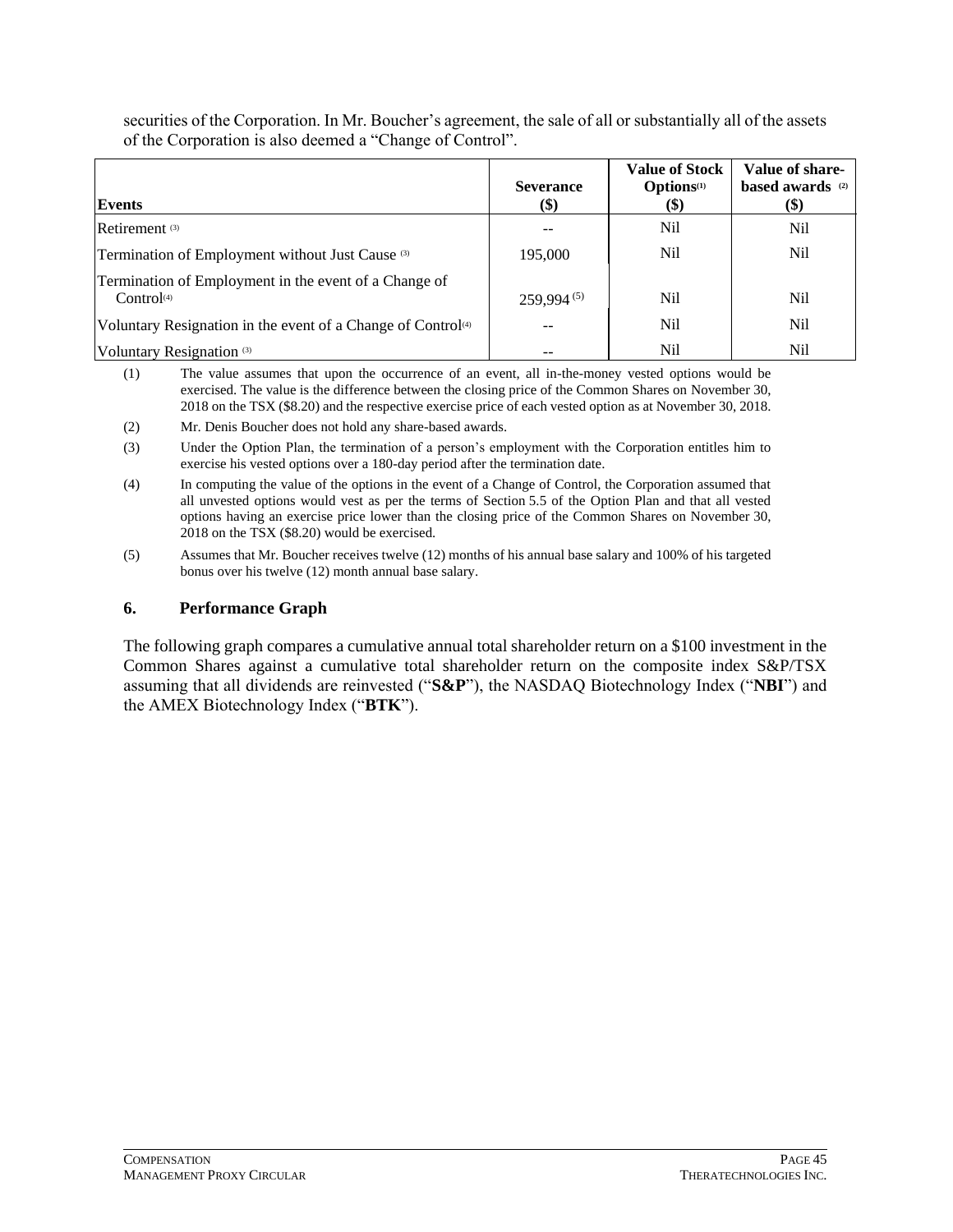securities of the Corporation. In Mr. Boucher's agreement, the sale of all or substantially all of the assets of the Corporation is also deemed a "Change of Control".

| Events | Severance ($) | Value of Stock Options[(1)] ($) | Value of share-based awards [(2)] ($) |
|---|---|---|---|
| Retirement [(3)] | -- | Nil | Nil |
| Termination of Employment without Just Cause [(3)] | 195,000 | Nil | Nil |
| Termination of Employment in the event of a Change of Control[(4)] | 259,994 [(5)] | Nil | Nil |
| Voluntary Resignation in the event of a Change of Control[(4)] | -- | Nil | Nil |
| Voluntary Resignation [(3)] | -- | Nil | Nil |

(1) The value assumes that upon the occurrence of an event, all in-the-money vested options would be exercised. The value is the difference between the closing price of the Common Shares on November 30, 2018 on the TSX ($8.20) and the respective exercise price of each vested option as at November 30, 2018.

(2) Mr. Denis Boucher does not hold any share-based awards.

(3) Under the Option Plan, the termination of a person's employment with the Corporation entitles him to exercise his vested options over a 180-day period after the termination date.

(4) In computing the value of the options in the event of a Change of Control, the Corporation assumed that all unvested options would vest as per the terms of Section 5.5 of the Option Plan and that all vested options having an exercise price lower than the closing price of the Common Shares on November 30, 2018 on the TSX ($8.20) would be exercised.

(5) Assumes that Mr. Boucher receives twelve (12) months of his annual base salary and 100% of his targeted bonus over his twelve (12) month annual base salary.

### 6. Performance Graph

The following graph compares a cumulative annual total shareholder return on a $100 investment in the Common Shares against a cumulative total shareholder return on the composite index S&P/TSX assuming that all dividends are reinvested ("**S&P**"), the NASDAQ Biotechnology Index ("**NBI**") and the AMEX Biotechnology Index ("**BTK**").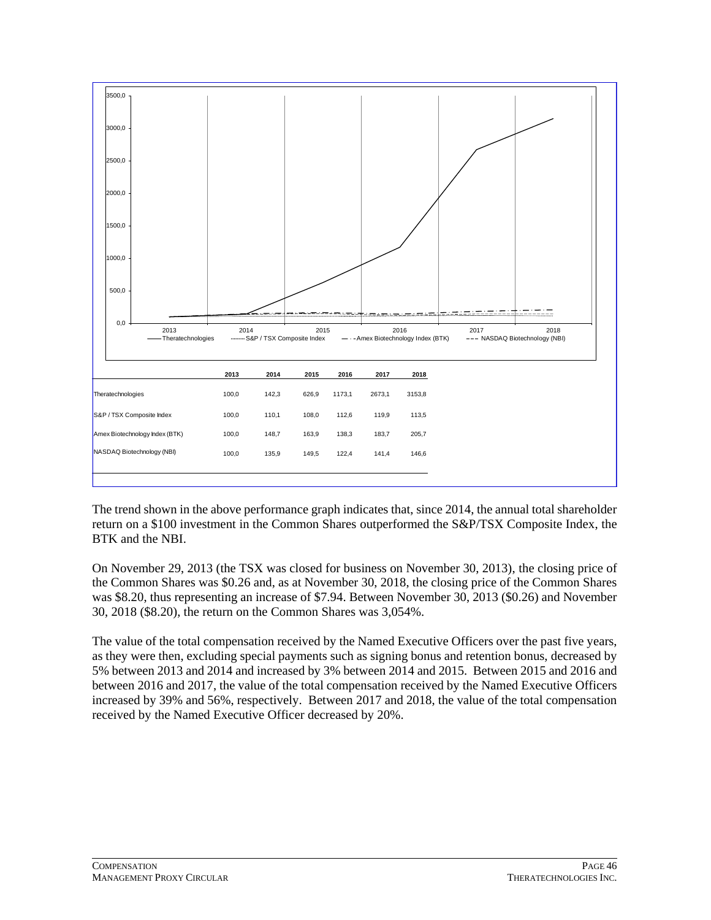| | 2013 | 2014 | 2015 | 2016 | 2017 | 2018 |
|---|---|---|---|---|---|---|
| Theratechnologies | 100,0 | 142,3 | 626,9 | 1173,1 | 2673,1 | 3153,8 |
| S&P / TSX Composite Index | 100,0 | 110,1 | 108,0 | 112,6 | 119,9 | 113,5 |
| Amex Biotechnology Index (BTK) | 100,0 | 148,7 | 163,9 | 138,3 | 183,7 | 205,7 |
| NASDAQ Biotechnology (NBI) | 100,0 | 135,9 | 149,5 | 122,4 | 141,4 | 146,6 |

The trend shown in the above performance graph indicates that, since 2014, the annual total shareholder return on a $100 investment in the Common Shares outperformed the S&P/TSX Composite Index, the BTK and the NBI.

On November 29, 2013 (the TSX was closed for business on November 30, 2013), the closing price of the Common Shares was $0.26 and, as at November 30, 2018, the closing price of the Common Shares was $8.20, thus representing an increase of $7.94. Between November 30, 2013 ($0.26) and November 30, 2018 ($8.20), the return on the Common Shares was 3,054%.

The value of the total compensation received by the Named Executive Officers over the past five years, as they were then, excluding special payments such as signing bonus and retention bonus, decreased by 5% between 2013 and 2014 and increased by 3% between 2014 and 2015. Between 2015 and 2016 and between 2016 and 2017, the value of the total compensation received by the Named Executive Officers increased by 39% and 56%, respectively. Between 2017 and 2018, the value of the total compensation received by the Named Executive Officer decreased by 20%.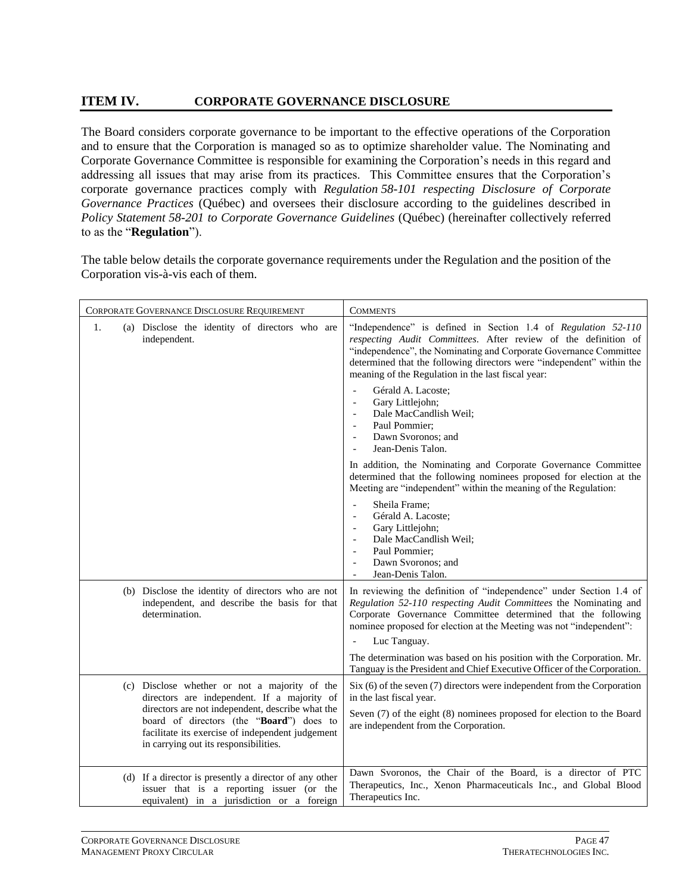## ITEM IV. CORPORATE GOVERNANCE DISCLOSURE

The Board considers corporate governance to be important to the effective operations of the Corporation and to ensure that the Corporation is managed so as to optimize shareholder value. The Nominating and Corporate Governance Committee is responsible for examining the Corporation's needs in this regard and addressing all issues that may arise from its practices. This Committee ensures that the Corporation's corporate governance practices comply with *Regulation 58-101 respecting Disclosure of Corporate Governance Practices* (Québec) and oversees their disclosure according to the guidelines described in *Policy Statement 58-201 to Corporate Governance Guidelines* (Québec) (hereinafter collectively referred to as the "**Regulation**").

The table below details the corporate governance requirements under the Regulation and the position of the Corporation vis-à-vis each of them.

| CORPORATE GOVERNANCE DISCLOSURE REQUIREMENT | COMMENTS |
|---|---|
| 1. (a) Disclose the identity of directors who are independent. | "Independence" is defined in Section 1.4 of *Regulation 52-110 respecting Audit Committees*. After review of the definition of "independence", the Nominating and Corporate Governance Committee determined that the following directors were "independent" within the meaning of the Regulation in the last fiscal year:<br>- Gérald A. Lacoste;<br>- Gary Littlejohn;<br>- Dale MacCandlish Weil;<br>- Paul Pommier;<br>- Dawn Svoronos; and<br>- Jean-Denis Talon.<br><br>In addition, the Nominating and Corporate Governance Committee determined that the following nominees proposed for election at the Meeting are "independent" within the meaning of the Regulation:<br>- Sheila Frame;<br>- Gérald A. Lacoste;<br>- Gary Littlejohn;<br>- Dale MacCandlish Weil;<br>- Paul Pommier;<br>- Dawn Svoronos; and<br>- Jean-Denis Talon. |
| (b) Disclose the identity of directors who are not independent, and describe the basis for that determination. | In reviewing the definition of "independence" under Section 1.4 of *Regulation 52-110 respecting Audit Committees* the Nominating and Corporate Governance Committee determined that the following nominee proposed for election at the Meeting was not "independent":<br>- Luc Tanguay.<br><br>The determination was based on his position with the Corporation. Mr. Tanguay is the President and Chief Executive Officer of the Corporation. |
| (c) Disclose whether or not a majority of the directors are independent. If a majority of directors are not independent, describe what the board of directors (the "**Board**") does to facilitate its exercise of independent judgement in carrying out its responsibilities. | Six (6) of the seven (7) directors were independent from the Corporation in the last fiscal year.<br><br>Seven (7) of the eight (8) nominees proposed for election to the Board are independent from the Corporation. |
| (d) If a director is presently a director of any other issuer that is a reporting issuer (or the equivalent) in a jurisdiction or a foreign | Dawn Svoronos, the Chair of the Board, is a director of PTC Therapeutics, Inc., Xenon Pharmaceuticals Inc., and Global Blood Therapeutics Inc. |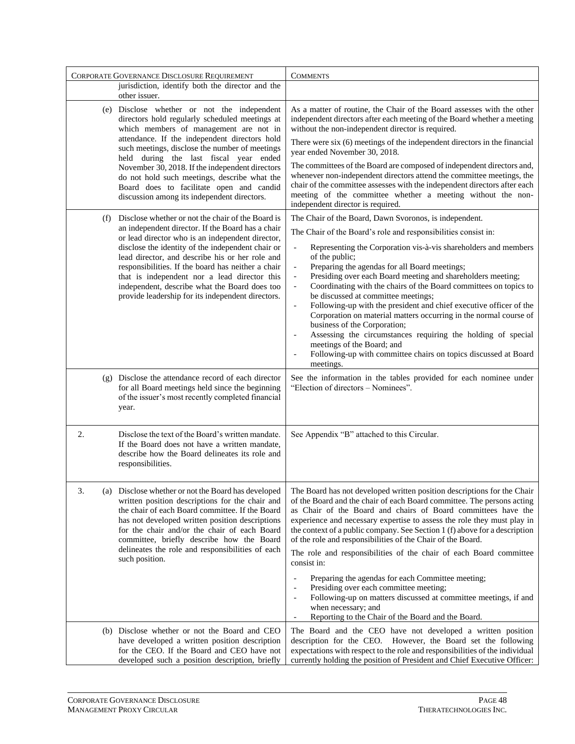| Corporate Governance Disclosure Requirement | | Comments |
|---|---|---|
| | jurisdiction, identify both the director and the other issuer. | |
| | (e) Disclose whether or not the independent directors hold regularly scheduled meetings at which members of management are not in attendance. If the independent directors hold such meetings, disclose the number of meetings held during the last fiscal year ended November 30, 2018. If the independent directors do not hold such meetings, describe what the Board does to facilitate open and candid discussion among its independent directors. | As a matter of routine, the Chair of the Board assesses with the other independent directors after each meeting of the Board whether a meeting without the non-independent director is required.<br><br>There were six (6) meetings of the independent directors in the financial year ended November 30, 2018.<br><br>The committees of the Board are composed of independent directors and, whenever non-independent directors attend the committee meetings, the chair of the committee assesses with the independent directors after each meeting of the committee whether a meeting without the non-independent director is required. |
| | (f) Disclose whether or not the chair of the Board is an independent director. If the Board has a chair or lead director who is an independent director, disclose the identity of the independent chair or lead director, and describe his or her role and responsibilities. If the board has neither a chair that is independent nor a lead director this independent, describe what the Board does too provide leadership for its independent directors. | The Chair of the Board, Dawn Svoronos, is independent.<br><br>The Chair of the Board's role and responsibilities consist in:<br><br>- Representing the Corporation vis-à-vis shareholders and members of the public;<br>- Preparing the agendas for all Board meetings;<br>- Presiding over each Board meeting and shareholders meeting;<br>- Coordinating with the chairs of the Board committees on topics to be discussed at committee meetings;<br>- Following-up with the president and chief executive officer of the Corporation on material matters occurring in the normal course of business of the Corporation;<br>- Assessing the circumstances requiring the holding of special meetings of the Board; and<br>- Following-up with committee chairs on topics discussed at Board meetings. |
| | (g) Disclose the attendance record of each director for all Board meetings held since the beginning of the issuer's most recently completed financial year. | See the information in the tables provided for each nominee under "Election of directors – Nominees". |
| 2. | Disclose the text of the Board's written mandate. If the Board does not have a written mandate, describe how the Board delineates its role and responsibilities. | See Appendix "B" attached to this Circular. |
| 3. | (a) Disclose whether or not the Board has developed written position descriptions for the chair and the chair of each Board committee. If the Board has not developed written position descriptions for the chair and/or the chair of each Board committee, briefly describe how the Board delineates the role and responsibilities of each such position. | The Board has not developed written position descriptions for the Chair of the Board and the chair of each Board committee. The persons acting as Chair of the Board and chairs of Board committees have the experience and necessary expertise to assess the role they must play in the context of a public company. See Section 1 (f) above for a description of the role and responsibilities of the Chair of the Board.<br><br>The role and responsibilities of the chair of each Board committee consist in:<br><br>- Preparing the agendas for each Committee meeting;<br>- Presiding over each committee meeting;<br>- Following-up on matters discussed at committee meetings, if and when necessary; and<br>- Reporting to the Chair of the Board and the Board. |
| | (b) Disclose whether or not the Board and CEO have developed a written position description for the CEO. If the Board and CEO have not developed such a position description, briefly | The Board and the CEO have not developed a written position description for the CEO. However, the Board set the following expectations with respect to the role and responsibilities of the individual currently holding the position of President and Chief Executive Officer: |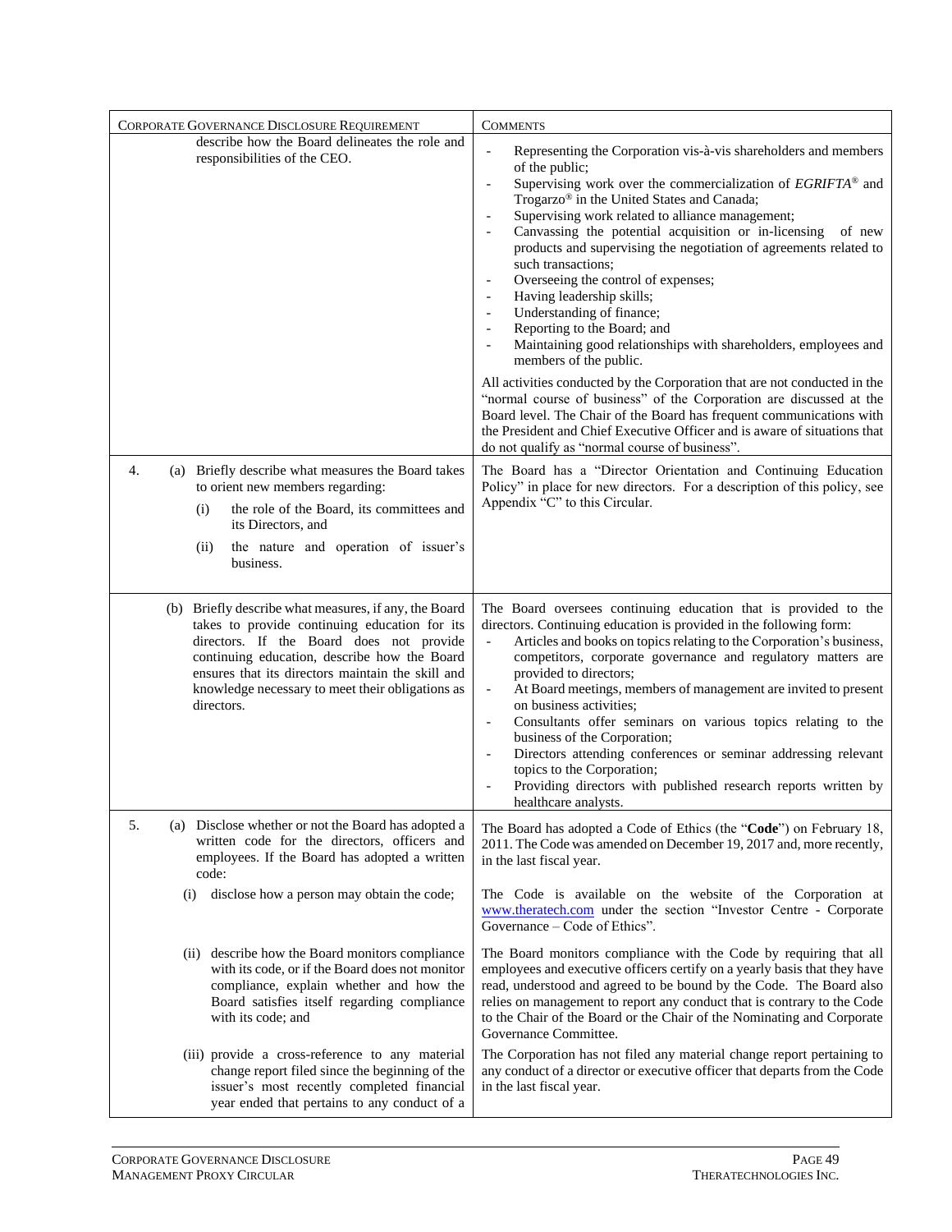| Corporate Governance Disclosure Requirement | Comments |
|---|---|
| describe how the Board delineates the role and responsibilities of the CEO. | - Representing the Corporation vis-à-vis shareholders and members of the public;<br>- Supervising work over the commercialization of *EGRIFTA*® and Trogarzo® in the United States and Canada;<br>- Supervising work related to alliance management;<br>- Canvassing the potential acquisition or in-licensing of new products and supervising the negotiation of agreements related to such transactions;<br>- Overseeing the control of expenses;<br>- Having leadership skills;<br>- Understanding of finance;<br>- Reporting to the Board; and<br>- Maintaining good relationships with shareholders, employees and members of the public.<br><br>All activities conducted by the Corporation that are not conducted in the "normal course of business" of the Corporation are discussed at the Board level. The Chair of the Board has frequent communications with the President and Chief Executive Officer and is aware of situations that do not qualify as "normal course of business". |
| 4. (a) Briefly describe what measures the Board takes to orient new members regarding:<br>(i) the role of the Board, its committees and its Directors, and<br>(ii) the nature and operation of issuer's business. | The Board has a "Director Orientation and Continuing Education Policy" in place for new directors. For a description of this policy, see Appendix "C" to this Circular. |
| (b) Briefly describe what measures, if any, the Board takes to provide continuing education for its directors. If the Board does not provide continuing education, describe how the Board ensures that its directors maintain the skill and knowledge necessary to meet their obligations as directors. | The Board oversees continuing education that is provided to the directors. Continuing education is provided in the following form:<br>- Articles and books on topics relating to the Corporation's business, competitors, corporate governance and regulatory matters are provided to directors;<br>- At Board meetings, members of management are invited to present on business activities;<br>- Consultants offer seminars on various topics relating to the business of the Corporation;<br>- Directors attending conferences or seminar addressing relevant topics to the Corporation;<br>- Providing directors with published research reports written by healthcare analysts. |
| 5. (a) Disclose whether or not the Board has adopted a written code for the directors, officers and employees. If the Board has adopted a written code: | The Board has adopted a Code of Ethics (the "**Code**") on February 18, 2011. The Code was amended on December 19, 2017 and, more recently, in the last fiscal year. |
| (i) disclose how a person may obtain the code; | The Code is available on the website of the Corporation at www.theratech.com under the section "Investor Centre - Corporate Governance – Code of Ethics". |
| (ii) describe how the Board monitors compliance with its code, or if the Board does not monitor compliance, explain whether and how the Board satisfies itself regarding compliance with its code; and | The Board monitors compliance with the Code by requiring that all employees and executive officers certify on a yearly basis that they have read, understood and agreed to be bound by the Code. The Board also relies on management to report any conduct that is contrary to the Code to the Chair of the Board or the Chair of the Nominating and Corporate Governance Committee. |
| (iii) provide a cross-reference to any material change report filed since the beginning of the issuer's most recently completed financial year ended that pertains to any conduct of a | The Corporation has not filed any material change report pertaining to any conduct of a director or executive officer that departs from the Code in the last fiscal year. |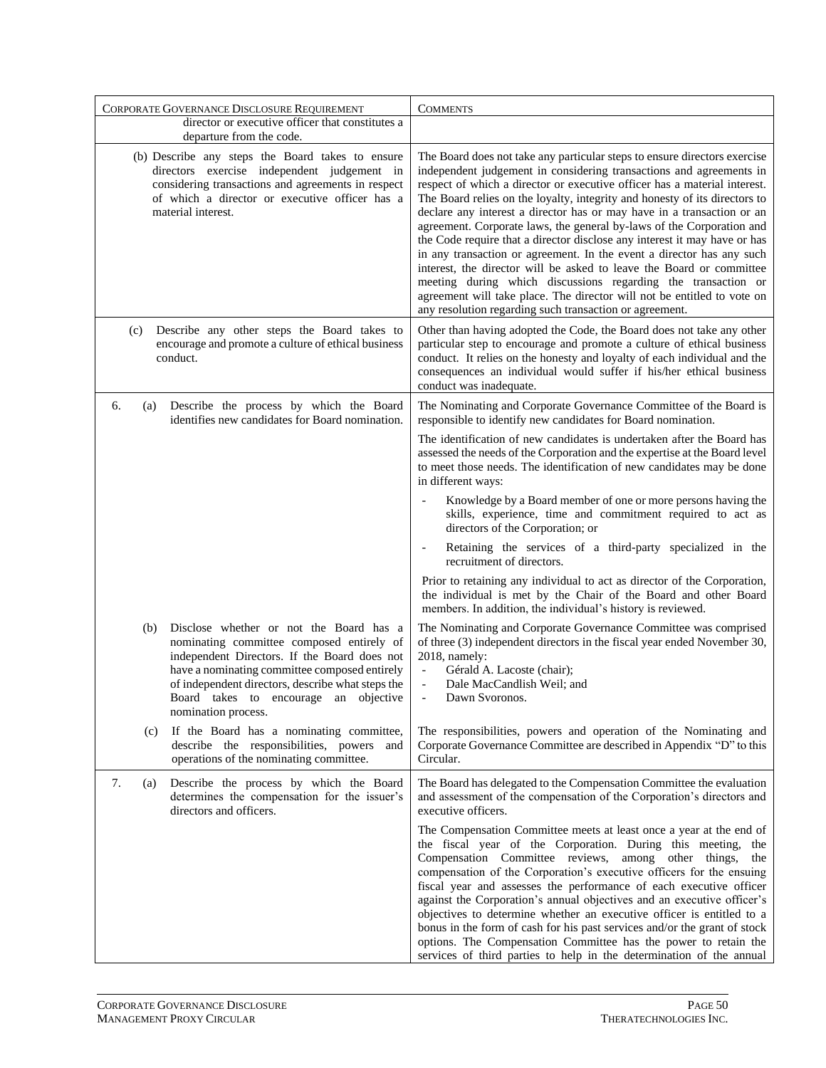| Corporate Governance Disclosure Requirement | Comments |
|---|---|
| director or executive officer that constitutes a departure from the code. | |
| (b) Describe any steps the Board takes to ensure directors exercise independent judgement in considering transactions and agreements in respect of which a director or executive officer has a material interest. | The Board does not take any particular steps to ensure directors exercise independent judgement in considering transactions and agreements in respect of which a director or executive officer has a material interest. The Board relies on the loyalty, integrity and honesty of its directors to declare any interest a director has or may have in a transaction or an agreement. Corporate laws, the general by-laws of the Corporation and the Code require that a director disclose any interest it may have or has in any transaction or agreement. In the event a director has any such interest, the director will be asked to leave the Board or committee meeting during which discussions regarding the transaction or agreement will take place. The director will not be entitled to vote on any resolution regarding such transaction or agreement. |
| (c) Describe any other steps the Board takes to encourage and promote a culture of ethical business conduct. | Other than having adopted the Code, the Board does not take any other particular step to encourage and promote a culture of ethical business conduct. It relies on the honesty and loyalty of each individual and the consequences an individual would suffer if his/her ethical business conduct was inadequate. |
| 6. (a) Describe the process by which the Board identifies new candidates for Board nomination. | The Nominating and Corporate Governance Committee of the Board is responsible to identify new candidates for Board nomination.<br><br>The identification of new candidates is undertaken after the Board has assessed the needs of the Corporation and the expertise at the Board level to meet those needs. The identification of new candidates may be done in different ways:<br><br>- Knowledge by a Board member of one or more persons having the skills, experience, time and commitment required to act as directors of the Corporation; or<br>- Retaining the services of a third-party specialized in the recruitment of directors.<br><br>Prior to retaining any individual to act as director of the Corporation, the individual is met by the Chair of the Board and other Board members. In addition, the individual's history is reviewed. |
| (b) Disclose whether or not the Board has a nominating committee composed entirely of independent Directors. If the Board does not have a nominating committee composed entirely of independent directors, describe what steps the Board takes to encourage an objective nomination process. | The Nominating and Corporate Governance Committee was comprised of three (3) independent directors in the fiscal year ended November 30, 2018, namely:<br>- Gérald A. Lacoste (chair);<br>- Dale MacCandlish Weil; and<br>- Dawn Svoronos. |
| (c) If the Board has a nominating committee, describe the responsibilities, powers and operations of the nominating committee. | The responsibilities, powers and operation of the Nominating and Corporate Governance Committee are described in Appendix "D" to this Circular. |
| 7. (a) Describe the process by which the Board determines the compensation for the issuer's directors and officers. | The Board has delegated to the Compensation Committee the evaluation and assessment of the compensation of the Corporation's directors and executive officers.<br><br>The Compensation Committee meets at least once a year at the end of the fiscal year of the Corporation. During this meeting, the Compensation Committee reviews, among other things, the compensation of the Corporation's executive officers for the ensuing fiscal year and assesses the performance of each executive officer against the Corporation's annual objectives and an executive officer's objectives to determine whether an executive officer is entitled to a bonus in the form of cash for his past services and/or the grant of stock options. The Compensation Committee has the power to retain the services of third parties to help in the determination of the annual |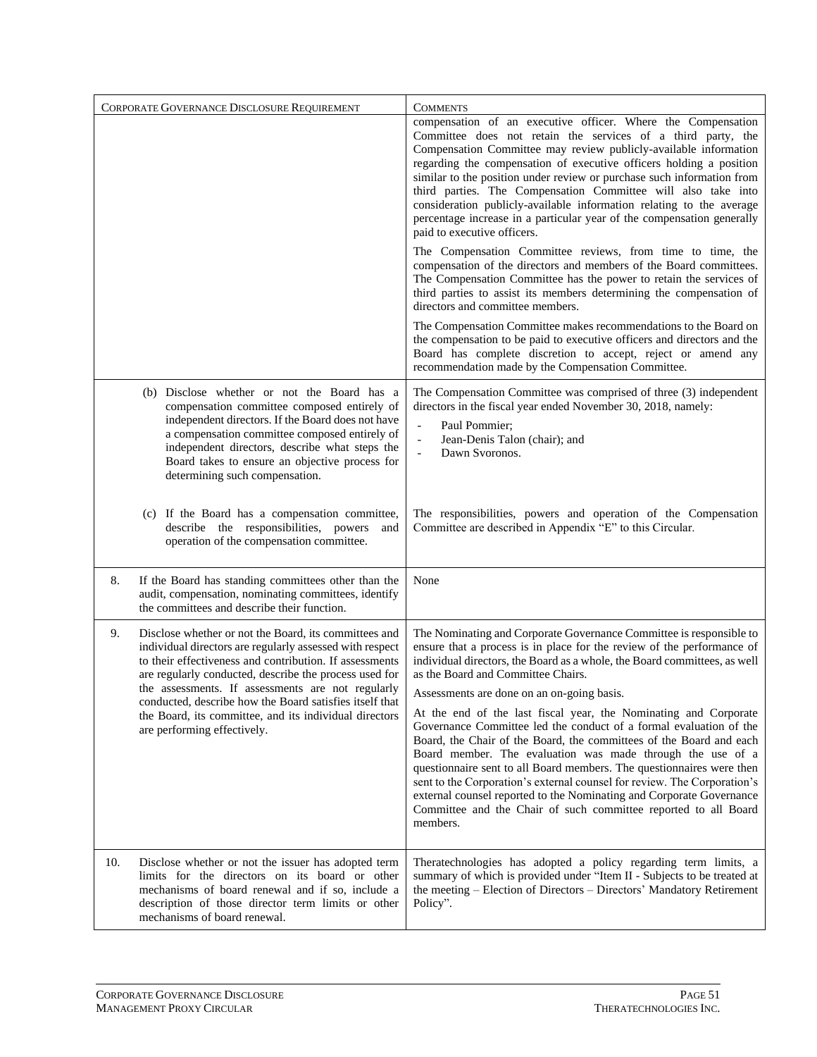| Corporate Governance Disclosure Requirement | Comments |
|---|---|
| | compensation of an executive officer. Where the Compensation Committee does not retain the services of a third party, the Compensation Committee may review publicly-available information regarding the compensation of executive officers holding a position similar to the position under review or purchase such information from third parties. The Compensation Committee will also take into consideration publicly-available information relating to the average percentage increase in a particular year of the compensation generally paid to executive officers.<br><br>The Compensation Committee reviews, from time to time, the compensation of the directors and members of the Board committees. The Compensation Committee has the power to retain the services of third parties to assist its members determining the compensation of directors and committee members.<br><br>The Compensation Committee makes recommendations to the Board on the compensation to be paid to executive officers and directors and the Board has complete discretion to accept, reject or amend any recommendation made by the Compensation Committee. |
| (b) Disclose whether or not the Board has a compensation committee composed entirely of independent directors. If the Board does not have a compensation committee composed entirely of independent directors, describe what steps the Board takes to ensure an objective process for determining such compensation. | The Compensation Committee was comprised of three (3) independent directors in the fiscal year ended November 30, 2018, namely:<br>- Paul Pommier;<br>- Jean-Denis Talon (chair); and<br>- Dawn Svoronos. |
| (c) If the Board has a compensation committee, describe the responsibilities, powers and operation of the compensation committee. | The responsibilities, powers and operation of the Compensation Committee are described in Appendix "E" to this Circular. |
| 8. If the Board has standing committees other than the audit, compensation, nominating committees, identify the committees and describe their function. | None |
| 9. Disclose whether or not the Board, its committees and individual directors are regularly assessed with respect to their effectiveness and contribution. If assessments are regularly conducted, describe the process used for the assessments. If assessments are not regularly conducted, describe how the Board satisfies itself that the Board, its committee, and its individual directors are performing effectively. | The Nominating and Corporate Governance Committee is responsible to ensure that a process is in place for the review of the performance of individual directors, the Board as a whole, the Board committees, as well as the Board and Committee Chairs.<br><br>Assessments are done on an on-going basis.<br><br>At the end of the last fiscal year, the Nominating and Corporate Governance Committee led the conduct of a formal evaluation of the Board, the Chair of the Board, the committees of the Board and each Board member. The evaluation was made through the use of a questionnaire sent to all Board members. The questionnaires were then sent to the Corporation's external counsel for review. The Corporation's external counsel reported to the Nominating and Corporate Governance Committee and the Chair of such committee reported to all Board members. |
| 10. Disclose whether or not the issuer has adopted term limits for the directors on its board or other mechanisms of board renewal and if so, include a description of those director term limits or other mechanisms of board renewal. | Theratechnologies has adopted a policy regarding term limits, a summary of which is provided under "Item II - Subjects to be treated at the meeting – Election of Directors – Directors' Mandatory Retirement Policy". |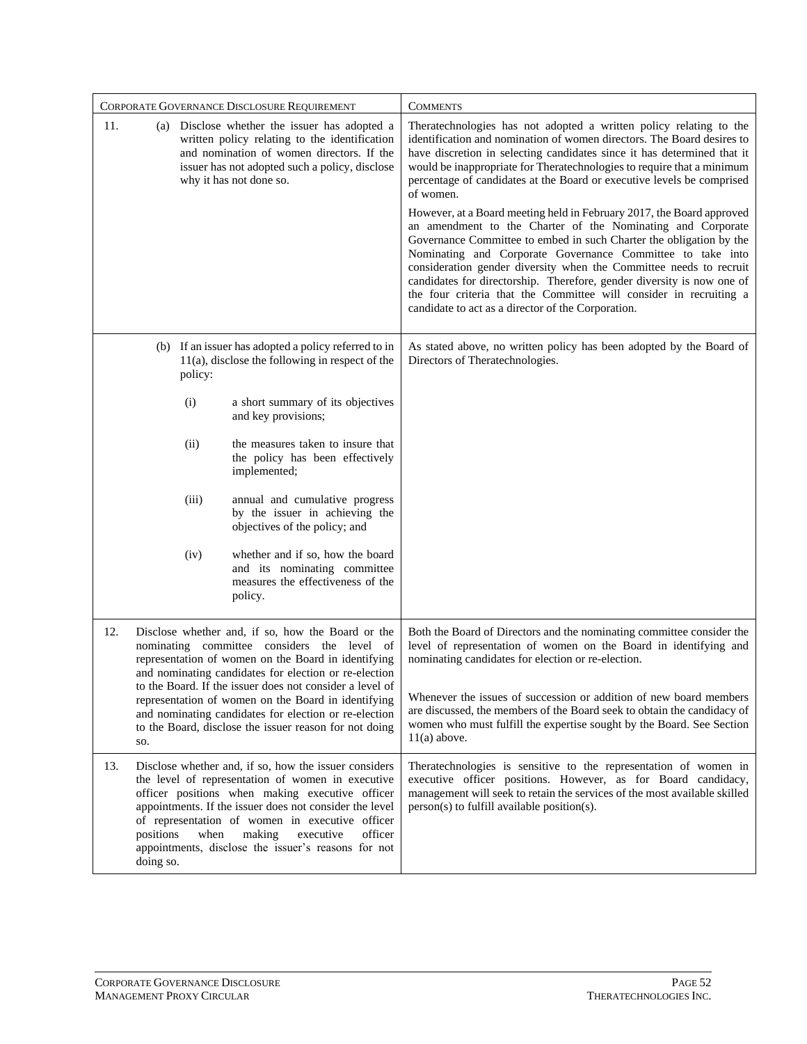| Corporate Governance Disclosure Requirement | Comments |
|---|---|
| 11. (a) Disclose whether the issuer has adopted a written policy relating to the identification and nomination of women directors. If the issuer has not adopted such a policy, disclose why it has not done so. | Theratechnologies has not adopted a written policy relating to the identification and nomination of women directors. The Board desires to have discretion in selecting candidates since it has determined that it would be inappropriate for Theratechnologies to require that a minimum percentage of candidates at the Board or executive levels be comprised of women.<br><br>However, at a Board meeting held in February 2017, the Board approved an amendment to the Charter of the Nominating and Corporate Governance Committee to embed in such Charter the obligation by the Nominating and Corporate Governance Committee to take into consideration gender diversity when the Committee needs to recruit candidates for directorship. Therefore, gender diversity is now one of the four criteria that the Committee will consider in recruiting a candidate to act as a director of the Corporation. |
| (b) If an issuer has adopted a policy referred to in 11(a), disclose the following in respect of the policy:<br><br>(i) a short summary of its objectives and key provisions;<br><br>(ii) the measures taken to insure that the policy has been effectively implemented;<br><br>(iii) annual and cumulative progress by the issuer in achieving the objectives of the policy; and<br><br>(iv) whether and if so, how the board and its nominating committee measures the effectiveness of the policy. | As stated above, no written policy has been adopted by the Board of Directors of Theratechnologies. |
| 12. Disclose whether and, if so, how the Board or the nominating committee considers the level of representation of women on the Board in identifying and nominating candidates for election or re-election to the Board. If the issuer does not consider a level of representation of women on the Board in identifying and nominating candidates for election or re-election to the Board, disclose the issuer reason for not doing so. | Both the Board of Directors and the nominating committee consider the level of representation of women on the Board in identifying and nominating candidates for election or re-election.<br><br>Whenever the issues of succession or addition of new board members are discussed, the members of the Board seek to obtain the candidacy of women who must fulfill the expertise sought by the Board. See Section 11(a) above. |
| 13. Disclose whether and, if so, how the issuer considers the level of representation of women in executive officer positions when making executive officer appointments. If the issuer does not consider the level of representation of women in executive officer positions when making executive officer appointments, disclose the issuer's reasons for not doing so. | Theratechnologies is sensitive to the representation of women in executive officer positions. However, as for Board candidacy, management will seek to retain the services of the most available skilled person(s) to fulfill available position(s). |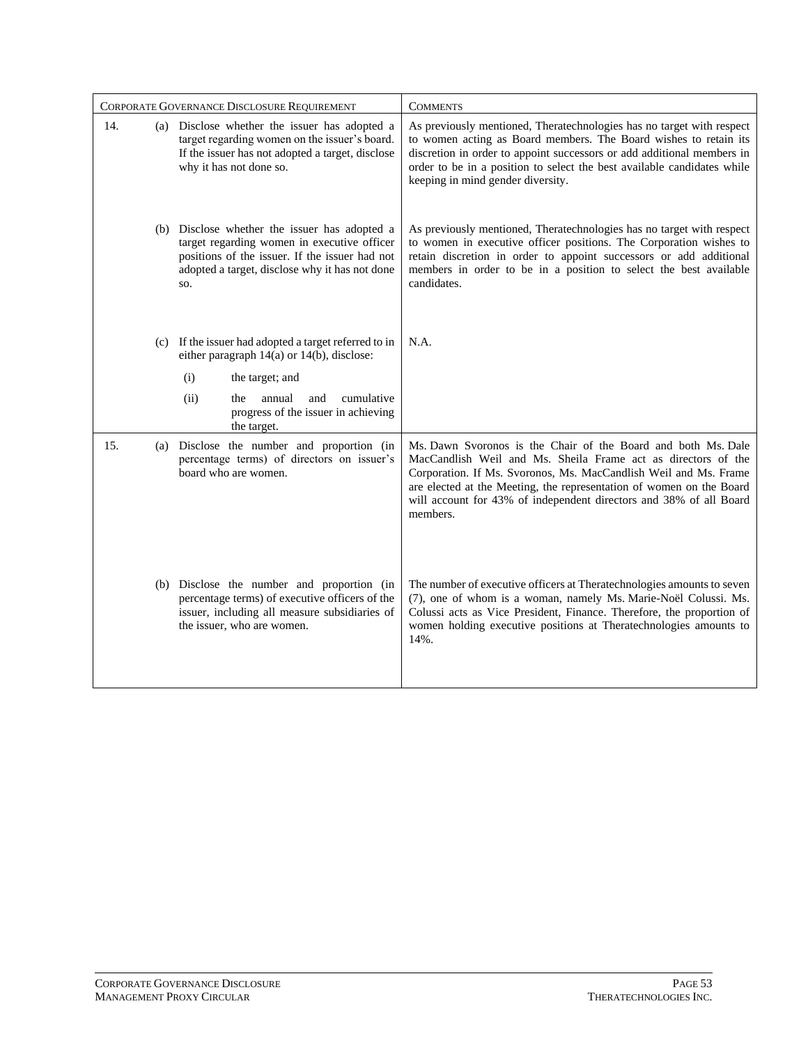| Corporate Governance Disclosure Requirement | Comments |
|---|---|
| 14. (a) Disclose whether the issuer has adopted a target regarding women on the issuer's board. If the issuer has not adopted a target, disclose why it has not done so. | As previously mentioned, Theratechnologies has no target with respect to women acting as Board members. The Board wishes to retain its discretion in order to appoint successors or add additional members in order to be in a position to select the best available candidates while keeping in mind gender diversity. |
| (b) Disclose whether the issuer has adopted a target regarding women in executive officer positions of the issuer. If the issuer had not adopted a target, disclose why it has not done so. | As previously mentioned, Theratechnologies has no target with respect to women in executive officer positions. The Corporation wishes to retain discretion in order to appoint successors or add additional members in order to be in a position to select the best available candidates. |
| (c) If the issuer had adopted a target referred to in either paragraph 14(a) or 14(b), disclose: (i) the target; and (ii) the annual and cumulative progress of the issuer in achieving the target. | N.A. |
| 15. (a) Disclose the number and proportion (in percentage terms) of directors on issuer's board who are women. | Ms. Dawn Svoronos is the Chair of the Board and both Ms. Dale MacCandlish Weil and Ms. Sheila Frame act as directors of the Corporation. If Ms. Svoronos, Ms. MacCandlish Weil and Ms. Frame are elected at the Meeting, the representation of women on the Board will account for 43% of independent directors and 38% of all Board members. |
| (b) Disclose the number and proportion (in percentage terms) of executive officers of the issuer, including all measure subsidiaries of the issuer, who are women. | The number of executive officers at Theratechnologies amounts to seven (7), one of whom is a woman, namely Ms. Marie-Noël Colussi. Ms. Colussi acts as Vice President, Finance. Therefore, the proportion of women holding executive positions at Theratechnologies amounts to 14%. |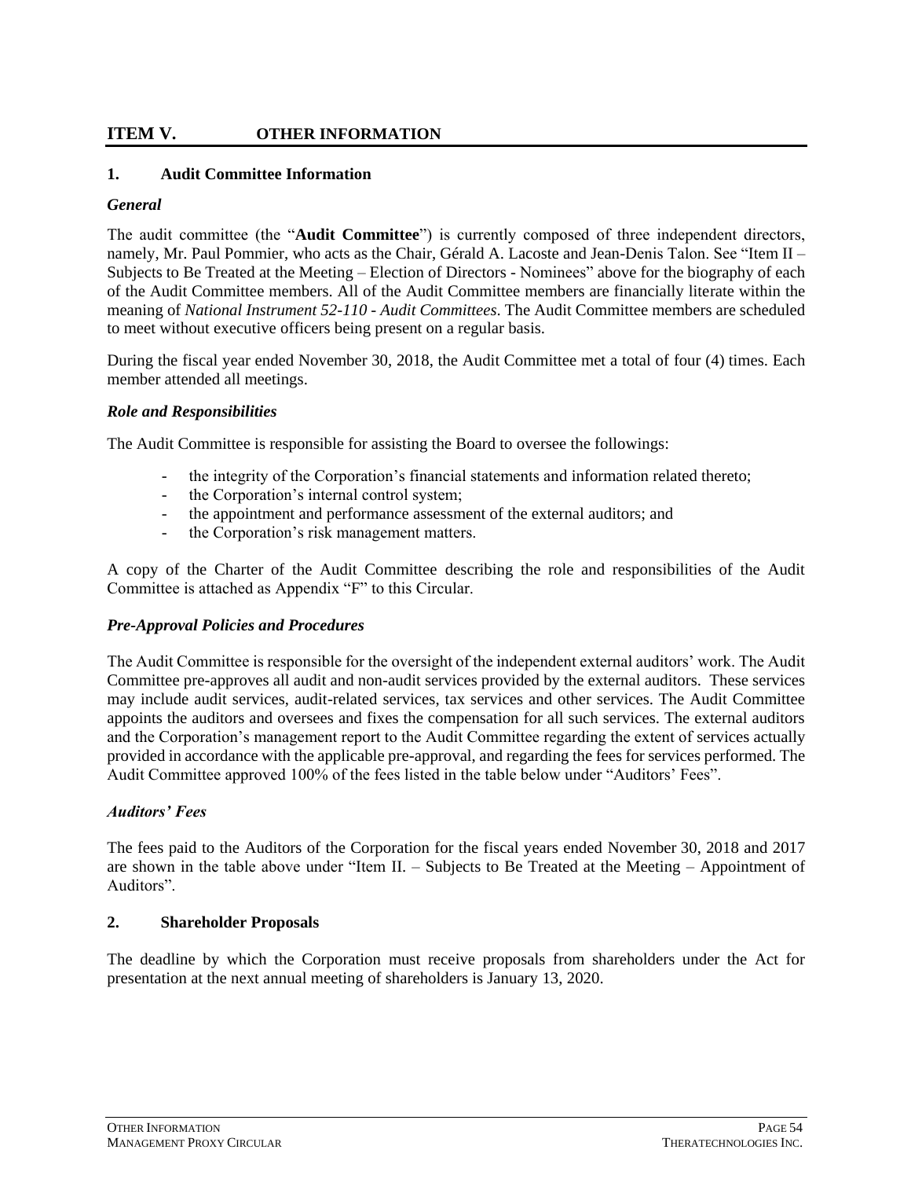## ITEM V. OTHER INFORMATION

### 1. Audit Committee Information

***General***

The audit committee (the "**Audit Committee**") is currently composed of three independent directors, namely, Mr. Paul Pommier, who acts as the Chair, Gérald A. Lacoste and Jean-Denis Talon. See "Item II – Subjects to Be Treated at the Meeting – Election of Directors - Nominees" above for the biography of each of the Audit Committee members. All of the Audit Committee members are financially literate within the meaning of *National Instrument 52-110 - Audit Committees*. The Audit Committee members are scheduled to meet without executive officers being present on a regular basis.

During the fiscal year ended November 30, 2018, the Audit Committee met a total of four (4) times. Each member attended all meetings.

***Role and Responsibilities***

The Audit Committee is responsible for assisting the Board to oversee the followings:

- the integrity of the Corporation's financial statements and information related thereto;
- the Corporation's internal control system;
- the appointment and performance assessment of the external auditors; and
- the Corporation's risk management matters.

A copy of the Charter of the Audit Committee describing the role and responsibilities of the Audit Committee is attached as Appendix "F" to this Circular.

***Pre-Approval Policies and Procedures***

The Audit Committee is responsible for the oversight of the independent external auditors' work. The Audit Committee pre-approves all audit and non-audit services provided by the external auditors. These services may include audit services, audit-related services, tax services and other services. The Audit Committee appoints the auditors and oversees and fixes the compensation for all such services. The external auditors and the Corporation's management report to the Audit Committee regarding the extent of services actually provided in accordance with the applicable pre-approval, and regarding the fees for services performed. The Audit Committee approved 100% of the fees listed in the table below under "Auditors' Fees".

***Auditors' Fees***

The fees paid to the Auditors of the Corporation for the fiscal years ended November 30, 2018 and 2017 are shown in the table above under "Item II. – Subjects to Be Treated at the Meeting – Appointment of Auditors".

### 2. Shareholder Proposals

The deadline by which the Corporation must receive proposals from shareholders under the Act for presentation at the next annual meeting of shareholders is January 13, 2020.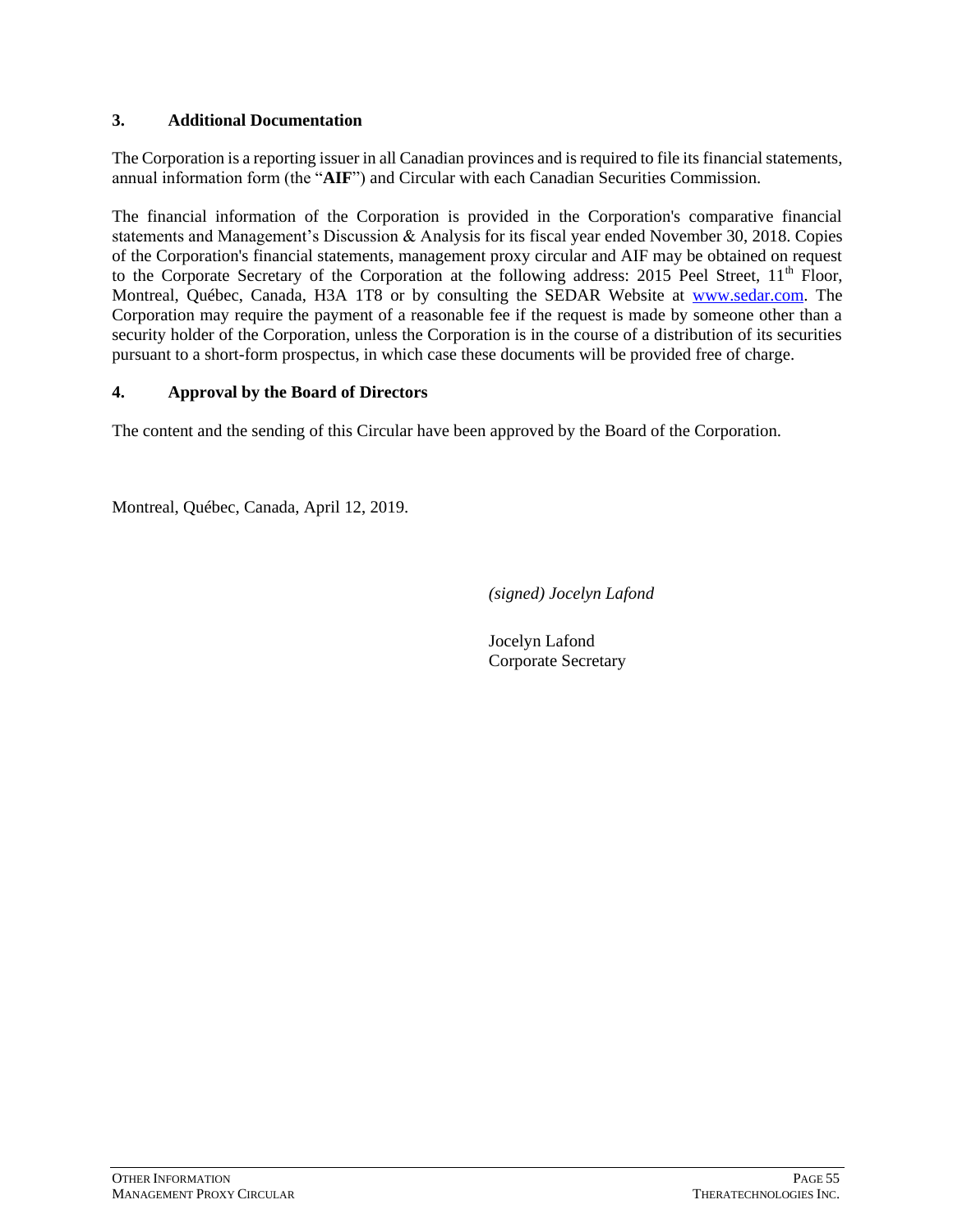## 3. Additional Documentation

The Corporation is a reporting issuer in all Canadian provinces and is required to file its financial statements, annual information form (the "**AIF**") and Circular with each Canadian Securities Commission.

The financial information of the Corporation is provided in the Corporation's comparative financial statements and Management's Discussion & Analysis for its fiscal year ended November 30, 2018. Copies of the Corporation's financial statements, management proxy circular and AIF may be obtained on request to the Corporate Secretary of the Corporation at the following address: 2015 Peel Street, 11th Floor, Montreal, Québec, Canada, H3A 1T8 or by consulting the SEDAR Website at www.sedar.com. The Corporation may require the payment of a reasonable fee if the request is made by someone other than a security holder of the Corporation, unless the Corporation is in the course of a distribution of its securities pursuant to a short-form prospectus, in which case these documents will be provided free of charge.

## 4. Approval by the Board of Directors

The content and the sending of this Circular have been approved by the Board of the Corporation.

Montreal, Québec, Canada, April 12, 2019.

*(signed) Jocelyn Lafond*

Jocelyn Lafond
Corporate Secretary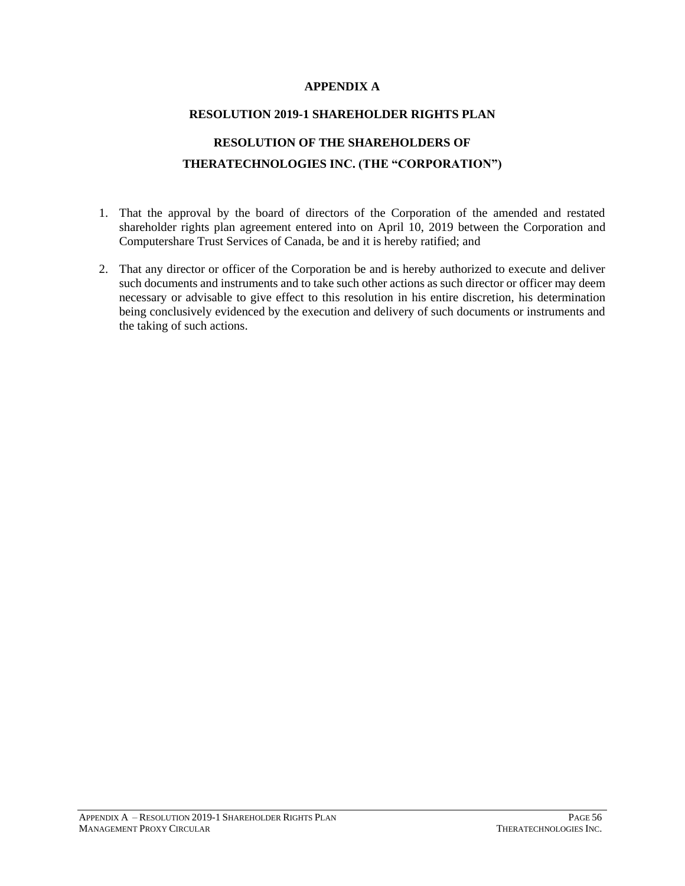# APPENDIX A

## RESOLUTION 2019-1 SHAREHOLDER RIGHTS PLAN

## RESOLUTION OF THE SHAREHOLDERS OF THERATECHNOLOGIES INC. (THE "CORPORATION")

1. That the approval by the board of directors of the Corporation of the amended and restated shareholder rights plan agreement entered into on April 10, 2019 between the Corporation and Computershare Trust Services of Canada, be and it is hereby ratified; and

2. That any director or officer of the Corporation be and is hereby authorized to execute and deliver such documents and instruments and to take such other actions as such director or officer may deem necessary or advisable to give effect to this resolution in his entire discretion, his determination being conclusively evidenced by the execution and delivery of such documents or instruments and the taking of such actions.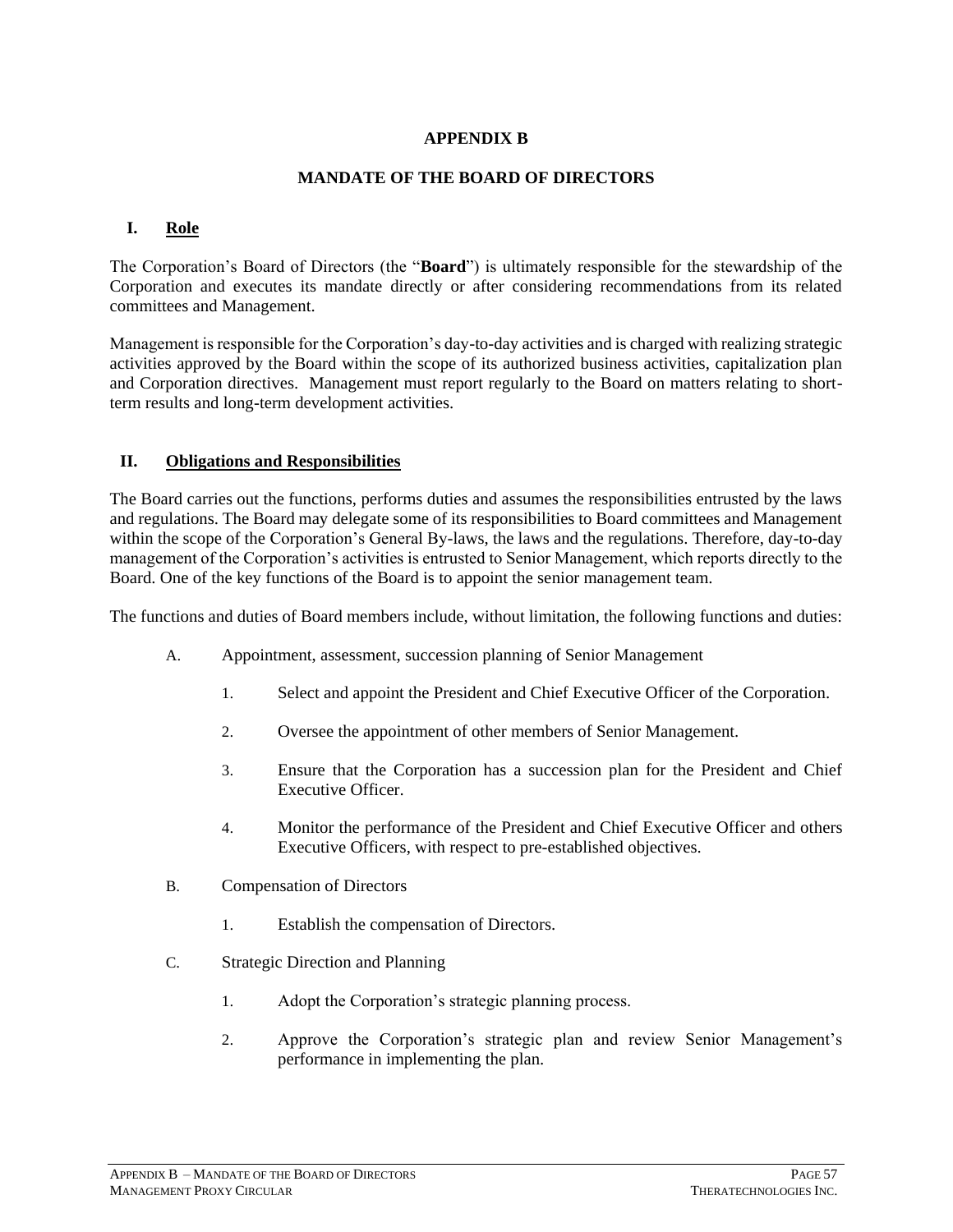# APPENDIX B

## MANDATE OF THE BOARD OF DIRECTORS

### I. Role

The Corporation's Board of Directors (the "**Board**") is ultimately responsible for the stewardship of the Corporation and executes its mandate directly or after considering recommendations from its related committees and Management.

Management is responsible for the Corporation's day-to-day activities and is charged with realizing strategic activities approved by the Board within the scope of its authorized business activities, capitalization plan and Corporation directives. Management must report regularly to the Board on matters relating to short-term results and long-term development activities.

### II. Obligations and Responsibilities

The Board carries out the functions, performs duties and assumes the responsibilities entrusted by the laws and regulations. The Board may delegate some of its responsibilities to Board committees and Management within the scope of the Corporation's General By-laws, the laws and the regulations. Therefore, day-to-day management of the Corporation's activities is entrusted to Senior Management, which reports directly to the Board. One of the key functions of the Board is to appoint the senior management team.

The functions and duties of Board members include, without limitation, the following functions and duties:

A. Appointment, assessment, succession planning of Senior Management

1. Select and appoint the President and Chief Executive Officer of the Corporation.
2. Oversee the appointment of other members of Senior Management.
3. Ensure that the Corporation has a succession plan for the President and Chief Executive Officer.
4. Monitor the performance of the President and Chief Executive Officer and others Executive Officers, with respect to pre-established objectives.

B. Compensation of Directors

1. Establish the compensation of Directors.

C. Strategic Direction and Planning

1. Adopt the Corporation's strategic planning process.
2. Approve the Corporation's strategic plan and review Senior Management's performance in implementing the plan.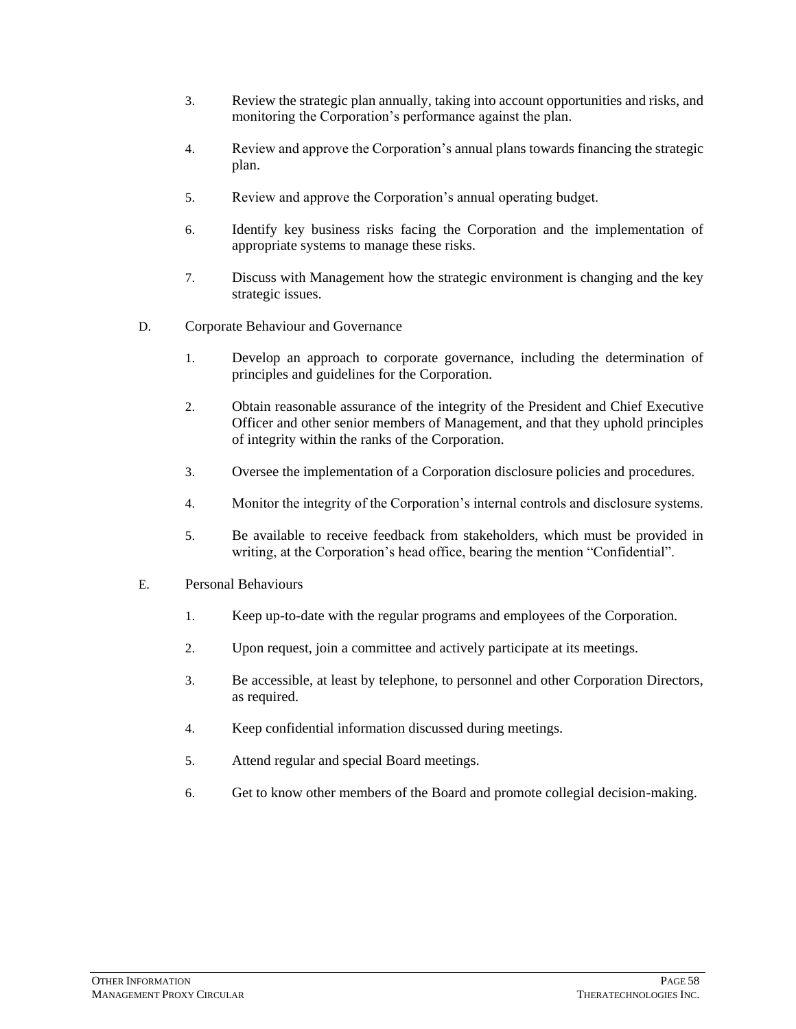3. Review the strategic plan annually, taking into account opportunities and risks, and monitoring the Corporation’s performance against the plan.

4. Review and approve the Corporation’s annual plans towards financing the strategic plan.

5. Review and approve the Corporation’s annual operating budget.

6. Identify key business risks facing the Corporation and the implementation of appropriate systems to manage these risks.

7. Discuss with Management how the strategic environment is changing and the key strategic issues.

D. Corporate Behaviour and Governance

1. Develop an approach to corporate governance, including the determination of principles and guidelines for the Corporation.

2. Obtain reasonable assurance of the integrity of the President and Chief Executive Officer and other senior members of Management, and that they uphold principles of integrity within the ranks of the Corporation.

3. Oversee the implementation of a Corporation disclosure policies and procedures.

4. Monitor the integrity of the Corporation’s internal controls and disclosure systems.

5. Be available to receive feedback from stakeholders, which must be provided in writing, at the Corporation’s head office, bearing the mention “Confidential”.

E. Personal Behaviours

1. Keep up-to-date with the regular programs and employees of the Corporation.

2. Upon request, join a committee and actively participate at its meetings.

3. Be accessible, at least by telephone, to personnel and other Corporation Directors, as required.

4. Keep confidential information discussed during meetings.

5. Attend regular and special Board meetings.

6. Get to know other members of the Board and promote collegial decision-making.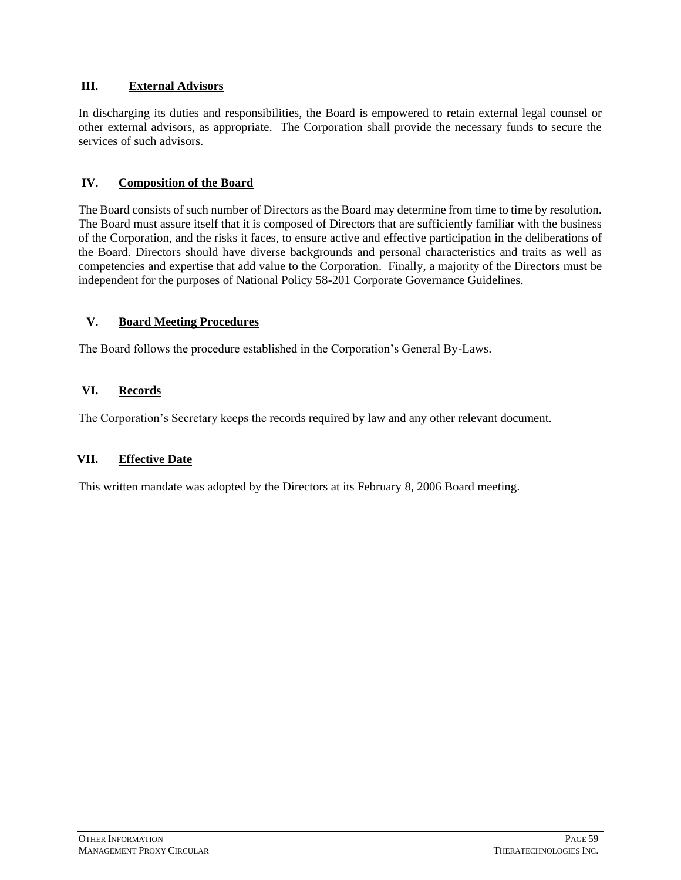## III. External Advisors

In discharging its duties and responsibilities, the Board is empowered to retain external legal counsel or other external advisors, as appropriate. The Corporation shall provide the necessary funds to secure the services of such advisors.

## IV. Composition of the Board

The Board consists of such number of Directors as the Board may determine from time to time by resolution. The Board must assure itself that it is composed of Directors that are sufficiently familiar with the business of the Corporation, and the risks it faces, to ensure active and effective participation in the deliberations of the Board. Directors should have diverse backgrounds and personal characteristics and traits as well as competencies and expertise that add value to the Corporation. Finally, a majority of the Directors must be independent for the purposes of National Policy 58-201 Corporate Governance Guidelines.

## V. Board Meeting Procedures

The Board follows the procedure established in the Corporation's General By-Laws.

## VI. Records

The Corporation's Secretary keeps the records required by law and any other relevant document.

## VII. Effective Date

This written mandate was adopted by the Directors at its February 8, 2006 Board meeting.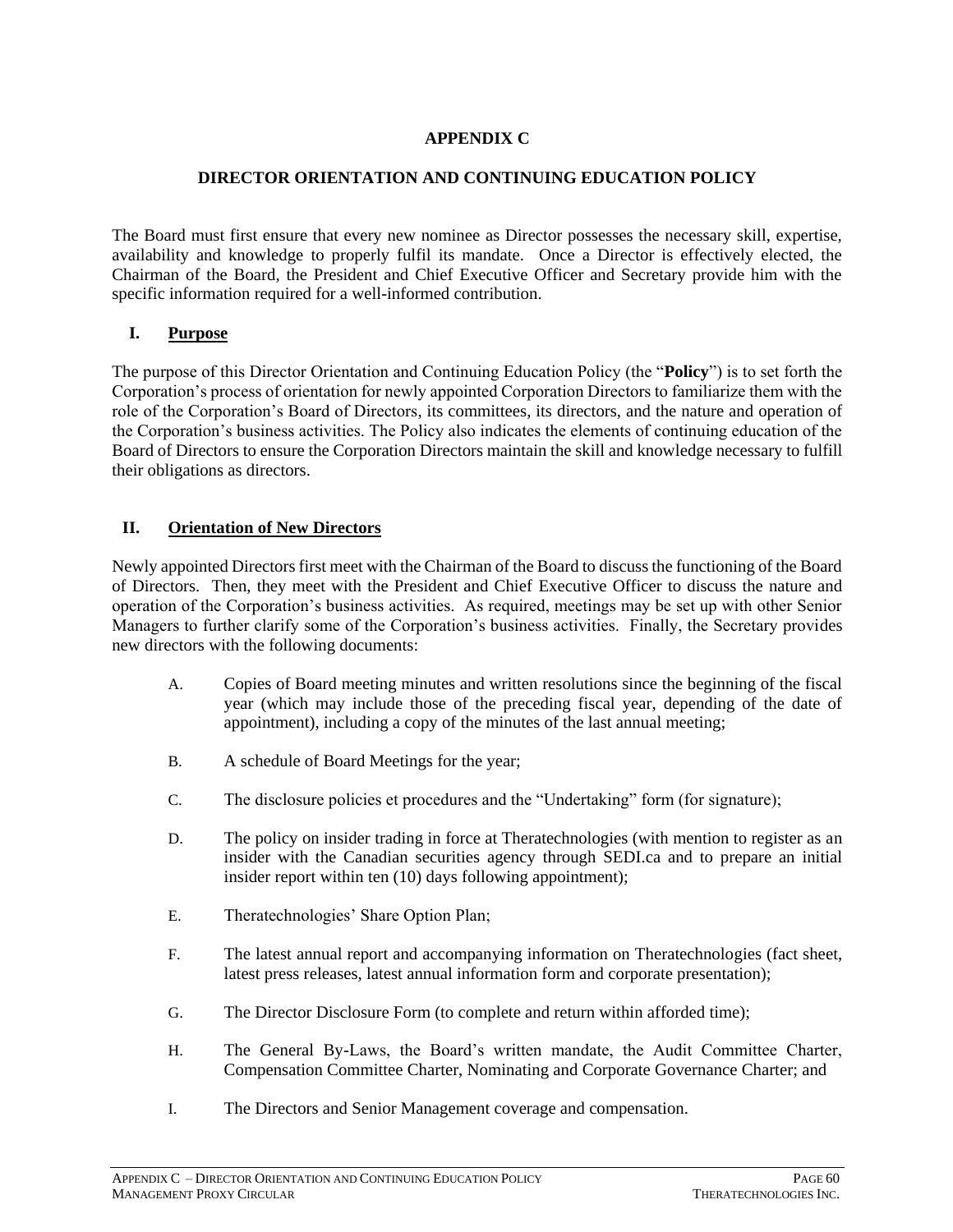# APPENDIX C

## DIRECTOR ORIENTATION AND CONTINUING EDUCATION POLICY

The Board must first ensure that every new nominee as Director possesses the necessary skill, expertise, availability and knowledge to properly fulfil its mandate. Once a Director is effectively elected, the Chairman of the Board, the President and Chief Executive Officer and Secretary provide him with the specific information required for a well-informed contribution.

### I. Purpose

The purpose of this Director Orientation and Continuing Education Policy (the "**Policy**") is to set forth the Corporation's process of orientation for newly appointed Corporation Directors to familiarize them with the role of the Corporation's Board of Directors, its committees, its directors, and the nature and operation of the Corporation's business activities. The Policy also indicates the elements of continuing education of the Board of Directors to ensure the Corporation Directors maintain the skill and knowledge necessary to fulfill their obligations as directors.

### II. Orientation of New Directors

Newly appointed Directors first meet with the Chairman of the Board to discuss the functioning of the Board of Directors. Then, they meet with the President and Chief Executive Officer to discuss the nature and operation of the Corporation's business activities. As required, meetings may be set up with other Senior Managers to further clarify some of the Corporation's business activities. Finally, the Secretary provides new directors with the following documents:

A. Copies of Board meeting minutes and written resolutions since the beginning of the fiscal year (which may include those of the preceding fiscal year, depending of the date of appointment), including a copy of the minutes of the last annual meeting;

B. A schedule of Board Meetings for the year;

C. The disclosure policies et procedures and the "Undertaking" form (for signature);

D. The policy on insider trading in force at Theratechnologies (with mention to register as an insider with the Canadian securities agency through SEDI.ca and to prepare an initial insider report within ten (10) days following appointment);

E. Theratechnologies' Share Option Plan;

F. The latest annual report and accompanying information on Theratechnologies (fact sheet, latest press releases, latest annual information form and corporate presentation);

G. The Director Disclosure Form (to complete and return within afforded time);

H. The General By-Laws, the Board's written mandate, the Audit Committee Charter, Compensation Committee Charter, Nominating and Corporate Governance Charter; and

I. The Directors and Senior Management coverage and compensation.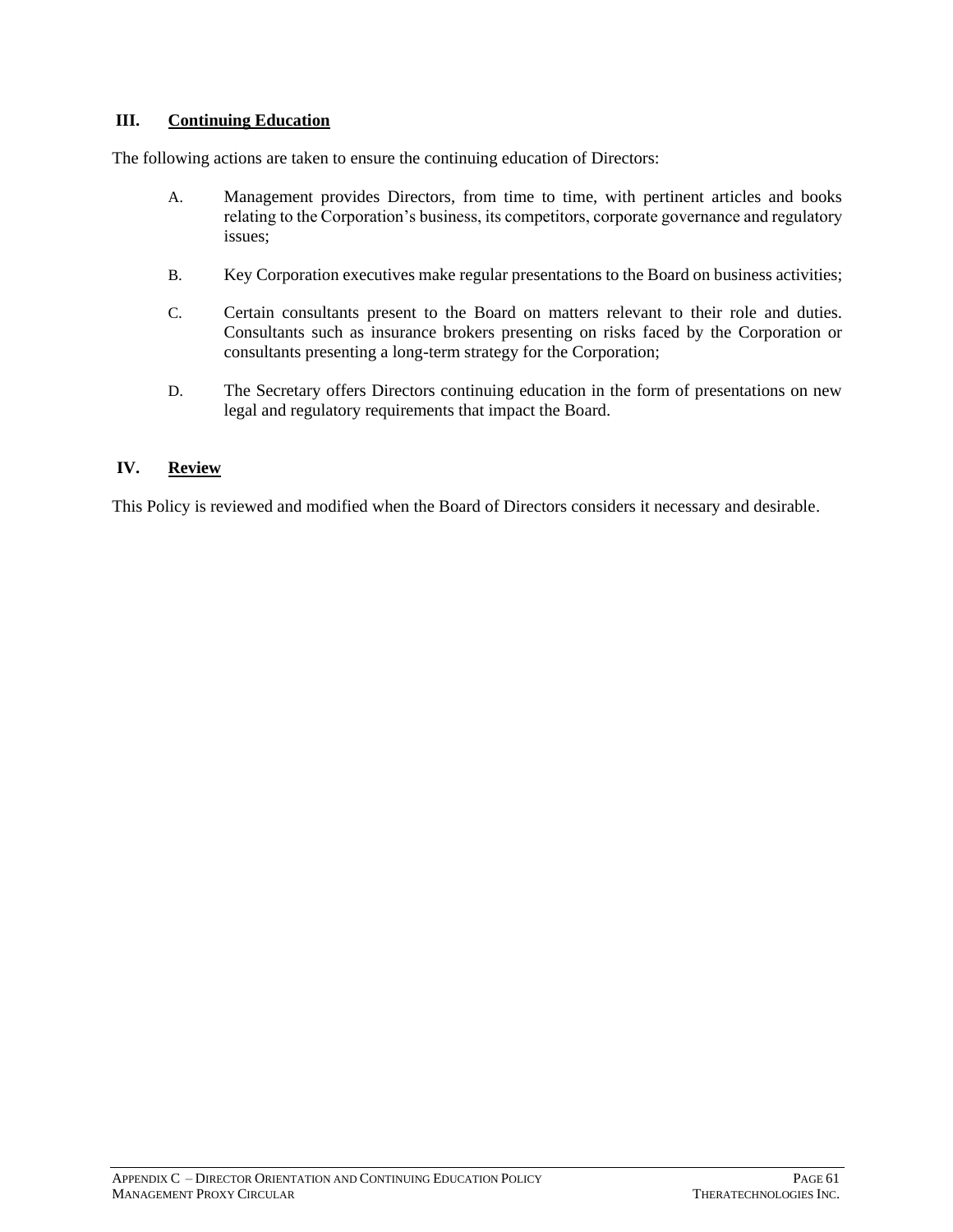## III. Continuing Education

The following actions are taken to ensure the continuing education of Directors:

A. Management provides Directors, from time to time, with pertinent articles and books relating to the Corporation's business, its competitors, corporate governance and regulatory issues;

B. Key Corporation executives make regular presentations to the Board on business activities;

C. Certain consultants present to the Board on matters relevant to their role and duties. Consultants such as insurance brokers presenting on risks faced by the Corporation or consultants presenting a long-term strategy for the Corporation;

D. The Secretary offers Directors continuing education in the form of presentations on new legal and regulatory requirements that impact the Board.

## IV. Review

This Policy is reviewed and modified when the Board of Directors considers it necessary and desirable.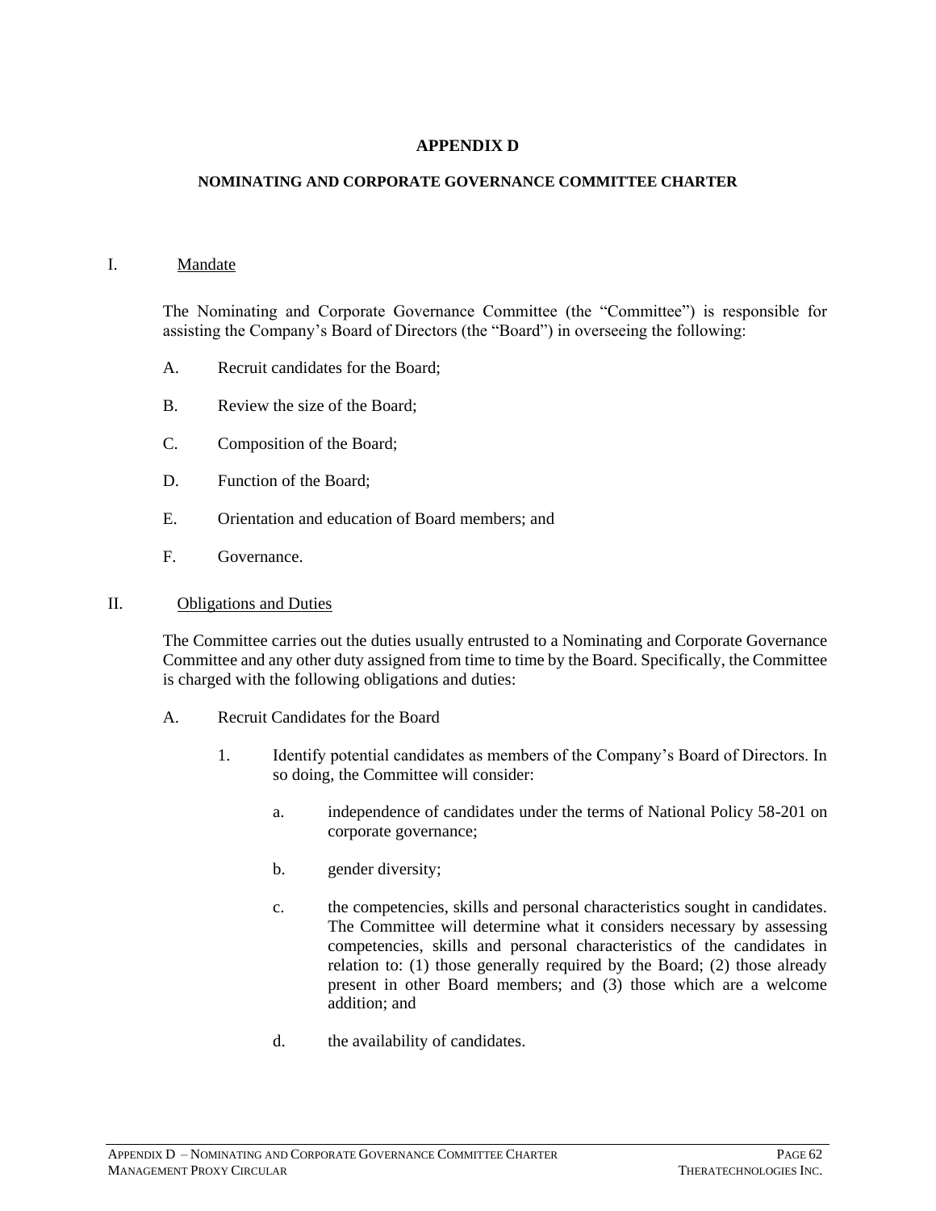# APPENDIX D

## NOMINATING AND CORPORATE GOVERNANCE COMMITTEE CHARTER

### I. Mandate

The Nominating and Corporate Governance Committee (the "Committee") is responsible for assisting the Company's Board of Directors (the "Board") in overseeing the following:

A. Recruit candidates for the Board;

B. Review the size of the Board;

C. Composition of the Board;

D. Function of the Board;

E. Orientation and education of Board members; and

F. Governance.

### II. Obligations and Duties

The Committee carries out the duties usually entrusted to a Nominating and Corporate Governance Committee and any other duty assigned from time to time by the Board. Specifically, the Committee is charged with the following obligations and duties:

A. Recruit Candidates for the Board

1. Identify potential candidates as members of the Company's Board of Directors. In so doing, the Committee will consider:

    a. independence of candidates under the terms of National Policy 58-201 on corporate governance;

    b. gender diversity;

    c. the competencies, skills and personal characteristics sought in candidates. The Committee will determine what it considers necessary by assessing competencies, skills and personal characteristics of the candidates in relation to: (1) those generally required by the Board; (2) those already present in other Board members; and (3) those which are a welcome addition; and

    d. the availability of candidates.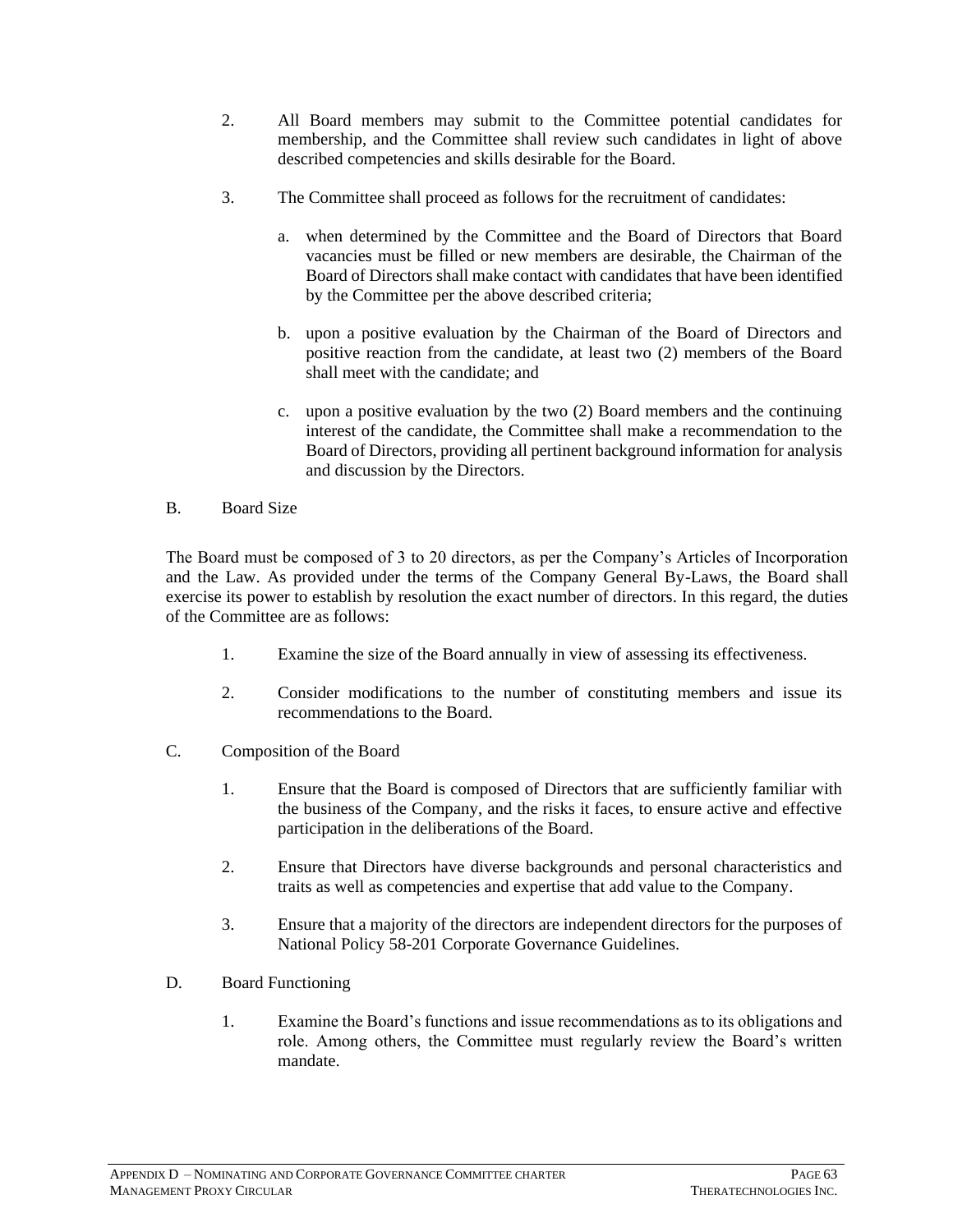2. All Board members may submit to the Committee potential candidates for membership, and the Committee shall review such candidates in light of above described competencies and skills desirable for the Board.

3. The Committee shall proceed as follows for the recruitment of candidates:

   a. when determined by the Committee and the Board of Directors that Board vacancies must be filled or new members are desirable, the Chairman of the Board of Directors shall make contact with candidates that have been identified by the Committee per the above described criteria;

   b. upon a positive evaluation by the Chairman of the Board of Directors and positive reaction from the candidate, at least two (2) members of the Board shall meet with the candidate; and

   c. upon a positive evaluation by the two (2) Board members and the continuing interest of the candidate, the Committee shall make a recommendation to the Board of Directors, providing all pertinent background information for analysis and discussion by the Directors.

B. Board Size

The Board must be composed of 3 to 20 directors, as per the Company's Articles of Incorporation and the Law. As provided under the terms of the Company General By-Laws, the Board shall exercise its power to establish by resolution the exact number of directors. In this regard, the duties of the Committee are as follows:

1. Examine the size of the Board annually in view of assessing its effectiveness.

2. Consider modifications to the number of constituting members and issue its recommendations to the Board.

C. Composition of the Board

1. Ensure that the Board is composed of Directors that are sufficiently familiar with the business of the Company, and the risks it faces, to ensure active and effective participation in the deliberations of the Board.

2. Ensure that Directors have diverse backgrounds and personal characteristics and traits as well as competencies and expertise that add value to the Company.

3. Ensure that a majority of the directors are independent directors for the purposes of National Policy 58-201 Corporate Governance Guidelines.

D. Board Functioning

1. Examine the Board's functions and issue recommendations as to its obligations and role. Among others, the Committee must regularly review the Board's written mandate.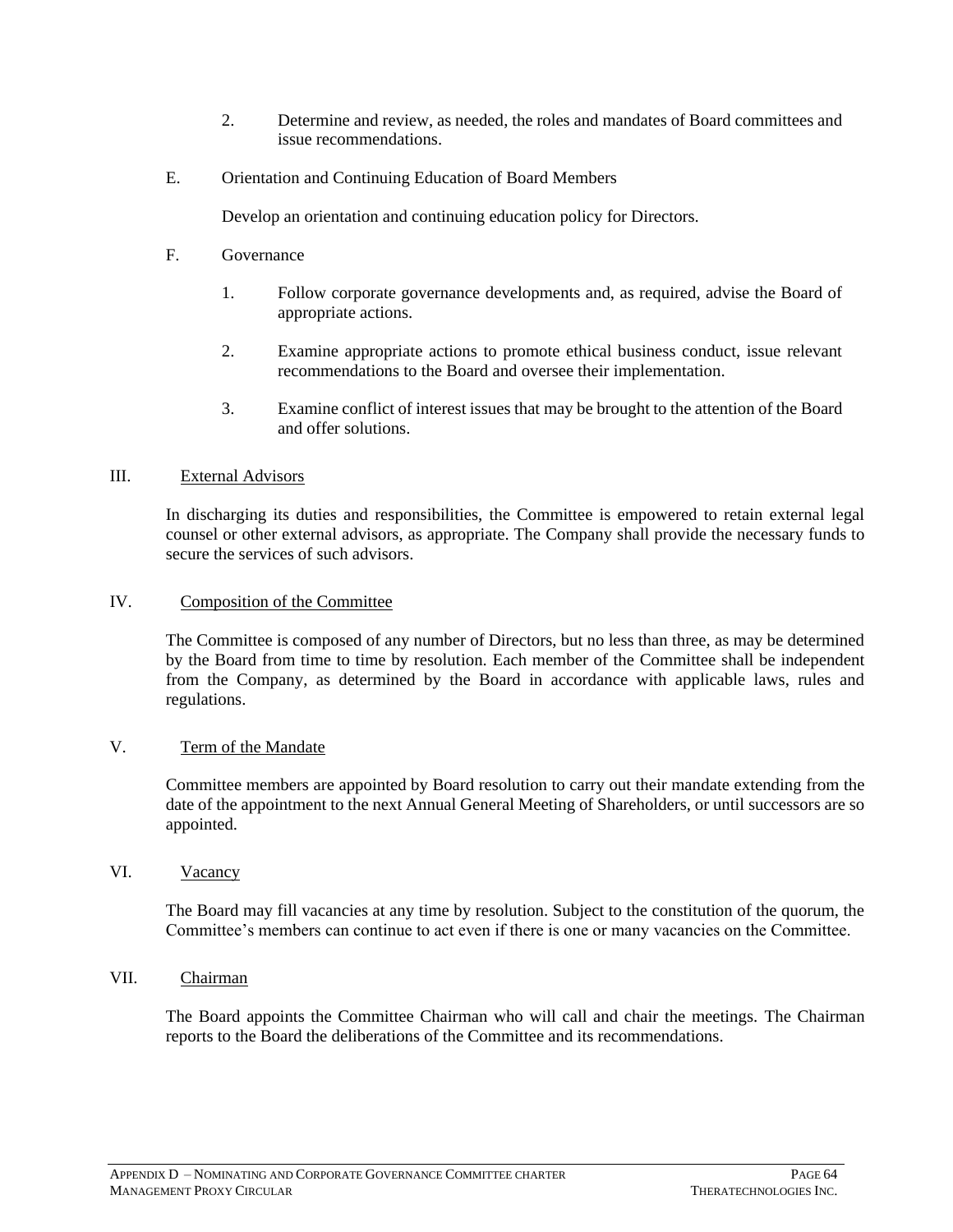2. Determine and review, as needed, the roles and mandates of Board committees and issue recommendations.

E. Orientation and Continuing Education of Board Members

Develop an orientation and continuing education policy for Directors.

F. Governance

1. Follow corporate governance developments and, as required, advise the Board of appropriate actions.

2. Examine appropriate actions to promote ethical business conduct, issue relevant recommendations to the Board and oversee their implementation.

3. Examine conflict of interest issues that may be brought to the attention of the Board and offer solutions.

## III. External Advisors

In discharging its duties and responsibilities, the Committee is empowered to retain external legal counsel or other external advisors, as appropriate. The Company shall provide the necessary funds to secure the services of such advisors.

## IV. Composition of the Committee

The Committee is composed of any number of Directors, but no less than three, as may be determined by the Board from time to time by resolution. Each member of the Committee shall be independent from the Company, as determined by the Board in accordance with applicable laws, rules and regulations.

## V. Term of the Mandate

Committee members are appointed by Board resolution to carry out their mandate extending from the date of the appointment to the next Annual General Meeting of Shareholders, or until successors are so appointed.

## VI. Vacancy

The Board may fill vacancies at any time by resolution. Subject to the constitution of the quorum, the Committee's members can continue to act even if there is one or many vacancies on the Committee.

## VII. Chairman

The Board appoints the Committee Chairman who will call and chair the meetings. The Chairman reports to the Board the deliberations of the Committee and its recommendations.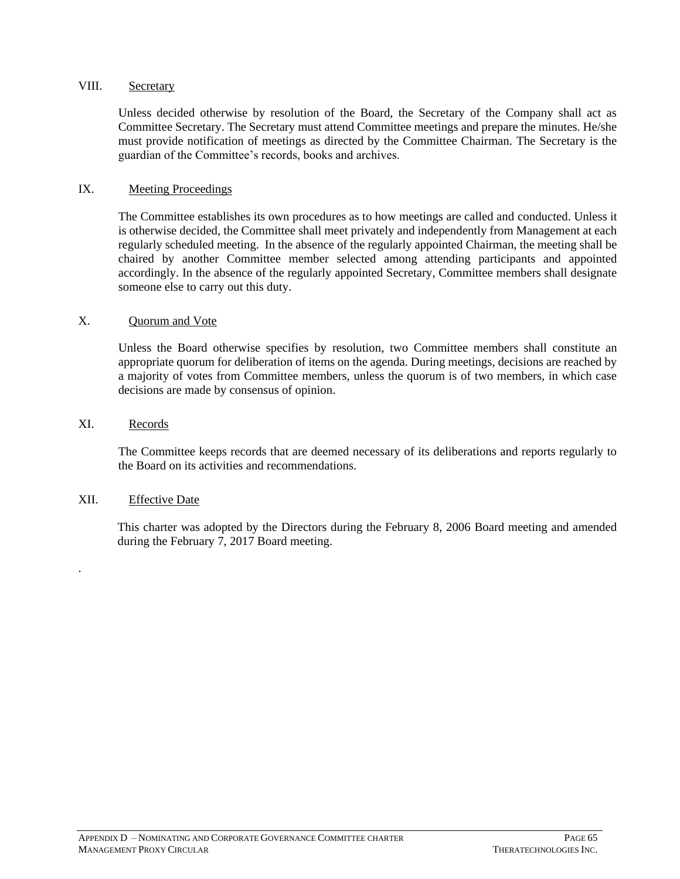## VIII. Secretary

Unless decided otherwise by resolution of the Board, the Secretary of the Company shall act as Committee Secretary. The Secretary must attend Committee meetings and prepare the minutes. He/she must provide notification of meetings as directed by the Committee Chairman. The Secretary is the guardian of the Committee's records, books and archives.

## IX. Meeting Proceedings

The Committee establishes its own procedures as to how meetings are called and conducted. Unless it is otherwise decided, the Committee shall meet privately and independently from Management at each regularly scheduled meeting. In the absence of the regularly appointed Chairman, the meeting shall be chaired by another Committee member selected among attending participants and appointed accordingly. In the absence of the regularly appointed Secretary, Committee members shall designate someone else to carry out this duty.

## X. Quorum and Vote

Unless the Board otherwise specifies by resolution, two Committee members shall constitute an appropriate quorum for deliberation of items on the agenda. During meetings, decisions are reached by a majority of votes from Committee members, unless the quorum is of two members, in which case decisions are made by consensus of opinion.

## XI. Records

The Committee keeps records that are deemed necessary of its deliberations and reports regularly to the Board on its activities and recommendations.

## XII. Effective Date

This charter was adopted by the Directors during the February 8, 2006 Board meeting and amended during the February 7, 2017 Board meeting.

.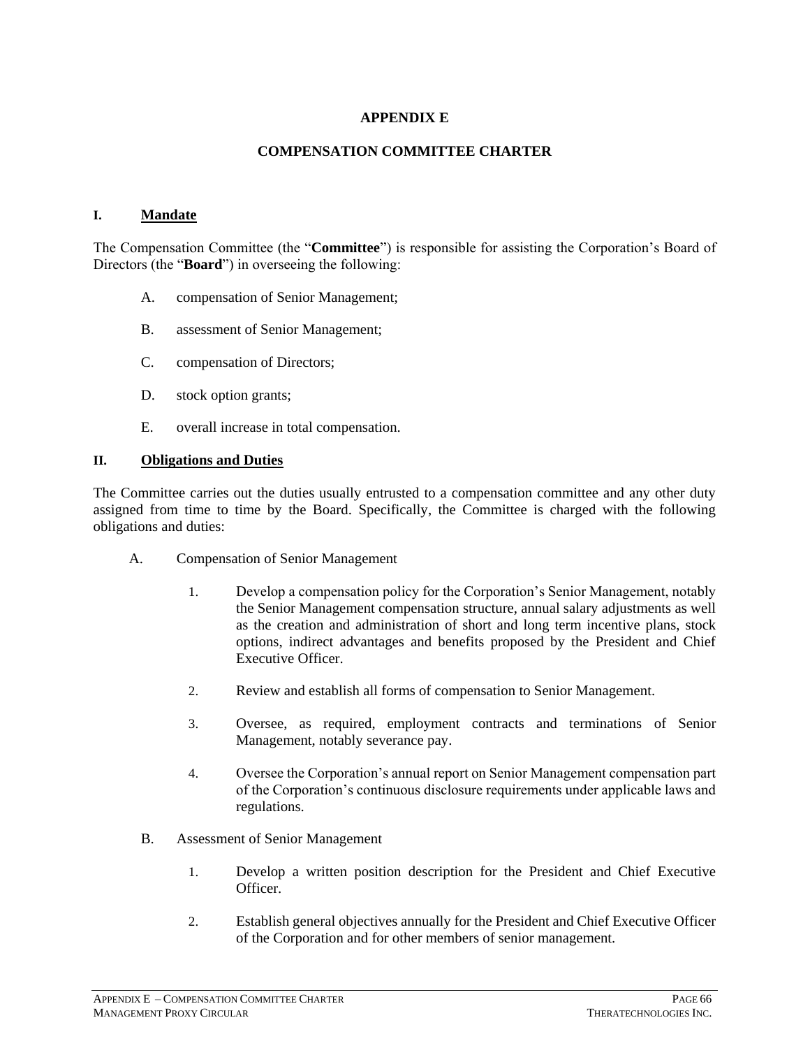# APPENDIX E

# COMPENSATION COMMITTEE CHARTER

## I. Mandate

The Compensation Committee (the "**Committee**") is responsible for assisting the Corporation's Board of Directors (the "**Board**") in overseeing the following:

A. compensation of Senior Management;

B. assessment of Senior Management;

C. compensation of Directors;

D. stock option grants;

E. overall increase in total compensation.

## II. Obligations and Duties

The Committee carries out the duties usually entrusted to a compensation committee and any other duty assigned from time to time by the Board. Specifically, the Committee is charged with the following obligations and duties:

A. Compensation of Senior Management

1. Develop a compensation policy for the Corporation's Senior Management, notably the Senior Management compensation structure, annual salary adjustments as well as the creation and administration of short and long term incentive plans, stock options, indirect advantages and benefits proposed by the President and Chief Executive Officer.

2. Review and establish all forms of compensation to Senior Management.

3. Oversee, as required, employment contracts and terminations of Senior Management, notably severance pay.

4. Oversee the Corporation's annual report on Senior Management compensation part of the Corporation's continuous disclosure requirements under applicable laws and regulations.

B. Assessment of Senior Management

1. Develop a written position description for the President and Chief Executive Officer.

2. Establish general objectives annually for the President and Chief Executive Officer of the Corporation and for other members of senior management.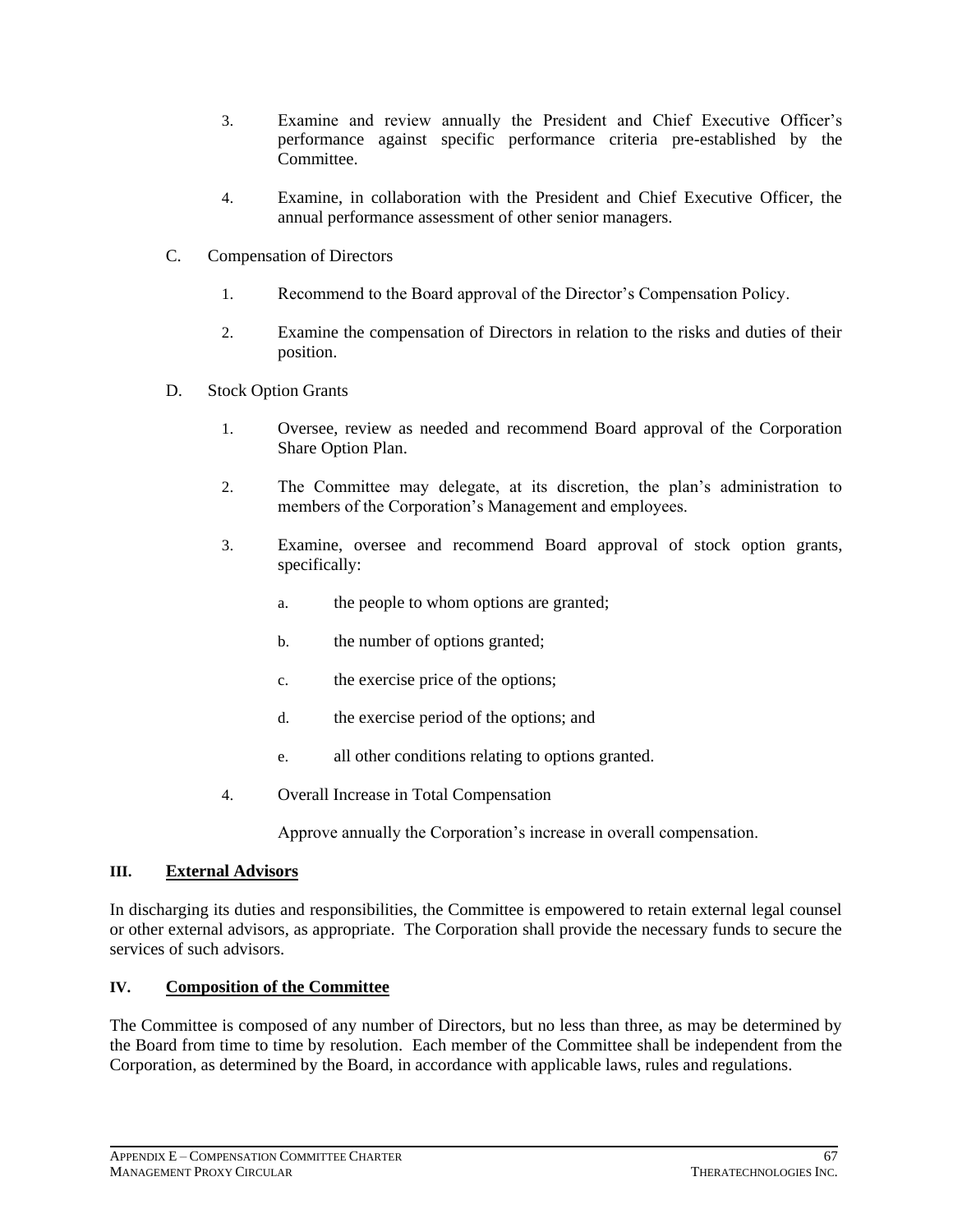3. Examine and review annually the President and Chief Executive Officer's performance against specific performance criteria pre-established by the Committee.

4. Examine, in collaboration with the President and Chief Executive Officer, the annual performance assessment of other senior managers.

C. Compensation of Directors

1. Recommend to the Board approval of the Director's Compensation Policy.

2. Examine the compensation of Directors in relation to the risks and duties of their position.

D. Stock Option Grants

1. Oversee, review as needed and recommend Board approval of the Corporation Share Option Plan.

2. The Committee may delegate, at its discretion, the plan's administration to members of the Corporation's Management and employees.

3. Examine, oversee and recommend Board approval of stock option grants, specifically:

   a. the people to whom options are granted;

   b. the number of options granted;

   c. the exercise price of the options;

   d. the exercise period of the options; and

   e. all other conditions relating to options granted.

4. Overall Increase in Total Compensation

   Approve annually the Corporation's increase in overall compensation.

## III. External Advisors

In discharging its duties and responsibilities, the Committee is empowered to retain external legal counsel or other external advisors, as appropriate. The Corporation shall provide the necessary funds to secure the services of such advisors.

## IV. Composition of the Committee

The Committee is composed of any number of Directors, but no less than three, as may be determined by the Board from time to time by resolution. Each member of the Committee shall be independent from the Corporation, as determined by the Board, in accordance with applicable laws, rules and regulations.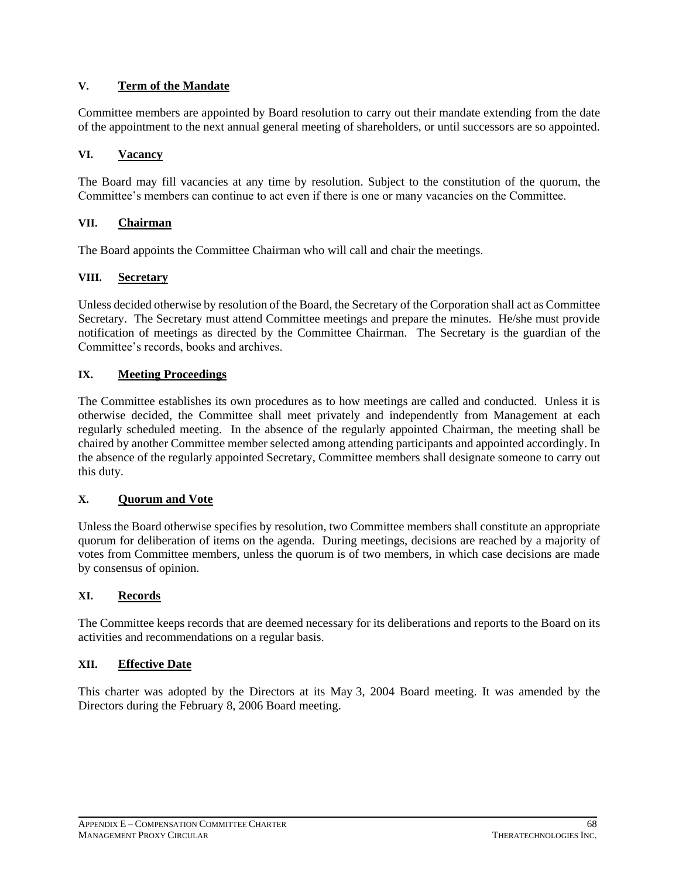**V. Term of the Mandate**

Committee members are appointed by Board resolution to carry out their mandate extending from the date of the appointment to the next annual general meeting of shareholders, or until successors are so appointed.

**VI. Vacancy**

The Board may fill vacancies at any time by resolution. Subject to the constitution of the quorum, the Committee's members can continue to act even if there is one or many vacancies on the Committee.

**VII. Chairman**

The Board appoints the Committee Chairman who will call and chair the meetings.

**VIII. Secretary**

Unless decided otherwise by resolution of the Board, the Secretary of the Corporation shall act as Committee Secretary. The Secretary must attend Committee meetings and prepare the minutes. He/she must provide notification of meetings as directed by the Committee Chairman. The Secretary is the guardian of the Committee's records, books and archives.

**IX. Meeting Proceedings**

The Committee establishes its own procedures as to how meetings are called and conducted. Unless it is otherwise decided, the Committee shall meet privately and independently from Management at each regularly scheduled meeting. In the absence of the regularly appointed Chairman, the meeting shall be chaired by another Committee member selected among attending participants and appointed accordingly. In the absence of the regularly appointed Secretary, Committee members shall designate someone to carry out this duty.

**X. Quorum and Vote**

Unless the Board otherwise specifies by resolution, two Committee members shall constitute an appropriate quorum for deliberation of items on the agenda. During meetings, decisions are reached by a majority of votes from Committee members, unless the quorum is of two members, in which case decisions are made by consensus of opinion.

**XI. Records**

The Committee keeps records that are deemed necessary for its deliberations and reports to the Board on its activities and recommendations on a regular basis.

**XII. Effective Date**

This charter was adopted by the Directors at its May 3, 2004 Board meeting. It was amended by the Directors during the February 8, 2006 Board meeting.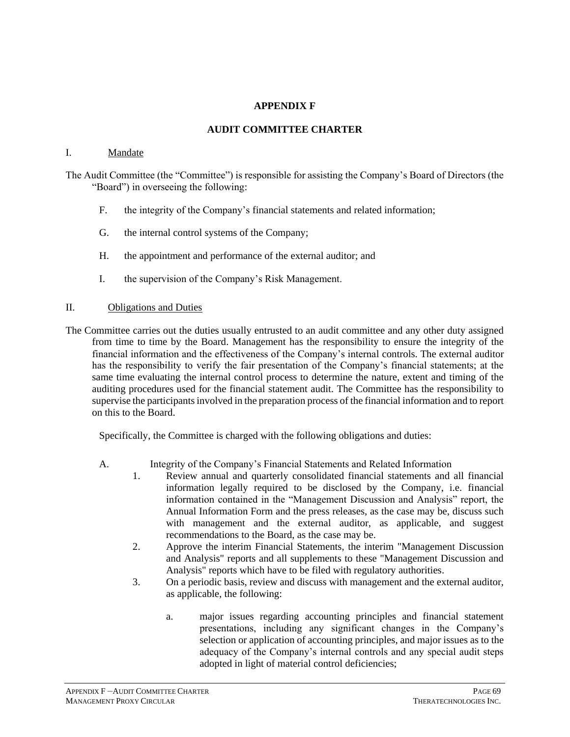# APPENDIX F

## AUDIT COMMITTEE CHARTER

I. Mandate

The Audit Committee (the "Committee") is responsible for assisting the Company's Board of Directors (the "Board") in overseeing the following:

F. the integrity of the Company's financial statements and related information;

G. the internal control systems of the Company;

H. the appointment and performance of the external auditor; and

I. the supervision of the Company's Risk Management.

II. Obligations and Duties

The Committee carries out the duties usually entrusted to an audit committee and any other duty assigned from time to time by the Board. Management has the responsibility to ensure the integrity of the financial information and the effectiveness of the Company's internal controls. The external auditor has the responsibility to verify the fair presentation of the Company's financial statements; at the same time evaluating the internal control process to determine the nature, extent and timing of the auditing procedures used for the financial statement audit. The Committee has the responsibility to supervise the participants involved in the preparation process of the financial information and to report on this to the Board.

Specifically, the Committee is charged with the following obligations and duties:

A. Integrity of the Company's Financial Statements and Related Information

1. Review annual and quarterly consolidated financial statements and all financial information legally required to be disclosed by the Company, i.e. financial information contained in the "Management Discussion and Analysis" report, the Annual Information Form and the press releases, as the case may be, discuss such with management and the external auditor, as applicable, and suggest recommendations to the Board, as the case may be.
2. Approve the interim Financial Statements, the interim "Management Discussion and Analysis" reports and all supplements to these "Management Discussion and Analysis" reports which have to be filed with regulatory authorities.
3. On a periodic basis, review and discuss with management and the external auditor, as applicable, the following:

   a. major issues regarding accounting principles and financial statement presentations, including any significant changes in the Company's selection or application of accounting principles, and major issues as to the adequacy of the Company's internal controls and any special audit steps adopted in light of material control deficiencies;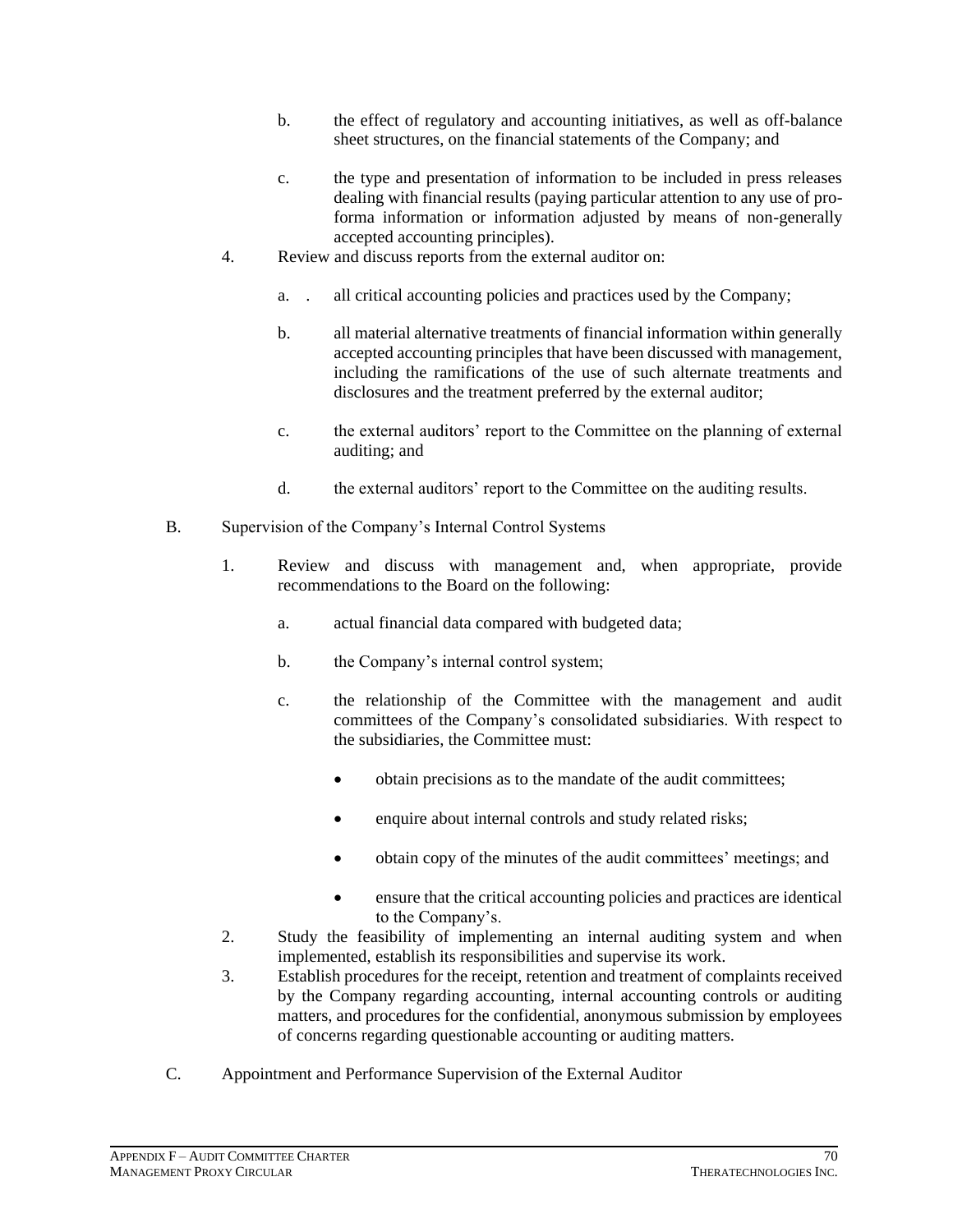b. the effect of regulatory and accounting initiatives, as well as off-balance sheet structures, on the financial statements of the Company; and

c. the type and presentation of information to be included in press releases dealing with financial results (paying particular attention to any use of pro-forma information or information adjusted by means of non-generally accepted accounting principles).

4. Review and discuss reports from the external auditor on:

   a. . all critical accounting policies and practices used by the Company;

   b. all material alternative treatments of financial information within generally accepted accounting principles that have been discussed with management, including the ramifications of the use of such alternate treatments and disclosures and the treatment preferred by the external auditor;

   c. the external auditors' report to the Committee on the planning of external auditing; and

   d. the external auditors' report to the Committee on the auditing results.

B. Supervision of the Company's Internal Control Systems

1. Review and discuss with management and, when appropriate, provide recommendations to the Board on the following:

   a. actual financial data compared with budgeted data;

   b. the Company's internal control system;

   c. the relationship of the Committee with the management and audit committees of the Company's consolidated subsidiaries. With respect to the subsidiaries, the Committee must:

      - obtain precisions as to the mandate of the audit committees;
      - enquire about internal controls and study related risks;
      - obtain copy of the minutes of the audit committees' meetings; and
      - ensure that the critical accounting policies and practices are identical to the Company's.

2. Study the feasibility of implementing an internal auditing system and when implemented, establish its responsibilities and supervise its work.

3. Establish procedures for the receipt, retention and treatment of complaints received by the Company regarding accounting, internal accounting controls or auditing matters, and procedures for the confidential, anonymous submission by employees of concerns regarding questionable accounting or auditing matters.

C. Appointment and Performance Supervision of the External Auditor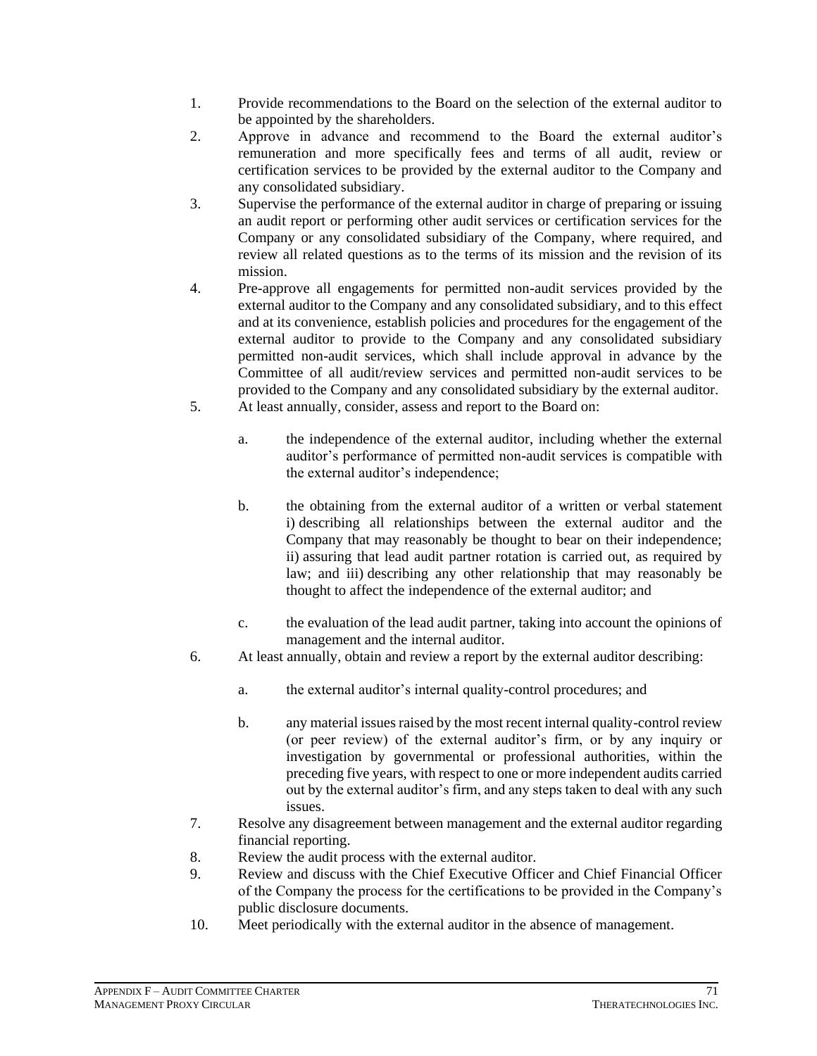1. Provide recommendations to the Board on the selection of the external auditor to be appointed by the shareholders.
2. Approve in advance and recommend to the Board the external auditor's remuneration and more specifically fees and terms of all audit, review or certification services to be provided by the external auditor to the Company and any consolidated subsidiary.
3. Supervise the performance of the external auditor in charge of preparing or issuing an audit report or performing other audit services or certification services for the Company or any consolidated subsidiary of the Company, where required, and review all related questions as to the terms of its mission and the revision of its mission.
4. Pre-approve all engagements for permitted non-audit services provided by the external auditor to the Company and any consolidated subsidiary, and to this effect and at its convenience, establish policies and procedures for the engagement of the external auditor to provide to the Company and any consolidated subsidiary permitted non-audit services, which shall include approval in advance by the Committee of all audit/review services and permitted non-audit services to be provided to the Company and any consolidated subsidiary by the external auditor.
5. At least annually, consider, assess and report to the Board on:

   a. the independence of the external auditor, including whether the external auditor's performance of permitted non-audit services is compatible with the external auditor's independence;

   b. the obtaining from the external auditor of a written or verbal statement i) describing all relationships between the external auditor and the Company that may reasonably be thought to bear on their independence; ii) assuring that lead audit partner rotation is carried out, as required by law; and iii) describing any other relationship that may reasonably be thought to affect the independence of the external auditor; and

   c. the evaluation of the lead audit partner, taking into account the opinions of management and the internal auditor.
6. At least annually, obtain and review a report by the external auditor describing:

   a. the external auditor's internal quality-control procedures; and

   b. any material issues raised by the most recent internal quality-control review (or peer review) of the external auditor's firm, or by any inquiry or investigation by governmental or professional authorities, within the preceding five years, with respect to one or more independent audits carried out by the external auditor's firm, and any steps taken to deal with any such issues.
7. Resolve any disagreement between management and the external auditor regarding financial reporting.
8. Review the audit process with the external auditor.
9. Review and discuss with the Chief Executive Officer and Chief Financial Officer of the Company the process for the certifications to be provided in the Company's public disclosure documents.
10. Meet periodically with the external auditor in the absence of management.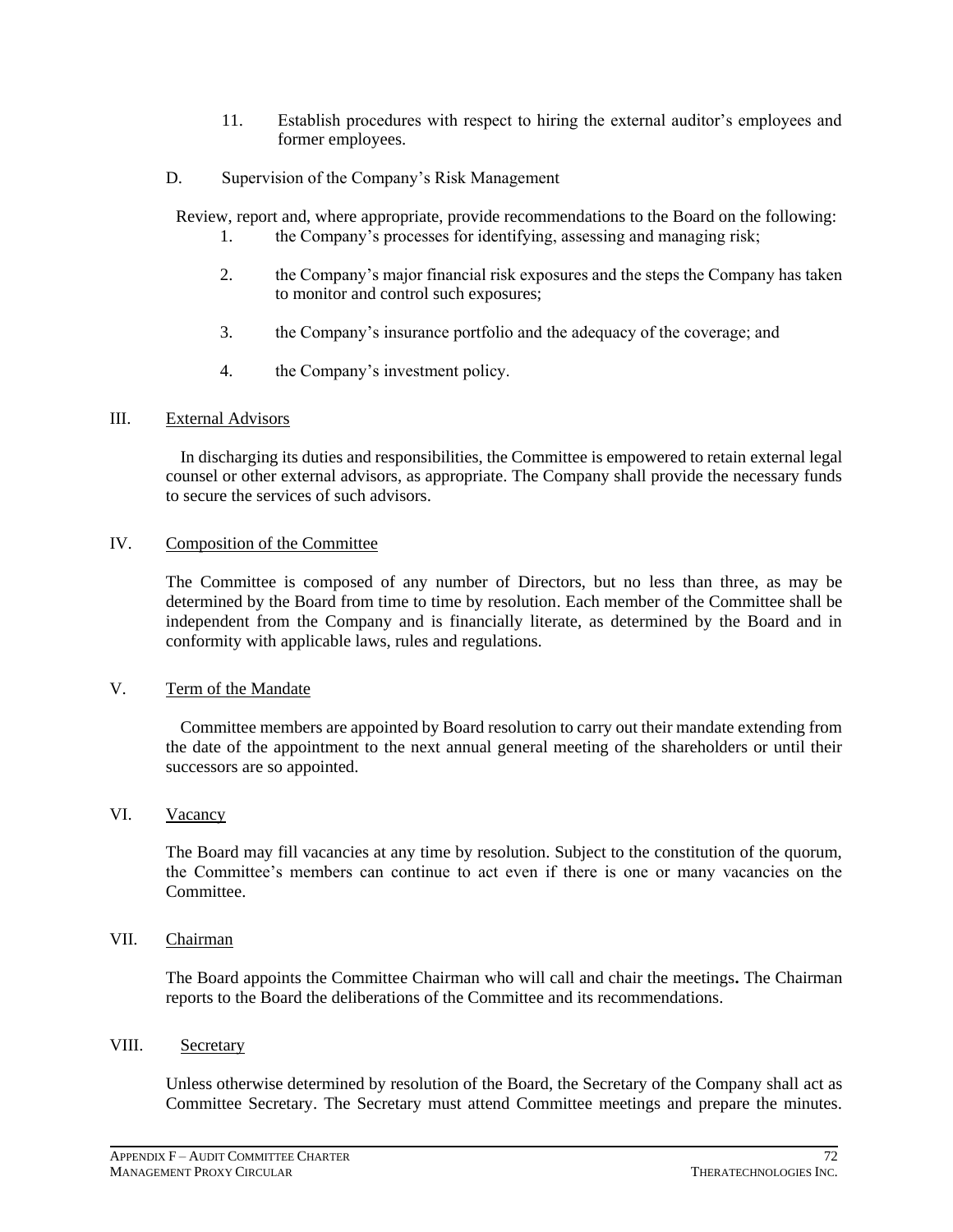11. Establish procedures with respect to hiring the external auditor's employees and former employees.

D. Supervision of the Company's Risk Management

Review, report and, where appropriate, provide recommendations to the Board on the following:

1. the Company's processes for identifying, assessing and managing risk;

2. the Company's major financial risk exposures and the steps the Company has taken to monitor and control such exposures;

3. the Company's insurance portfolio and the adequacy of the coverage; and

4. the Company's investment policy.

## III. External Advisors

In discharging its duties and responsibilities, the Committee is empowered to retain external legal counsel or other external advisors, as appropriate. The Company shall provide the necessary funds to secure the services of such advisors.

## IV. Composition of the Committee

The Committee is composed of any number of Directors, but no less than three, as may be determined by the Board from time to time by resolution. Each member of the Committee shall be independent from the Company and is financially literate, as determined by the Board and in conformity with applicable laws, rules and regulations.

## V. Term of the Mandate

Committee members are appointed by Board resolution to carry out their mandate extending from the date of the appointment to the next annual general meeting of the shareholders or until their successors are so appointed.

## VI. Vacancy

The Board may fill vacancies at any time by resolution. Subject to the constitution of the quorum, the Committee's members can continue to act even if there is one or many vacancies on the Committee.

## VII. Chairman

The Board appoints the Committee Chairman who will call and chair the meetings**.** The Chairman reports to the Board the deliberations of the Committee and its recommendations.

## VIII. Secretary

Unless otherwise determined by resolution of the Board, the Secretary of the Company shall act as Committee Secretary. The Secretary must attend Committee meetings and prepare the minutes.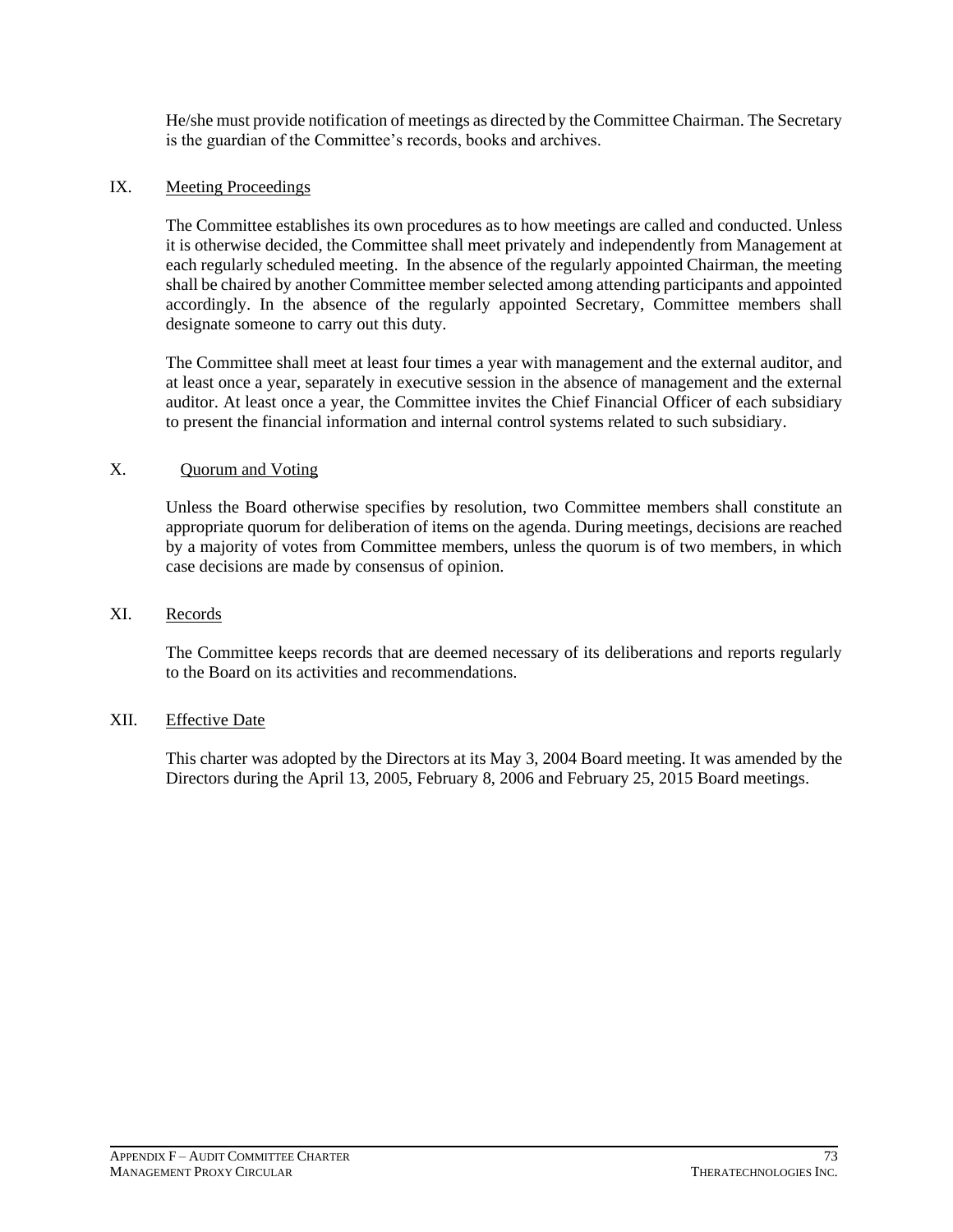He/she must provide notification of meetings as directed by the Committee Chairman. The Secretary is the guardian of the Committee's records, books and archives.

## IX. Meeting Proceedings

The Committee establishes its own procedures as to how meetings are called and conducted. Unless it is otherwise decided, the Committee shall meet privately and independently from Management at each regularly scheduled meeting. In the absence of the regularly appointed Chairman, the meeting shall be chaired by another Committee member selected among attending participants and appointed accordingly. In the absence of the regularly appointed Secretary, Committee members shall designate someone to carry out this duty.

The Committee shall meet at least four times a year with management and the external auditor, and at least once a year, separately in executive session in the absence of management and the external auditor. At least once a year, the Committee invites the Chief Financial Officer of each subsidiary to present the financial information and internal control systems related to such subsidiary.

## X. Quorum and Voting

Unless the Board otherwise specifies by resolution, two Committee members shall constitute an appropriate quorum for deliberation of items on the agenda. During meetings, decisions are reached by a majority of votes from Committee members, unless the quorum is of two members, in which case decisions are made by consensus of opinion.

## XI. Records

The Committee keeps records that are deemed necessary of its deliberations and reports regularly to the Board on its activities and recommendations.

## XII. Effective Date

This charter was adopted by the Directors at its May 3, 2004 Board meeting. It was amended by the Directors during the April 13, 2005, February 8, 2006 and February 25, 2015 Board meetings.